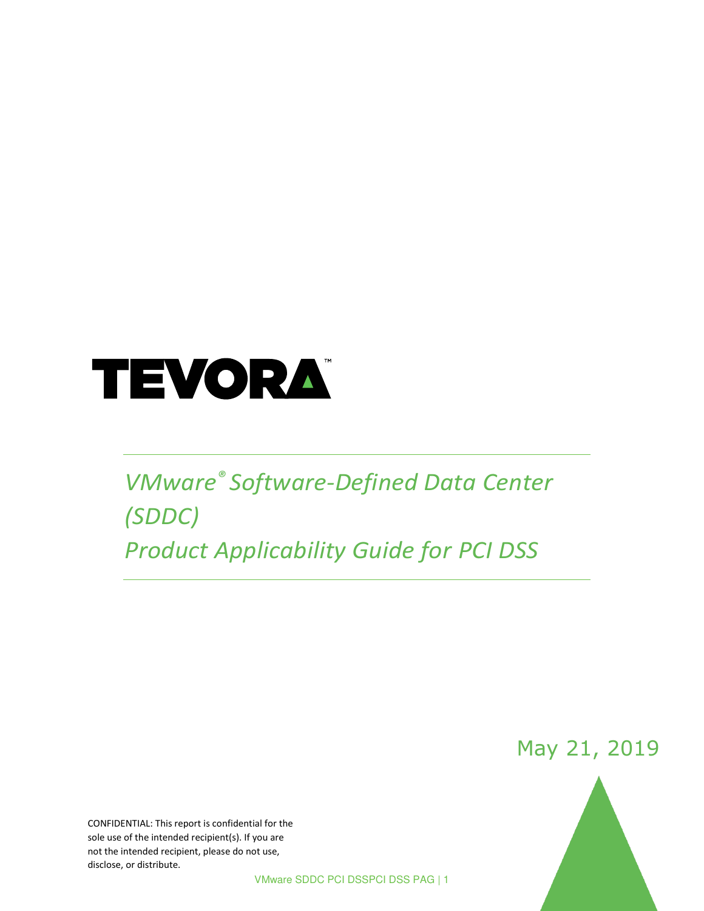TEVORA™

# *VMware® Software-Defined Data Center (SDDC) Product Applicability Guide for PCI DSS*

May 21, 2019

CONFIDENTIAL: This report is confidential for the sole use of the intended recipient(s). If you are not the intended recipient, please do not use, disclose, or distribute.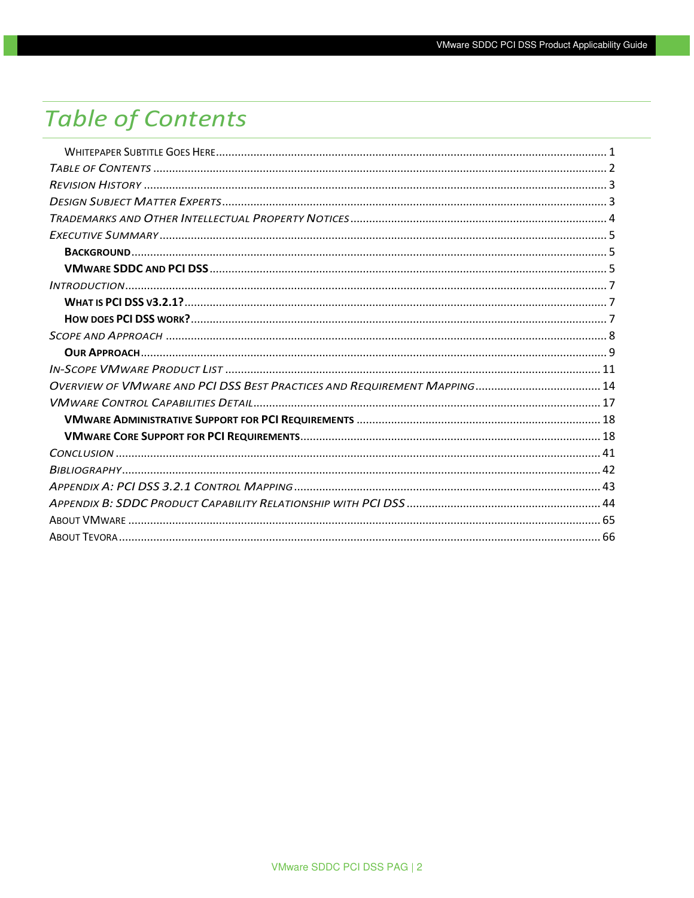# Table of Contents

- WHITEPAPER SUBTITLE GOES HERE ........ 1
- *TABLE OF CONTENTS* ........ 2
- *REVISION HISTORY* ........ 3
- *DESIGN SUBJECT MATTER EXPERTS* ........ 3
- *TRADEMARKS AND OTHER INTELLECTUAL PROPERTY NOTICES* ........ 4
- *EXECUTIVE SUMMARY* ........ 5
  - **BACKGROUND** ........ 5
  - **VMWARE SDDC AND PCI DSS** ........ 5
- *INTRODUCTION* ........ 7
  - **WHAT IS PCI DSS V3.2.1?** ........ 7
  - **HOW DOES PCI DSS WORK?** ........ 7
- *SCOPE AND APPROACH* ........ 8
  - **OUR APPROACH** ........ 9
- *IN-SCOPE VMWARE PRODUCT LIST* ........ 11
- *OVERVIEW OF VMWARE AND PCI DSS BEST PRACTICES AND REQUIREMENT MAPPING* ........ 14
- *VMWARE CONTROL CAPABILITIES DETAIL* ........ 17
  - **VMWARE ADMINISTRATIVE SUPPORT FOR PCI REQUIREMENTS** ........ 18
  - **VMWARE CORE SUPPORT FOR PCI REQUIREMENTS** ........ 18
- *CONCLUSION* ........ 41
- *BIBLIOGRAPHY* ........ 42
- *APPENDIX A: PCI DSS 3.2.1 CONTROL MAPPING* ........ 43
- *APPENDIX B: SDDC PRODUCT CAPABILITY RELATIONSHIP WITH PCI DSS* ........ 44
- ABOUT VMWARE ........ 65
- ABOUT TEVORA ........ 66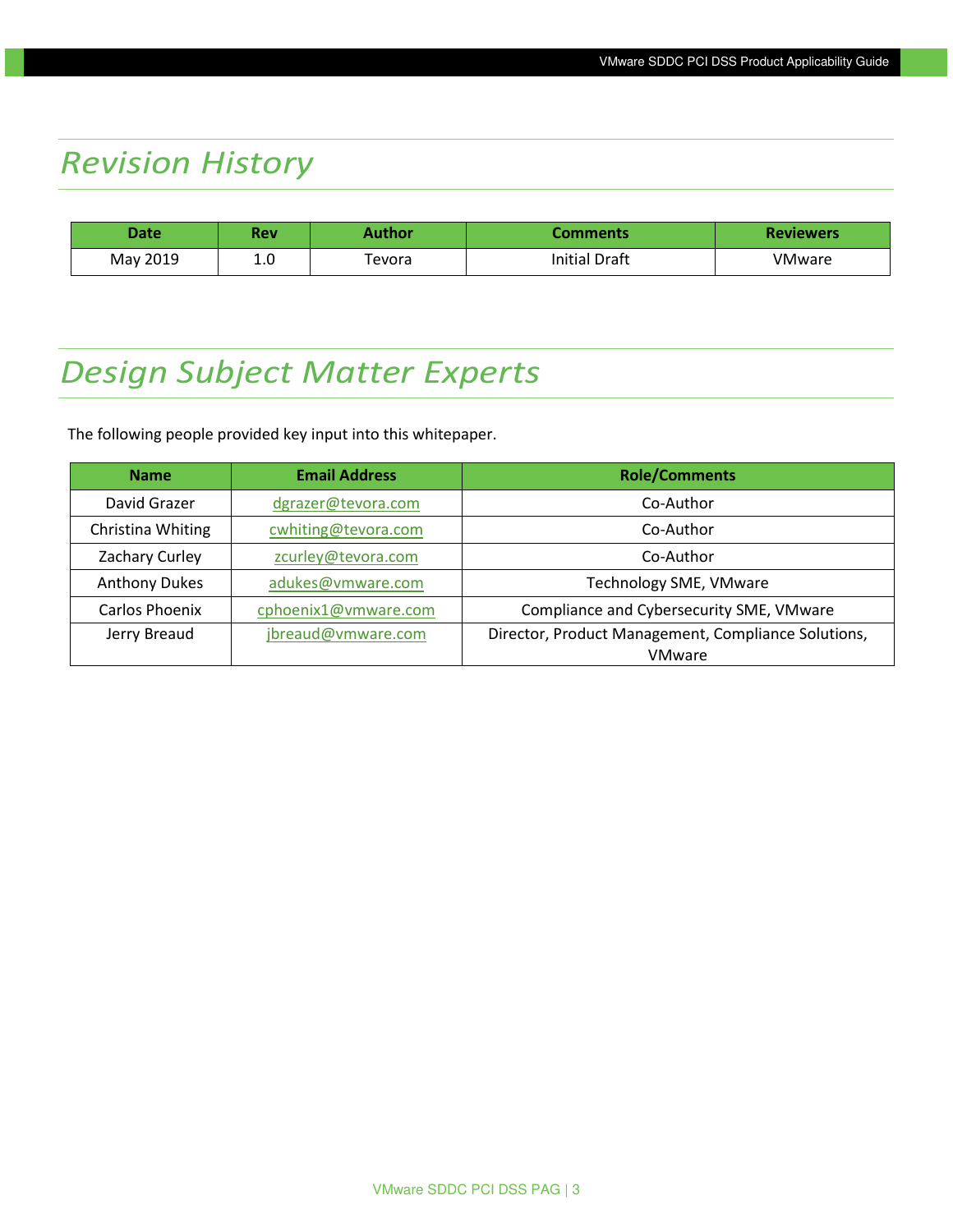# Revision History

| Date | Rev | Author | Comments | Reviewers |
|---|---|---|---|---|
| May 2019 | 1.0 | Tevora | Initial Draft | VMware |

# Design Subject Matter Experts

The following people provided key input into this whitepaper.

| Name | Email Address | Role/Comments |
|---|---|---|
| David Grazer | dgrazer@tevora.com | Co-Author |
| Christina Whiting | cwhiting@tevora.com | Co-Author |
| Zachary Curley | zcurley@tevora.com | Co-Author |
| Anthony Dukes | adukes@vmware.com | Technology SME, VMware |
| Carlos Phoenix | cphoenix1@vmware.com | Compliance and Cybersecurity SME, VMware |
| Jerry Breaud | jbreaud@vmware.com | Director, Product Management, Compliance Solutions, VMware |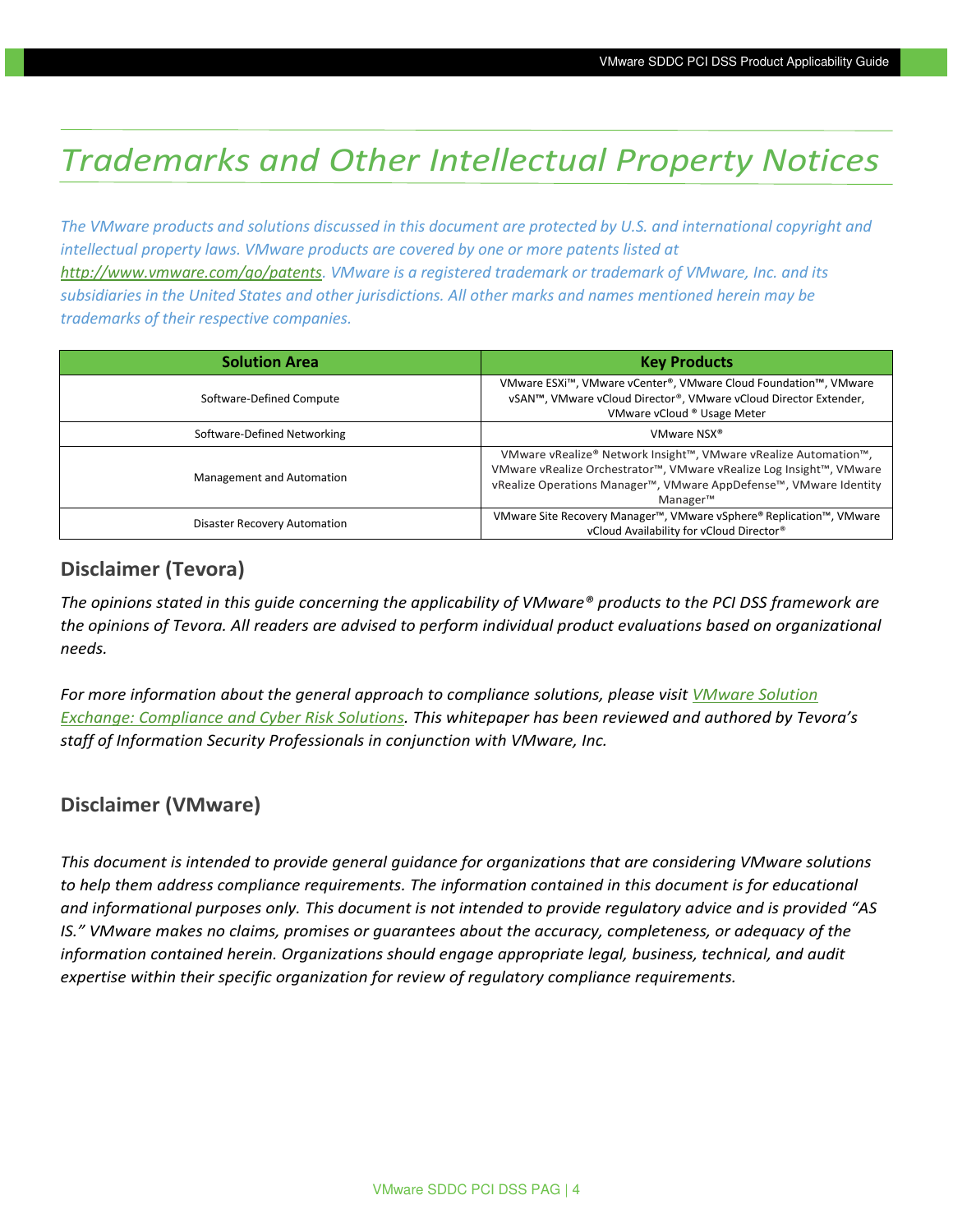# Trademarks and Other Intellectual Property Notices

*The VMware products and solutions discussed in this document are protected by U.S. and international copyright and intellectual property laws. VMware products are covered by one or more patents listed at [http://www.vmware.com/go/patents](http://www.vmware.com/go/patents). VMware is a registered trademark or trademark of VMware, Inc. and its subsidiaries in the United States and other jurisdictions. All other marks and names mentioned herein may be trademarks of their respective companies.*

| Solution Area | Key Products |
|---|---|
| Software-Defined Compute | VMware ESXi™, VMware vCenter®, VMware Cloud Foundation™, VMware vSAN™, VMware vCloud Director®, VMware vCloud Director Extender, VMware vCloud ® Usage Meter |
| Software-Defined Networking | VMware NSX® |
| Management and Automation | VMware vRealize® Network Insight™, VMware vRealize Automation™, VMware vRealize Orchestrator™, VMware vRealize Log Insight™, VMware vRealize Operations Manager™, VMware AppDefense™, VMware Identity Manager™ |
| Disaster Recovery Automation | VMware Site Recovery Manager™, VMware vSphere® Replication™, VMware vCloud Availability for vCloud Director® |

## Disclaimer (Tevora)

*The opinions stated in this guide concerning the applicability of VMware® products to the PCI DSS framework are the opinions of Tevora. All readers are advised to perform individual product evaluations based on organizational needs.*

*For more information about the general approach to compliance solutions, please visit VMware Solution Exchange: Compliance and Cyber Risk Solutions. This whitepaper has been reviewed and authored by Tevora's staff of Information Security Professionals in conjunction with VMware, Inc.*

## Disclaimer (VMware)

*This document is intended to provide general guidance for organizations that are considering VMware solutions to help them address compliance requirements. The information contained in this document is for educational and informational purposes only. This document is not intended to provide regulatory advice and is provided "AS IS." VMware makes no claims, promises or guarantees about the accuracy, completeness, or adequacy of the information contained herein. Organizations should engage appropriate legal, business, technical, and audit expertise within their specific organization for review of regulatory compliance requirements.*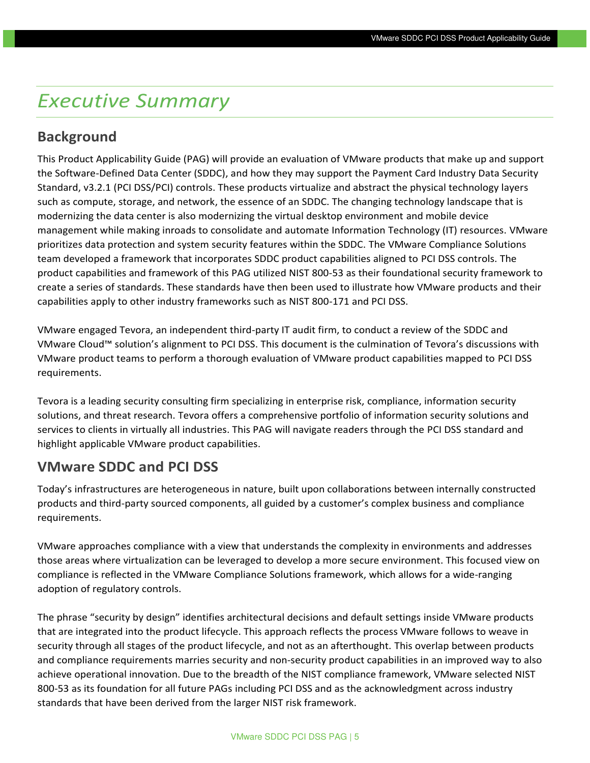# *Executive Summary*

## Background

This Product Applicability Guide (PAG) will provide an evaluation of VMware products that make up and support the Software-Defined Data Center (SDDC), and how they may support the Payment Card Industry Data Security Standard, v3.2.1 (PCI DSS/PCI) controls. These products virtualize and abstract the physical technology layers such as compute, storage, and network, the essence of an SDDC. The changing technology landscape that is modernizing the data center is also modernizing the virtual desktop environment and mobile device management while making inroads to consolidate and automate Information Technology (IT) resources. VMware prioritizes data protection and system security features within the SDDC. The VMware Compliance Solutions team developed a framework that incorporates SDDC product capabilities aligned to PCI DSS controls. The product capabilities and framework of this PAG utilized NIST 800-53 as their foundational security framework to create a series of standards. These standards have then been used to illustrate how VMware products and their capabilities apply to other industry frameworks such as NIST 800-171 and PCI DSS.

VMware engaged Tevora, an independent third-party IT audit firm, to conduct a review of the SDDC and VMware Cloud™ solution's alignment to PCI DSS. This document is the culmination of Tevora's discussions with VMware product teams to perform a thorough evaluation of VMware product capabilities mapped to PCI DSS requirements.

Tevora is a leading security consulting firm specializing in enterprise risk, compliance, information security solutions, and threat research. Tevora offers a comprehensive portfolio of information security solutions and services to clients in virtually all industries. This PAG will navigate readers through the PCI DSS standard and highlight applicable VMware product capabilities.

## VMware SDDC and PCI DSS

Today's infrastructures are heterogeneous in nature, built upon collaborations between internally constructed products and third-party sourced components, all guided by a customer's complex business and compliance requirements.

VMware approaches compliance with a view that understands the complexity in environments and addresses those areas where virtualization can be leveraged to develop a more secure environment. This focused view on compliance is reflected in the VMware Compliance Solutions framework, which allows for a wide-ranging adoption of regulatory controls.

The phrase "security by design" identifies architectural decisions and default settings inside VMware products that are integrated into the product lifecycle. This approach reflects the process VMware follows to weave in security through all stages of the product lifecycle, and not as an afterthought. This overlap between products and compliance requirements marries security and non-security product capabilities in an improved way to also achieve operational innovation. Due to the breadth of the NIST compliance framework, VMware selected NIST 800-53 as its foundation for all future PAGs including PCI DSS and as the acknowledgment across industry standards that have been derived from the larger NIST risk framework.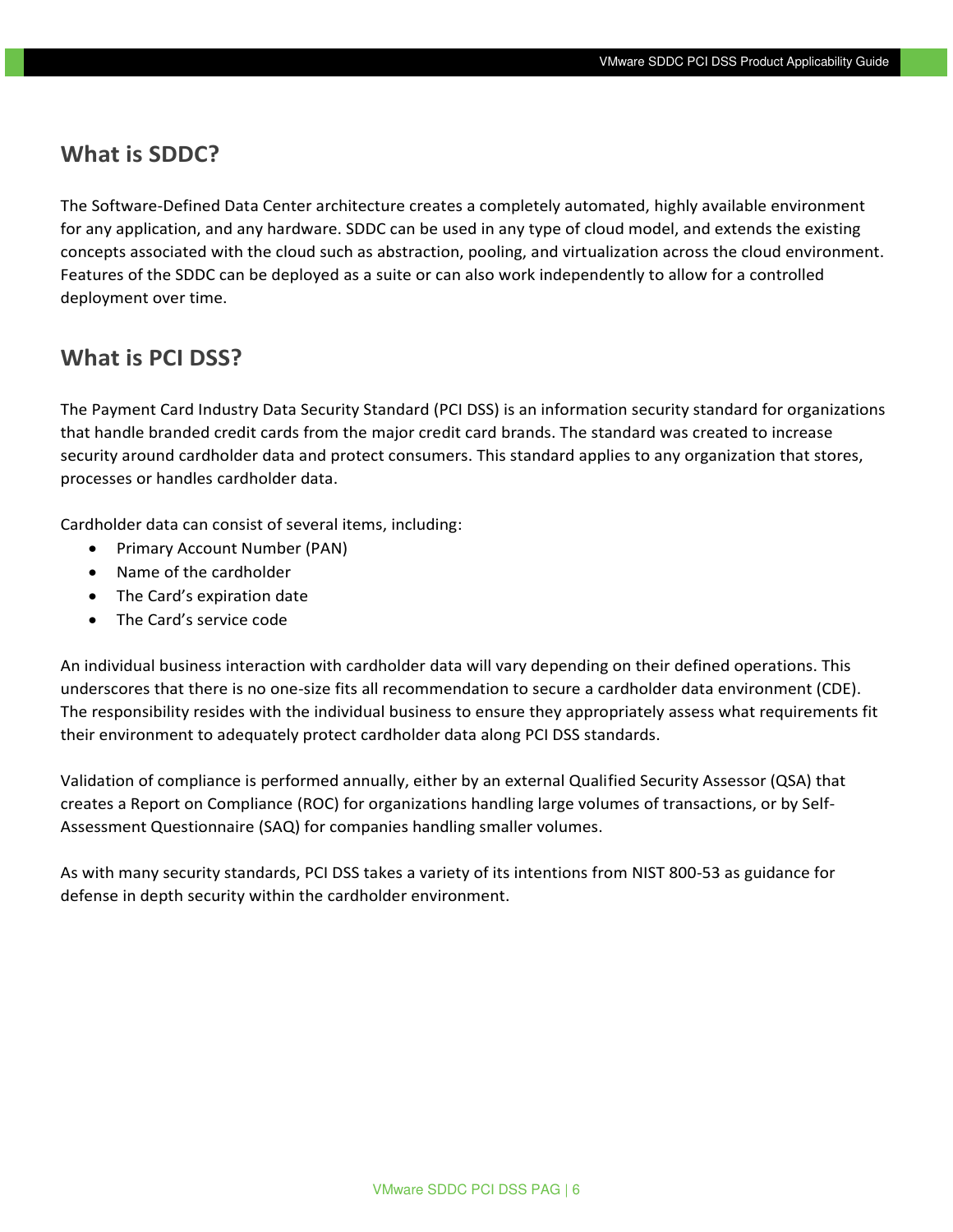## What is SDDC?

The Software-Defined Data Center architecture creates a completely automated, highly available environment for any application, and any hardware. SDDC can be used in any type of cloud model, and extends the existing concepts associated with the cloud such as abstraction, pooling, and virtualization across the cloud environment. Features of the SDDC can be deployed as a suite or can also work independently to allow for a controlled deployment over time.

## What is PCI DSS?

The Payment Card Industry Data Security Standard (PCI DSS) is an information security standard for organizations that handle branded credit cards from the major credit card brands. The standard was created to increase security around cardholder data and protect consumers. This standard applies to any organization that stores, processes or handles cardholder data.

Cardholder data can consist of several items, including:

- Primary Account Number (PAN)
- Name of the cardholder
- The Card's expiration date
- The Card's service code

An individual business interaction with cardholder data will vary depending on their defined operations. This underscores that there is no one-size fits all recommendation to secure a cardholder data environment (CDE). The responsibility resides with the individual business to ensure they appropriately assess what requirements fit their environment to adequately protect cardholder data along PCI DSS standards.

Validation of compliance is performed annually, either by an external Qualified Security Assessor (QSA) that creates a Report on Compliance (ROC) for organizations handling large volumes of transactions, or by Self-Assessment Questionnaire (SAQ) for companies handling smaller volumes.

As with many security standards, PCI DSS takes a variety of its intentions from NIST 800-53 as guidance for defense in depth security within the cardholder environment.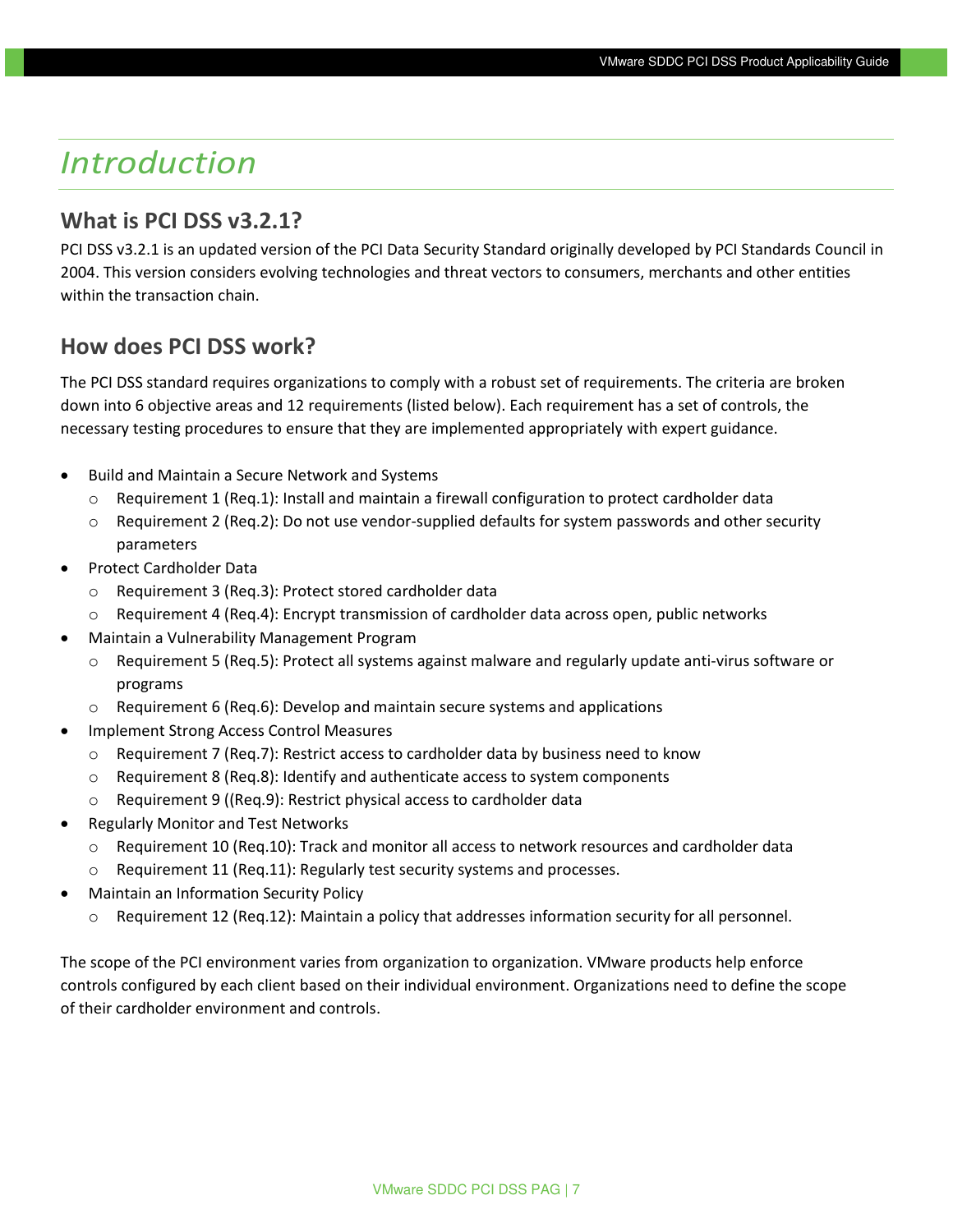# Introduction

## What is PCI DSS v3.2.1?

PCI DSS v3.2.1 is an updated version of the PCI Data Security Standard originally developed by PCI Standards Council in 2004. This version considers evolving technologies and threat vectors to consumers, merchants and other entities within the transaction chain.

## How does PCI DSS work?

The PCI DSS standard requires organizations to comply with a robust set of requirements. The criteria are broken down into 6 objective areas and 12 requirements (listed below). Each requirement has a set of controls, the necessary testing procedures to ensure that they are implemented appropriately with expert guidance.

- Build and Maintain a Secure Network and Systems
  - Requirement 1 (Req.1): Install and maintain a firewall configuration to protect cardholder data
  - Requirement 2 (Req.2): Do not use vendor-supplied defaults for system passwords and other security parameters
- Protect Cardholder Data
  - Requirement 3 (Req.3): Protect stored cardholder data
  - Requirement 4 (Req.4): Encrypt transmission of cardholder data across open, public networks
- Maintain a Vulnerability Management Program
  - Requirement 5 (Req.5): Protect all systems against malware and regularly update anti-virus software or programs
  - Requirement 6 (Req.6): Develop and maintain secure systems and applications
- Implement Strong Access Control Measures
  - Requirement 7 (Req.7): Restrict access to cardholder data by business need to know
  - Requirement 8 (Req.8): Identify and authenticate access to system components
  - Requirement 9 ((Req.9): Restrict physical access to cardholder data
- Regularly Monitor and Test Networks
  - Requirement 10 (Req.10): Track and monitor all access to network resources and cardholder data
  - Requirement 11 (Req.11): Regularly test security systems and processes.
- Maintain an Information Security Policy
  - Requirement 12 (Req.12): Maintain a policy that addresses information security for all personnel.

The scope of the PCI environment varies from organization to organization. VMware products help enforce controls configured by each client based on their individual environment. Organizations need to define the scope of their cardholder environment and controls.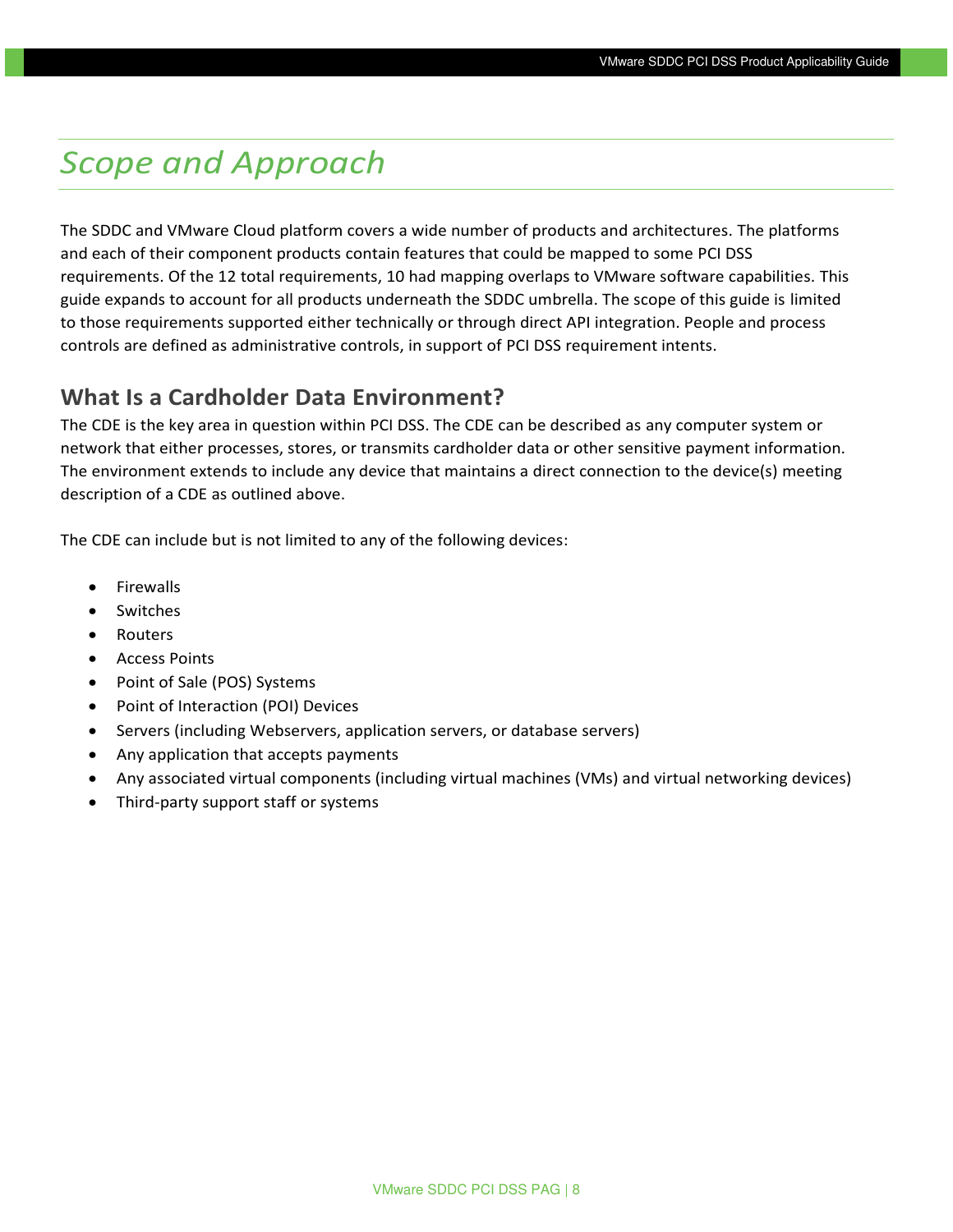# Scope and Approach

The SDDC and VMware Cloud platform covers a wide number of products and architectures. The platforms and each of their component products contain features that could be mapped to some PCI DSS requirements. Of the 12 total requirements, 10 had mapping overlaps to VMware software capabilities. This guide expands to account for all products underneath the SDDC umbrella. The scope of this guide is limited to those requirements supported either technically or through direct API integration. People and process controls are defined as administrative controls, in support of PCI DSS requirement intents.

## What Is a Cardholder Data Environment?

The CDE is the key area in question within PCI DSS. The CDE can be described as any computer system or network that either processes, stores, or transmits cardholder data or other sensitive payment information. The environment extends to include any device that maintains a direct connection to the device(s) meeting description of a CDE as outlined above.

The CDE can include but is not limited to any of the following devices:

- Firewalls
- Switches
- Routers
- Access Points
- Point of Sale (POS) Systems
- Point of Interaction (POI) Devices
- Servers (including Webservers, application servers, or database servers)
- Any application that accepts payments
- Any associated virtual components (including virtual machines (VMs) and virtual networking devices)
- Third-party support staff or systems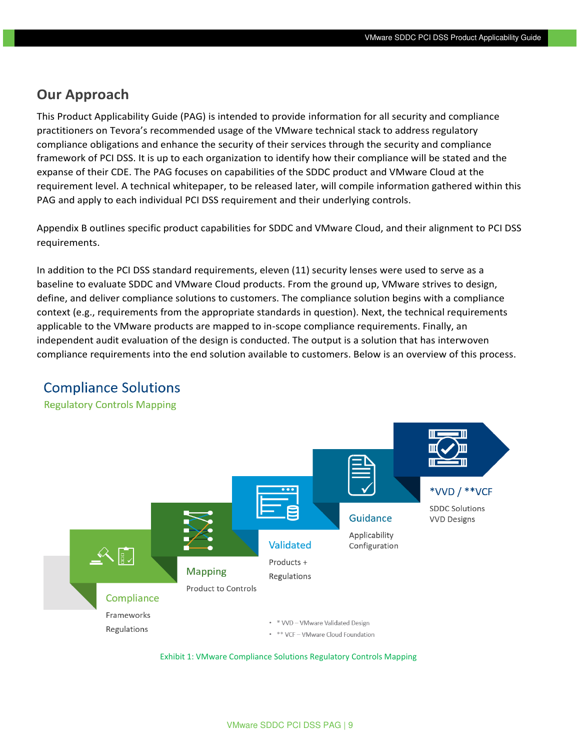## Our Approach

This Product Applicability Guide (PAG) is intended to provide information for all security and compliance practitioners on Tevora's recommended usage of the VMware technical stack to address regulatory compliance obligations and enhance the security of their services through the security and compliance framework of PCI DSS. It is up to each organization to identify how their compliance will be stated and the expanse of their CDE. The PAG focuses on capabilities of the SDDC product and VMware Cloud at the requirement level. A technical whitepaper, to be released later, will compile information gathered within this PAG and apply to each individual PCI DSS requirement and their underlying controls.

Appendix B outlines specific product capabilities for SDDC and VMware Cloud, and their alignment to PCI DSS requirements.

In addition to the PCI DSS standard requirements, eleven (11) security lenses were used to serve as a baseline to evaluate SDDC and VMware Cloud products. From the ground up, VMware strives to design, define, and deliver compliance solutions to customers. The compliance solution begins with a compliance context (e.g., requirements from the appropriate standards in question). Next, the technical requirements applicable to the VMware products are mapped to in-scope compliance requirements. Finally, an independent audit evaluation of the design is conducted. The output is a solution that has interwoven compliance requirements into the end solution available to customers. Below is an overview of this process.

### Compliance Solutions

Regulatory Controls Mapping

- **Compliance** – Frameworks, Regulations
- **Mapping** – Product to Controls
- **Validated** – Products + Regulations
- **Guidance** – Applicability, Configuration
- ***VVD / **VCF** – SDDC Solutions, VVD Designs

- * VVD – VMware Validated Design
- ** VCF – VMware Cloud Foundation

Exhibit 1: VMware Compliance Solutions Regulatory Controls Mapping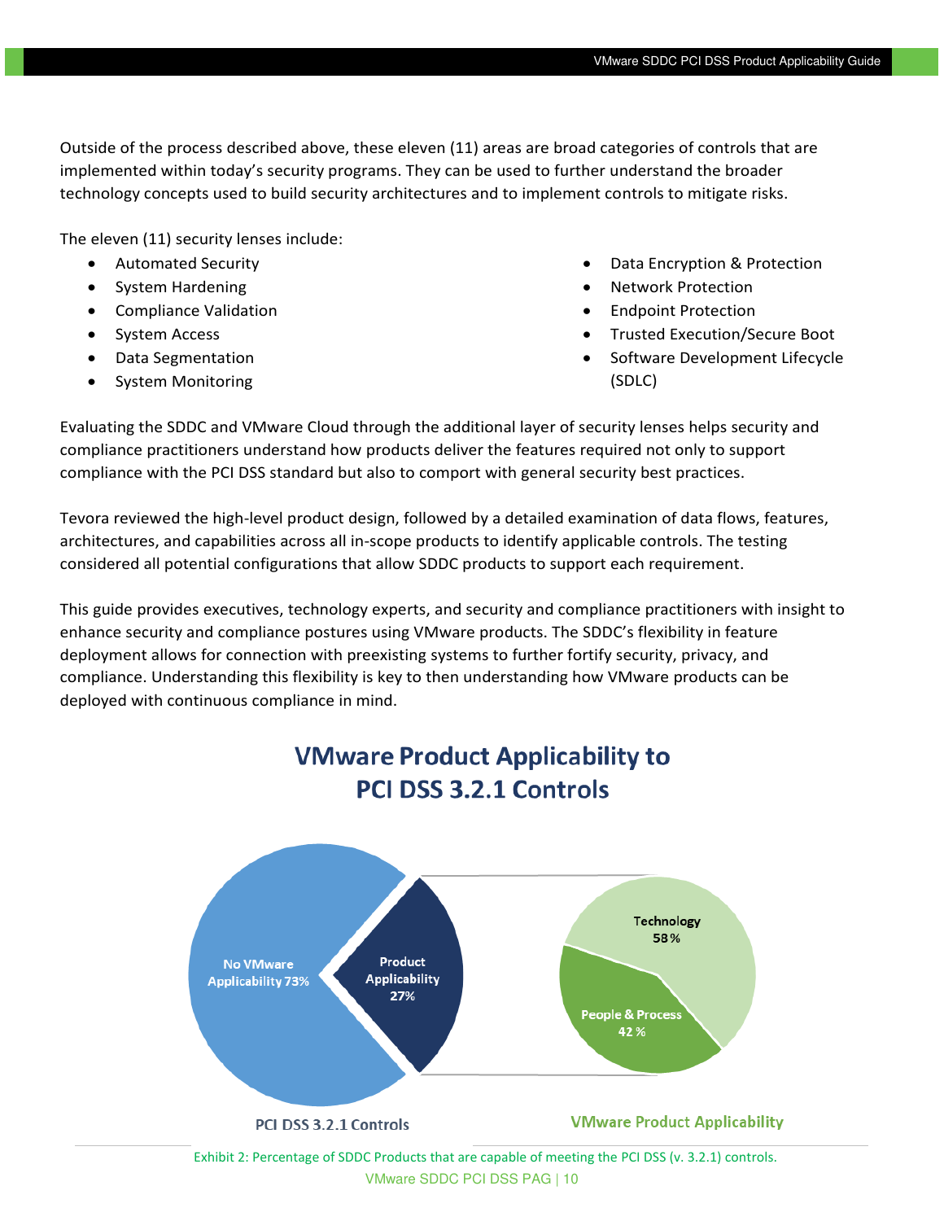Outside of the process described above, these eleven (11) areas are broad categories of controls that are implemented within today's security programs. They can be used to further understand the broader technology concepts used to build security architectures and to implement controls to mitigate risks.

The eleven (11) security lenses include:

- Automated Security
- System Hardening
- Compliance Validation
- System Access
- Data Segmentation
- System Monitoring
- Data Encryption & Protection
- Network Protection
- Endpoint Protection
- Trusted Execution/Secure Boot
- Software Development Lifecycle (SDLC)

Evaluating the SDDC and VMware Cloud through the additional layer of security lenses helps security and compliance practitioners understand how products deliver the features required not only to support compliance with the PCI DSS standard but also to comport with general security best practices.

Tevora reviewed the high-level product design, followed by a detailed examination of data flows, features, architectures, and capabilities across all in-scope products to identify applicable controls. The testing considered all potential configurations that allow SDDC products to support each requirement.

This guide provides executives, technology experts, and security and compliance practitioners with insight to enhance security and compliance postures using VMware products. The SDDC's flexibility in feature deployment allows for connection with preexisting systems to further fortify security, privacy, and compliance. Understanding this flexibility is key to then understanding how VMware products can be deployed with continuous compliance in mind.

**VMware Product Applicability to PCI DSS 3.2.1 Controls**

PCI DSS 3.2.1 Controls: No VMware Applicability 73%; Product Applicability 27%

VMware Product Applicability: Technology 58 %; People & Process 42 %

Exhibit 2: Percentage of SDDC Products that are capable of meeting the PCI DSS (v. 3.2.1) controls.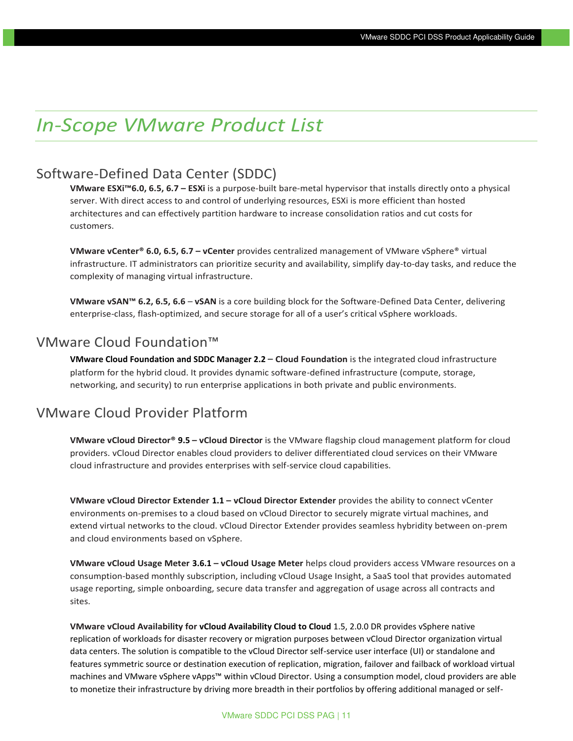# In-Scope VMware Product List

## Software-Defined Data Center (SDDC)

**VMware ESXi™6.0, 6.5, 6.7 – ESXi** is a purpose-built bare-metal hypervisor that installs directly onto a physical server. With direct access to and control of underlying resources, ESXi is more efficient than hosted architectures and can effectively partition hardware to increase consolidation ratios and cut costs for customers.

**VMware vCenter® 6.0, 6.5, 6.7 – vCenter** provides centralized management of VMware vSphere® virtual infrastructure. IT administrators can prioritize security and availability, simplify day-to-day tasks, and reduce the complexity of managing virtual infrastructure.

**VMware vSAN™ 6.2, 6.5, 6.6** – **vSAN** is a core building block for the Software-Defined Data Center, delivering enterprise-class, flash-optimized, and secure storage for all of a user's critical vSphere workloads.

## VMware Cloud Foundation™

**VMware Cloud Foundation and SDDC Manager 2.2** – **Cloud Foundation** is the integrated cloud infrastructure platform for the hybrid cloud. It provides dynamic software-defined infrastructure (compute, storage, networking, and security) to run enterprise applications in both private and public environments.

## VMware Cloud Provider Platform

**VMware vCloud Director® 9.5 – vCloud Director** is the VMware flagship cloud management platform for cloud providers. vCloud Director enables cloud providers to deliver differentiated cloud services on their VMware cloud infrastructure and provides enterprises with self-service cloud capabilities.

**VMware vCloud Director Extender 1.1 – vCloud Director Extender** provides the ability to connect vCenter environments on-premises to a cloud based on vCloud Director to securely migrate virtual machines, and extend virtual networks to the cloud. vCloud Director Extender provides seamless hybridity between on-prem and cloud environments based on vSphere.

**VMware vCloud Usage Meter 3.6.1 – vCloud Usage Meter** helps cloud providers access VMware resources on a consumption-based monthly subscription, including vCloud Usage Insight, a SaaS tool that provides automated usage reporting, simple onboarding, secure data transfer and aggregation of usage across all contracts and sites.

**VMware vCloud Availability for vCloud Availability Cloud to Cloud** 1.5, 2.0.0 DR provides vSphere native replication of workloads for disaster recovery or migration purposes between vCloud Director organization virtual data centers. The solution is compatible to the vCloud Director self-service user interface (UI) or standalone and features symmetric source or destination execution of replication, migration, failover and failback of workload virtual machines and VMware vSphere vApps™ within vCloud Director. Using a consumption model, cloud providers are able to monetize their infrastructure by driving more breadth in their portfolios by offering additional managed or self-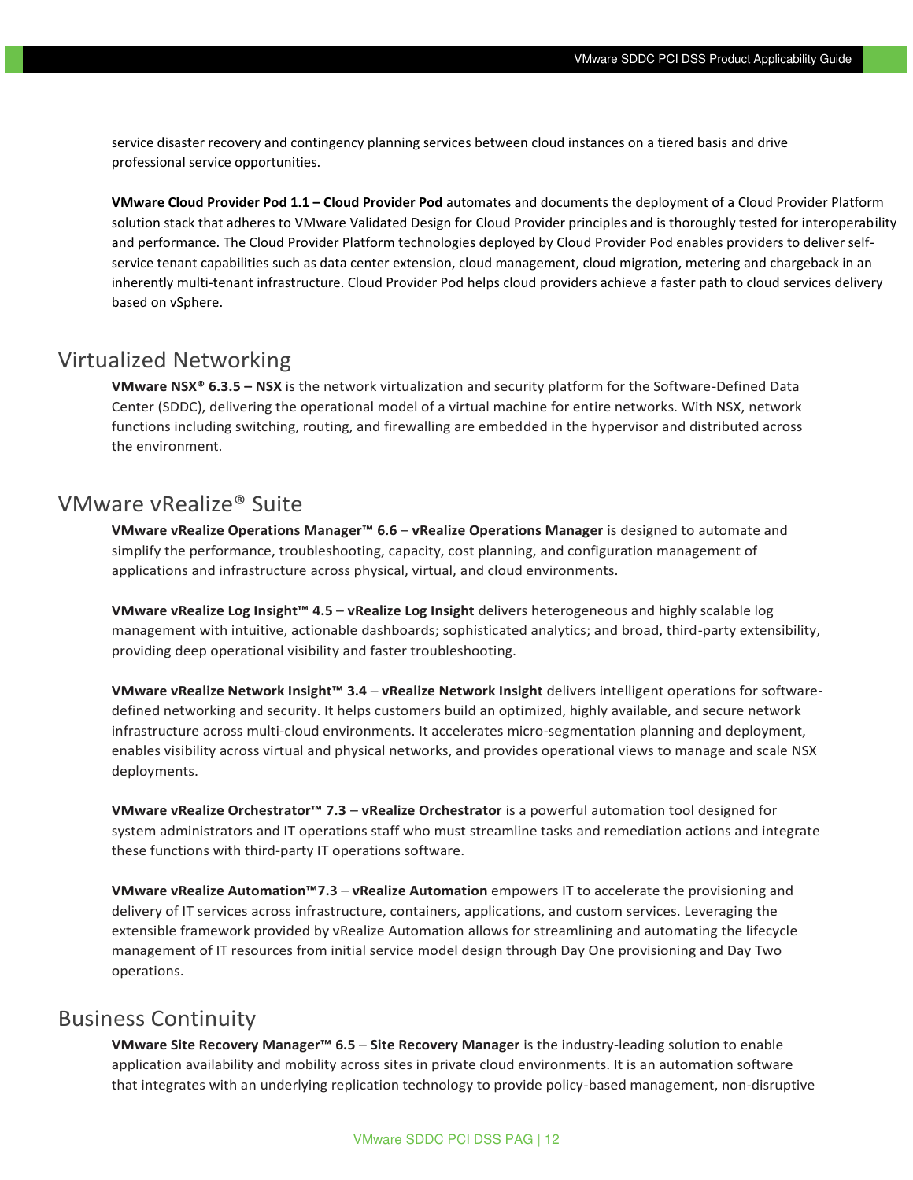service disaster recovery and contingency planning services between cloud instances on a tiered basis and drive professional service opportunities.

**VMware Cloud Provider Pod 1.1 – Cloud Provider Pod** automates and documents the deployment of a Cloud Provider Platform solution stack that adheres to VMware Validated Design for Cloud Provider principles and is thoroughly tested for interoperability and performance. The Cloud Provider Platform technologies deployed by Cloud Provider Pod enables providers to deliver self-service tenant capabilities such as data center extension, cloud management, cloud migration, metering and chargeback in an inherently multi-tenant infrastructure. Cloud Provider Pod helps cloud providers achieve a faster path to cloud services delivery based on vSphere.

## Virtualized Networking

**VMware NSX® 6.3.5 – NSX** is the network virtualization and security platform for the Software-Defined Data Center (SDDC), delivering the operational model of a virtual machine for entire networks. With NSX, network functions including switching, routing, and firewalling are embedded in the hypervisor and distributed across the environment.

## VMware vRealize® Suite

**VMware vRealize Operations Manager™ 6.6** – **vRealize Operations Manager** is designed to automate and simplify the performance, troubleshooting, capacity, cost planning, and configuration management of applications and infrastructure across physical, virtual, and cloud environments.

**VMware vRealize Log Insight™ 4.5** – **vRealize Log Insight** delivers heterogeneous and highly scalable log management with intuitive, actionable dashboards; sophisticated analytics; and broad, third-party extensibility, providing deep operational visibility and faster troubleshooting.

**VMware vRealize Network Insight™ 3.4** – **vRealize Network Insight** delivers intelligent operations for software-defined networking and security. It helps customers build an optimized, highly available, and secure network infrastructure across multi-cloud environments. It accelerates micro-segmentation planning and deployment, enables visibility across virtual and physical networks, and provides operational views to manage and scale NSX deployments.

**VMware vRealize Orchestrator™ 7.3** – **vRealize Orchestrator** is a powerful automation tool designed for system administrators and IT operations staff who must streamline tasks and remediation actions and integrate these functions with third-party IT operations software.

**VMware vRealize Automation™7.3** – **vRealize Automation** empowers IT to accelerate the provisioning and delivery of IT services across infrastructure, containers, applications, and custom services. Leveraging the extensible framework provided by vRealize Automation allows for streamlining and automating the lifecycle management of IT resources from initial service model design through Day One provisioning and Day Two operations.

## Business Continuity

**VMware Site Recovery Manager™ 6.5** – **Site Recovery Manager** is the industry-leading solution to enable application availability and mobility across sites in private cloud environments. It is an automation software that integrates with an underlying replication technology to provide policy-based management, non-disruptive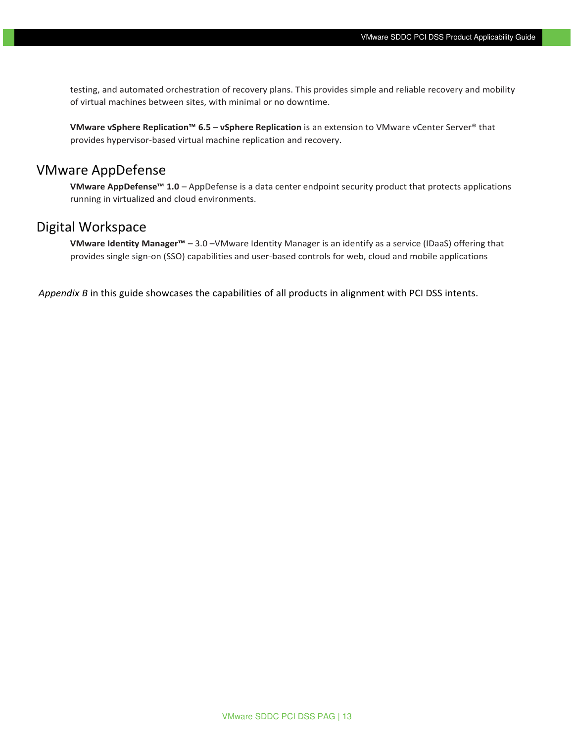testing, and automated orchestration of recovery plans. This provides simple and reliable recovery and mobility of virtual machines between sites, with minimal or no downtime.

**VMware vSphere Replication™ 6.5** – **vSphere Replication** is an extension to VMware vCenter Server® that provides hypervisor-based virtual machine replication and recovery.

## VMware AppDefense

**VMware AppDefense™ 1.0** – AppDefense is a data center endpoint security product that protects applications running in virtualized and cloud environments.

## Digital Workspace

**VMware Identity Manager™** – 3.0 –VMware Identity Manager is an identify as a service (IDaaS) offering that provides single sign-on (SSO) capabilities and user-based controls for web, cloud and mobile applications

*Appendix B* in this guide showcases the capabilities of all products in alignment with PCI DSS intents.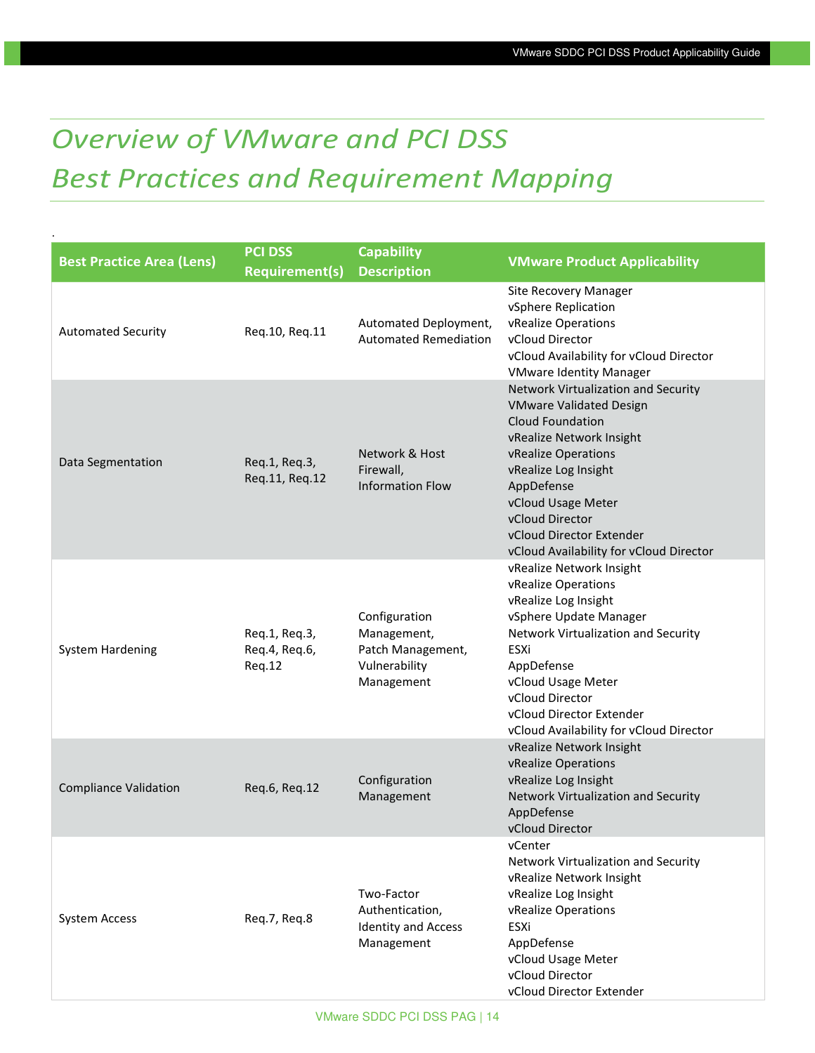# Overview of VMware and PCI DSS Best Practices and Requirement Mapping

.

| Best Practice Area (Lens) | PCI DSS Requirement(s) | Capability Description | VMware Product Applicability |
|---|---|---|---|
| Automated Security | Req.10, Req.11 | Automated Deployment, Automated Remediation | Site Recovery Manager<br>vSphere Replication<br>vRealize Operations<br>vCloud Director<br>vCloud Availability for vCloud Director<br>VMware Identity Manager |
| Data Segmentation | Req.1, Req.3, Req.11, Req.12 | Network & Host Firewall, Information Flow | Network Virtualization and Security<br>VMware Validated Design<br>Cloud Foundation<br>vRealize Network Insight<br>vRealize Operations<br>vRealize Log Insight<br>AppDefense<br>vCloud Usage Meter<br>vCloud Director<br>vCloud Director Extender<br>vCloud Availability for vCloud Director |
| System Hardening | Req.1, Req.3, Req.4, Req.6, Req.12 | Configuration Management, Patch Management, Vulnerability Management | vRealize Network Insight<br>vRealize Operations<br>vRealize Log Insight<br>vSphere Update Manager<br>Network Virtualization and Security<br>ESXi<br>AppDefense<br>vCloud Usage Meter<br>vCloud Director<br>vCloud Director Extender<br>vCloud Availability for vCloud Director |
| Compliance Validation | Req.6, Req.12 | Configuration Management | vRealize Network Insight<br>vRealize Operations<br>vRealize Log Insight<br>Network Virtualization and Security<br>AppDefense<br>vCloud Director |
| System Access | Req.7, Req.8 | Two-Factor Authentication, Identity and Access Management | vCenter<br>Network Virtualization and Security<br>vRealize Network Insight<br>vRealize Log Insight<br>vRealize Operations<br>ESXi<br>AppDefense<br>vCloud Usage Meter<br>vCloud Director<br>vCloud Director Extender |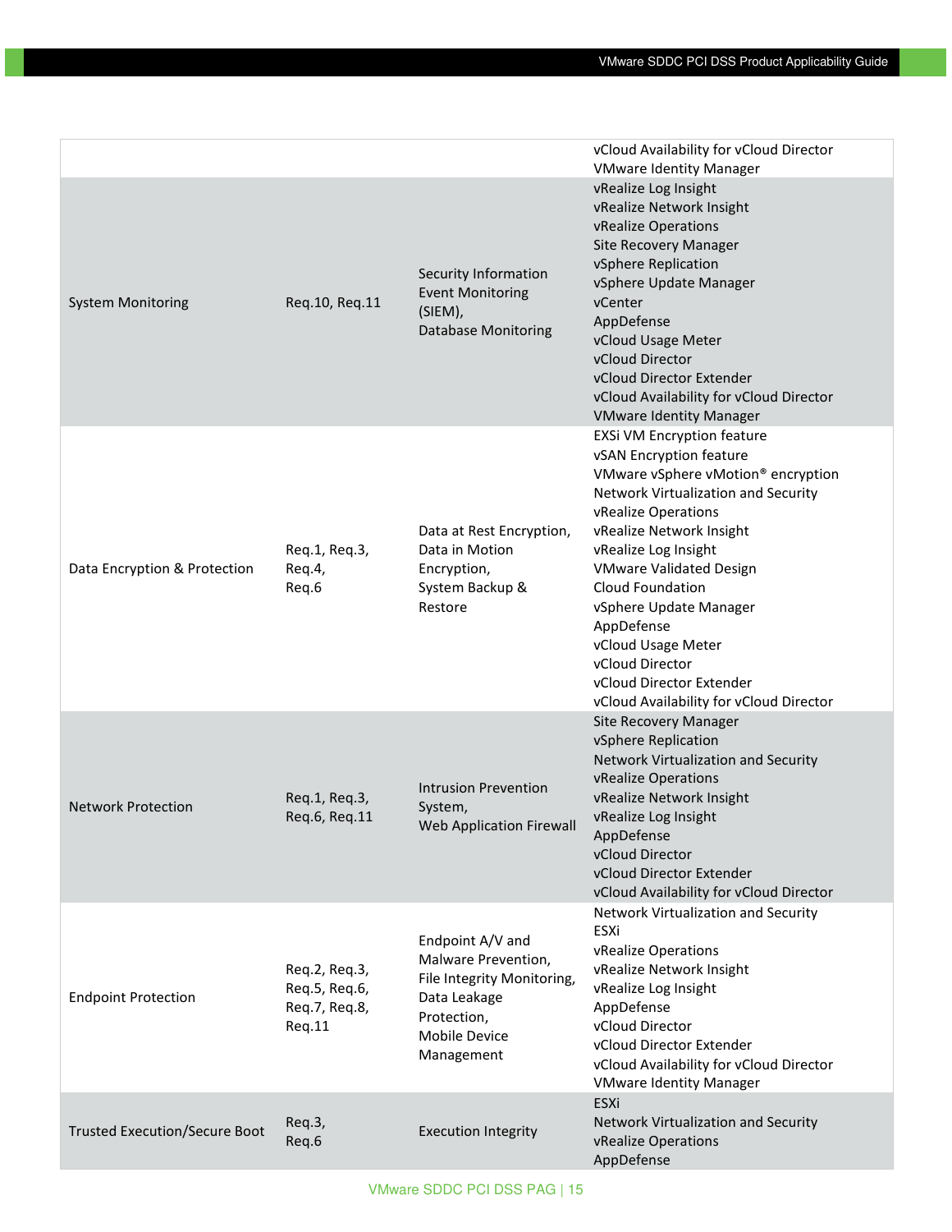| | | | |
|---|---|---|---|
| | | | vCloud Availability for vCloud Director<br>VMware Identity Manager |
| System Monitoring | Req.10, Req.11 | Security Information Event Monitoring (SIEM),<br>Database Monitoring | vRealize Log Insight<br>vRealize Network Insight<br>vRealize Operations<br>Site Recovery Manager<br>vSphere Replication<br>vSphere Update Manager<br>vCenter<br>AppDefense<br>vCloud Usage Meter<br>vCloud Director<br>vCloud Director Extender<br>vCloud Availability for vCloud Director<br>VMware Identity Manager |
| Data Encryption & Protection | Req.1, Req.3,<br>Req.4,<br>Req.6 | Data at Rest Encryption,<br>Data in Motion Encryption,<br>System Backup & Restore | EXSi VM Encryption feature<br>vSAN Encryption feature<br>VMware vSphere vMotion® encryption<br>Network Virtualization and Security<br>vRealize Operations<br>vRealize Network Insight<br>vRealize Log Insight<br>VMware Validated Design<br>Cloud Foundation<br>vSphere Update Manager<br>AppDefense<br>vCloud Usage Meter<br>vCloud Director<br>vCloud Director Extender<br>vCloud Availability for vCloud Director |
| Network Protection | Req.1, Req.3,<br>Req.6, Req.11 | Intrusion Prevention System,<br>Web Application Firewall | Site Recovery Manager<br>vSphere Replication<br>Network Virtualization and Security<br>vRealize Operations<br>vRealize Network Insight<br>vRealize Log Insight<br>AppDefense<br>vCloud Director<br>vCloud Director Extender<br>vCloud Availability for vCloud Director |
| Endpoint Protection | Req.2, Req.3,<br>Req.5, Req.6,<br>Req.7, Req.8,<br>Req.11 | Endpoint A/V and Malware Prevention,<br>File Integrity Monitoring,<br>Data Leakage Protection,<br>Mobile Device Management | Network Virtualization and Security<br>ESXi<br>vRealize Operations<br>vRealize Network Insight<br>vRealize Log Insight<br>AppDefense<br>vCloud Director<br>vCloud Director Extender<br>vCloud Availability for vCloud Director<br>VMware Identity Manager |
| Trusted Execution/Secure Boot | Req.3,<br>Req.6 | Execution Integrity | ESXi<br>Network Virtualization and Security<br>vRealize Operations<br>AppDefense |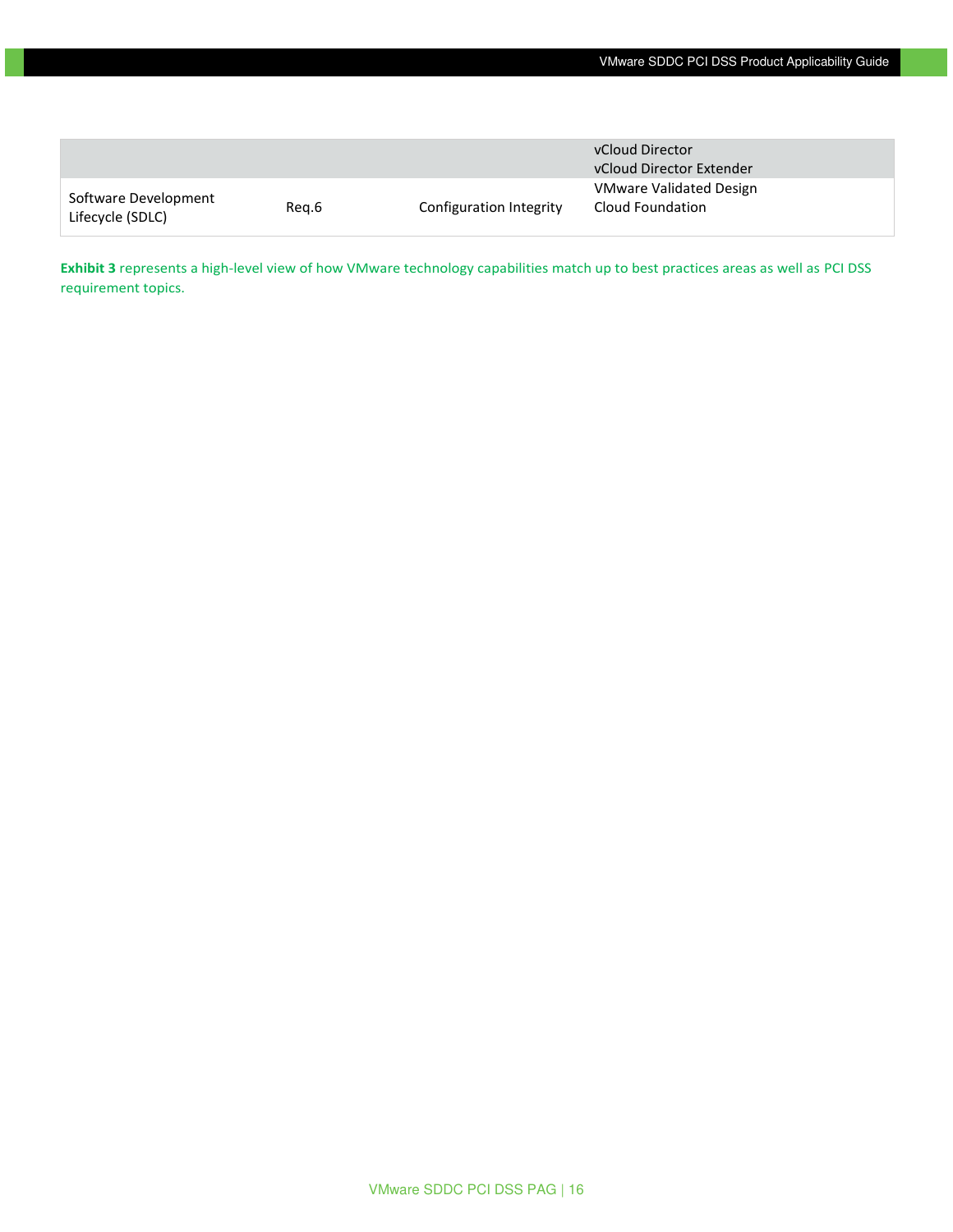| | | | |
|---|---|---|---|
| | | | vCloud Director<br>vCloud Director Extender |
| Software Development Lifecycle (SDLC) | Req.6 | Configuration Integrity | VMware Validated Design<br>Cloud Foundation |

**Exhibit 3** represents a high-level view of how VMware technology capabilities match up to best practices areas as well as PCI DSS requirement topics.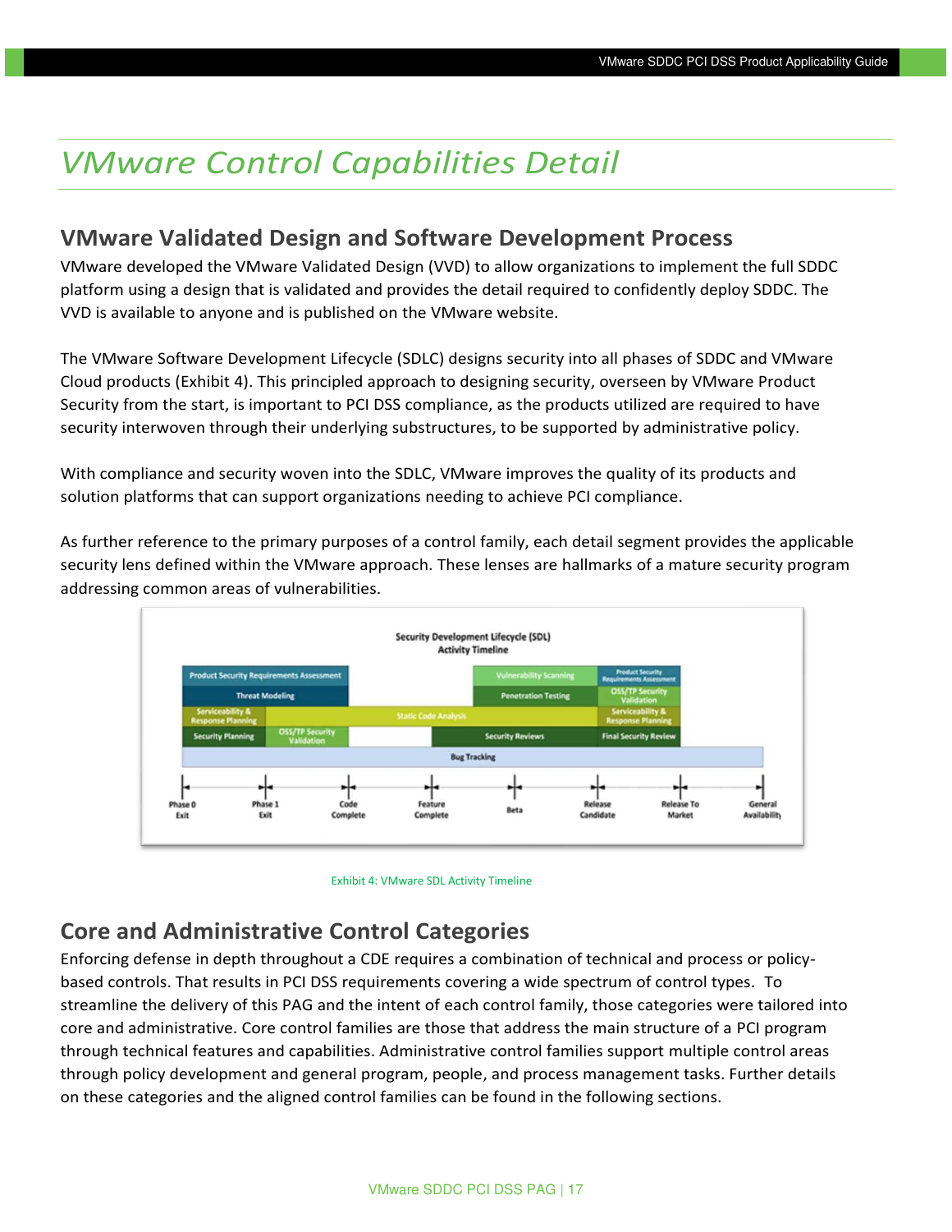# VMware Control Capabilities Detail

## VMware Validated Design and Software Development Process

VMware developed the VMware Validated Design (VVD) to allow organizations to implement the full SDDC platform using a design that is validated and provides the detail required to confidently deploy SDDC. The VVD is available to anyone and is published on the VMware website.

The VMware Software Development Lifecycle (SDLC) designs security into all phases of SDDC and VMware Cloud products (Exhibit 4). This principled approach to designing security, overseen by VMware Product Security from the start, is important to PCI DSS compliance, as the products utilized are required to have security interwoven through their underlying substructures, to be supported by administrative policy.

With compliance and security woven into the SDLC, VMware improves the quality of its products and solution platforms that can support organizations needing to achieve PCI compliance.

As further reference to the primary purposes of a control family, each detail segment provides the applicable security lens defined within the VMware approach. These lenses are hallmarks of a mature security program addressing common areas of vulnerabilities.

Exhibit 4: VMware SDL Activity Timeline

## Core and Administrative Control Categories

Enforcing defense in depth throughout a CDE requires a combination of technical and process or policy-based controls. That results in PCI DSS requirements covering a wide spectrum of control types. To streamline the delivery of this PAG and the intent of each control family, those categories were tailored into core and administrative. Core control families are those that address the main structure of a PCI program through technical features and capabilities. Administrative control families support multiple control areas through policy development and general program, people, and process management tasks. Further details on these categories and the aligned control families can be found in the following sections.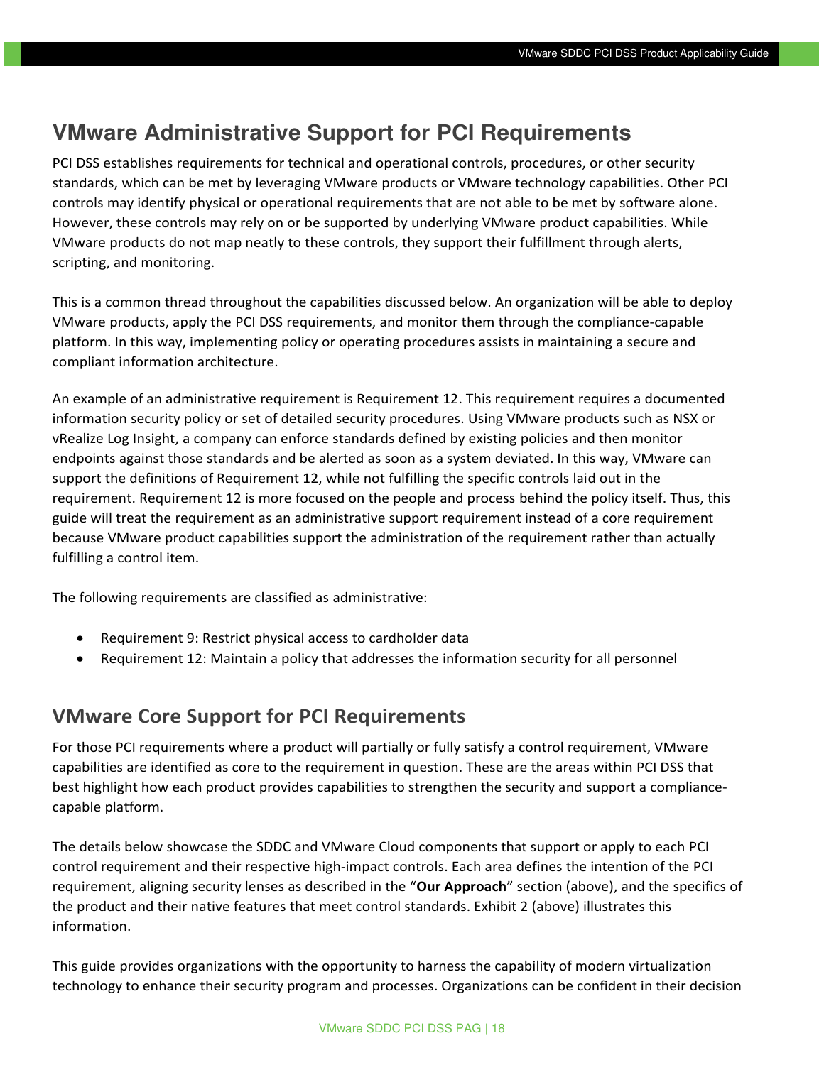## VMware Administrative Support for PCI Requirements

PCI DSS establishes requirements for technical and operational controls, procedures, or other security standards, which can be met by leveraging VMware products or VMware technology capabilities. Other PCI controls may identify physical or operational requirements that are not able to be met by software alone. However, these controls may rely on or be supported by underlying VMware product capabilities. While VMware products do not map neatly to these controls, they support their fulfillment through alerts, scripting, and monitoring.

This is a common thread throughout the capabilities discussed below. An organization will be able to deploy VMware products, apply the PCI DSS requirements, and monitor them through the compliance-capable platform. In this way, implementing policy or operating procedures assists in maintaining a secure and compliant information architecture.

An example of an administrative requirement is Requirement 12. This requirement requires a documented information security policy or set of detailed security procedures. Using VMware products such as NSX or vRealize Log Insight, a company can enforce standards defined by existing policies and then monitor endpoints against those standards and be alerted as soon as a system deviated. In this way, VMware can support the definitions of Requirement 12, while not fulfilling the specific controls laid out in the requirement. Requirement 12 is more focused on the people and process behind the policy itself. Thus, this guide will treat the requirement as an administrative support requirement instead of a core requirement because VMware product capabilities support the administration of the requirement rather than actually fulfilling a control item.

The following requirements are classified as administrative:

- Requirement 9: Restrict physical access to cardholder data
- Requirement 12: Maintain a policy that addresses the information security for all personnel

### VMware Core Support for PCI Requirements

For those PCI requirements where a product will partially or fully satisfy a control requirement, VMware capabilities are identified as core to the requirement in question. These are the areas within PCI DSS that best highlight how each product provides capabilities to strengthen the security and support a compliance-capable platform.

The details below showcase the SDDC and VMware Cloud components that support or apply to each PCI control requirement and their respective high-impact controls. Each area defines the intention of the PCI requirement, aligning security lenses as described in the "**Our Approach**" section (above), and the specifics of the product and their native features that meet control standards. Exhibit 2 (above) illustrates this information.

This guide provides organizations with the opportunity to harness the capability of modern virtualization technology to enhance their security program and processes. Organizations can be confident in their decision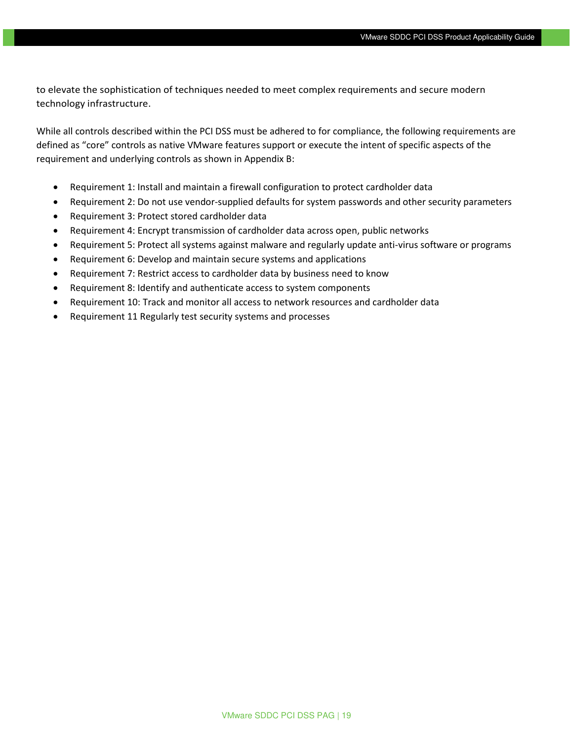to elevate the sophistication of techniques needed to meet complex requirements and secure modern technology infrastructure.

While all controls described within the PCI DSS must be adhered to for compliance, the following requirements are defined as "core" controls as native VMware features support or execute the intent of specific aspects of the requirement and underlying controls as shown in Appendix B:

- Requirement 1: Install and maintain a firewall configuration to protect cardholder data
- Requirement 2: Do not use vendor-supplied defaults for system passwords and other security parameters
- Requirement 3: Protect stored cardholder data
- Requirement 4: Encrypt transmission of cardholder data across open, public networks
- Requirement 5: Protect all systems against malware and regularly update anti-virus software or programs
- Requirement 6: Develop and maintain secure systems and applications
- Requirement 7: Restrict access to cardholder data by business need to know
- Requirement 8: Identify and authenticate access to system components
- Requirement 10: Track and monitor all access to network resources and cardholder data
- Requirement 11 Regularly test security systems and processes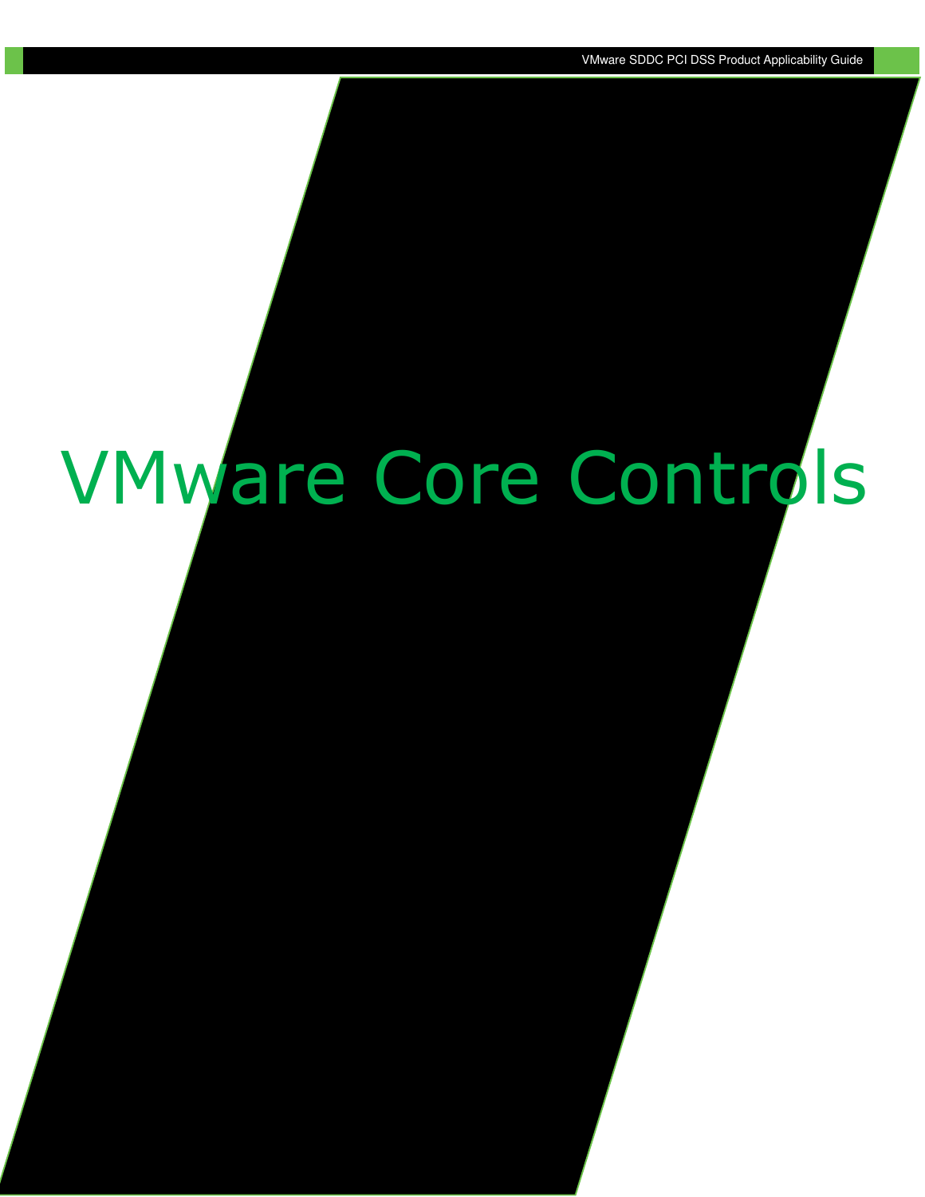# VMware Core Controls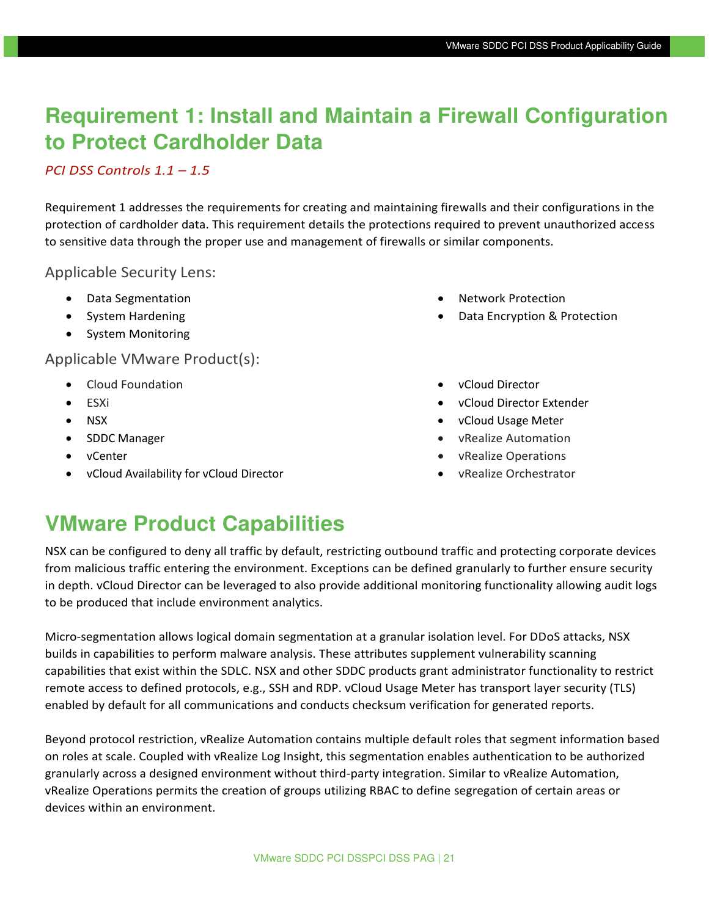# Requirement 1: Install and Maintain a Firewall Configuration to Protect Cardholder Data

*PCI DSS Controls 1.1 – 1.5*

Requirement 1 addresses the requirements for creating and maintaining firewalls and their configurations in the protection of cardholder data. This requirement details the protections required to prevent unauthorized access to sensitive data through the proper use and management of firewalls or similar components.

### Applicable Security Lens:

- Data Segmentation
- System Hardening
- System Monitoring
- Network Protection
- Data Encryption & Protection

### Applicable VMware Product(s):

- Cloud Foundation
- ESXi
- NSX
- SDDC Manager
- vCenter
- vCloud Availability for vCloud Director
- vCloud Director
- vCloud Director Extender
- vCloud Usage Meter
- vRealize Automation
- vRealize Operations
- vRealize Orchestrator

# VMware Product Capabilities

NSX can be configured to deny all traffic by default, restricting outbound traffic and protecting corporate devices from malicious traffic entering the environment. Exceptions can be defined granularly to further ensure security in depth. vCloud Director can be leveraged to also provide additional monitoring functionality allowing audit logs to be produced that include environment analytics.

Micro-segmentation allows logical domain segmentation at a granular isolation level. For DDoS attacks, NSX builds in capabilities to perform malware analysis. These attributes supplement vulnerability scanning capabilities that exist within the SDLC. NSX and other SDDC products grant administrator functionality to restrict remote access to defined protocols, e.g., SSH and RDP. vCloud Usage Meter has transport layer security (TLS) enabled by default for all communications and conducts checksum verification for generated reports.

Beyond protocol restriction, vRealize Automation contains multiple default roles that segment information based on roles at scale. Coupled with vRealize Log Insight, this segmentation enables authentication to be authorized granularly across a designed environment without third-party integration. Similar to vRealize Automation, vRealize Operations permits the creation of groups utilizing RBAC to define segregation of certain areas or devices within an environment.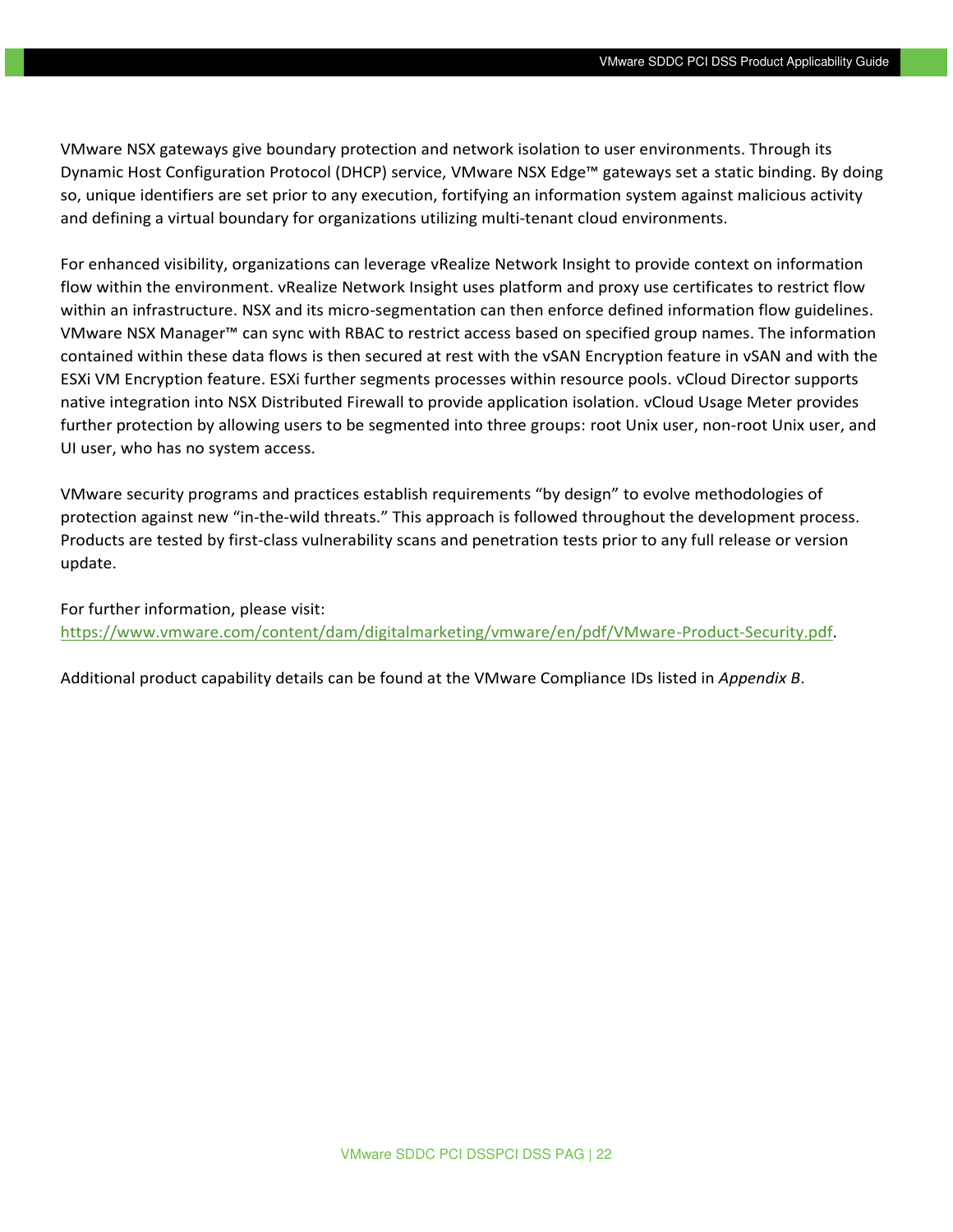VMware NSX gateways give boundary protection and network isolation to user environments. Through its Dynamic Host Configuration Protocol (DHCP) service, VMware NSX Edge™ gateways set a static binding. By doing so, unique identifiers are set prior to any execution, fortifying an information system against malicious activity and defining a virtual boundary for organizations utilizing multi-tenant cloud environments.

For enhanced visibility, organizations can leverage vRealize Network Insight to provide context on information flow within the environment. vRealize Network Insight uses platform and proxy use certificates to restrict flow within an infrastructure. NSX and its micro-segmentation can then enforce defined information flow guidelines. VMware NSX Manager™ can sync with RBAC to restrict access based on specified group names. The information contained within these data flows is then secured at rest with the vSAN Encryption feature in vSAN and with the ESXi VM Encryption feature. ESXi further segments processes within resource pools. vCloud Director supports native integration into NSX Distributed Firewall to provide application isolation. vCloud Usage Meter provides further protection by allowing users to be segmented into three groups: root Unix user, non-root Unix user, and UI user, who has no system access.

VMware security programs and practices establish requirements "by design" to evolve methodologies of protection against new "in-the-wild threats." This approach is followed throughout the development process. Products are tested by first-class vulnerability scans and penetration tests prior to any full release or version update.

For further information, please visit:
https://www.vmware.com/content/dam/digitalmarketing/vmware/en/pdf/VMware-Product-Security.pdf.

Additional product capability details can be found at the VMware Compliance IDs listed in *Appendix B*.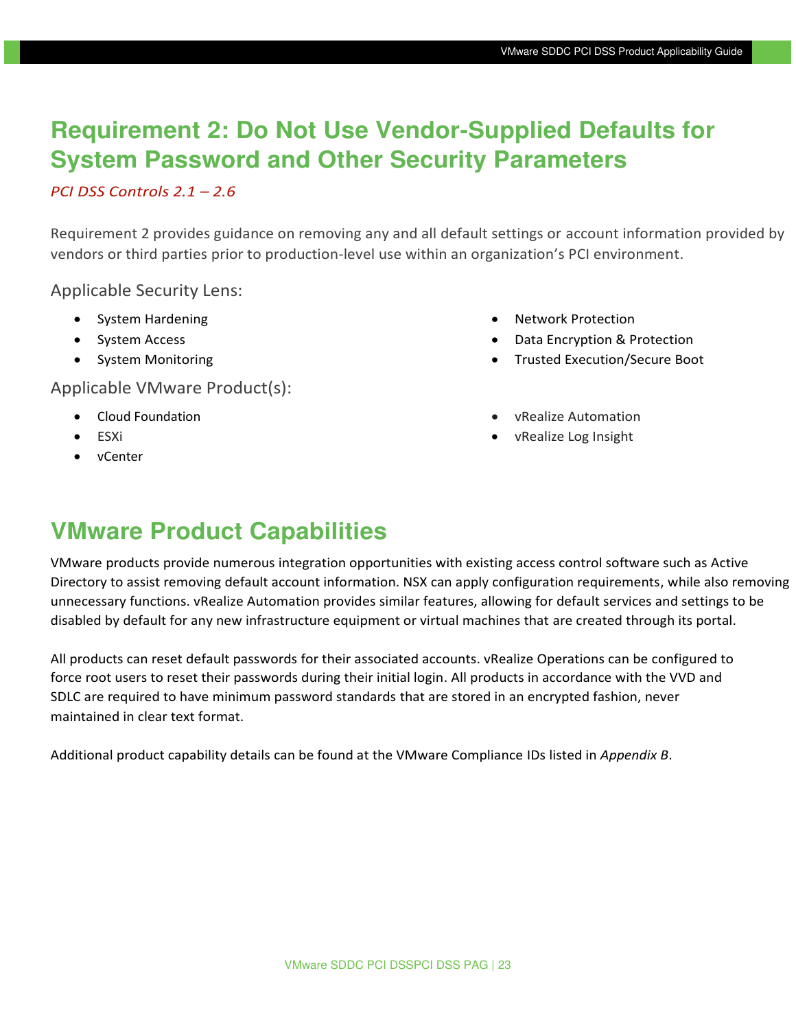# Requirement 2: Do Not Use Vendor-Supplied Defaults for System Password and Other Security Parameters

*PCI DSS Controls 2.1 – 2.6*

Requirement 2 provides guidance on removing any and all default settings or account information provided by vendors or third parties prior to production-level use within an organization's PCI environment.

Applicable Security Lens:

- System Hardening
- System Access
- System Monitoring
- Network Protection
- Data Encryption & Protection
- Trusted Execution/Secure Boot

Applicable VMware Product(s):

- Cloud Foundation
- ESXi
- vCenter
- vRealize Automation
- vRealize Log Insight

## VMware Product Capabilities

VMware products provide numerous integration opportunities with existing access control software such as Active Directory to assist removing default account information. NSX can apply configuration requirements, while also removing unnecessary functions. vRealize Automation provides similar features, allowing for default services and settings to be disabled by default for any new infrastructure equipment or virtual machines that are created through its portal.

All products can reset default passwords for their associated accounts. vRealize Operations can be configured to force root users to reset their passwords during their initial login. All products in accordance with the VVD and SDLC are required to have minimum password standards that are stored in an encrypted fashion, never maintained in clear text format.

Additional product capability details can be found at the VMware Compliance IDs listed in *Appendix B*.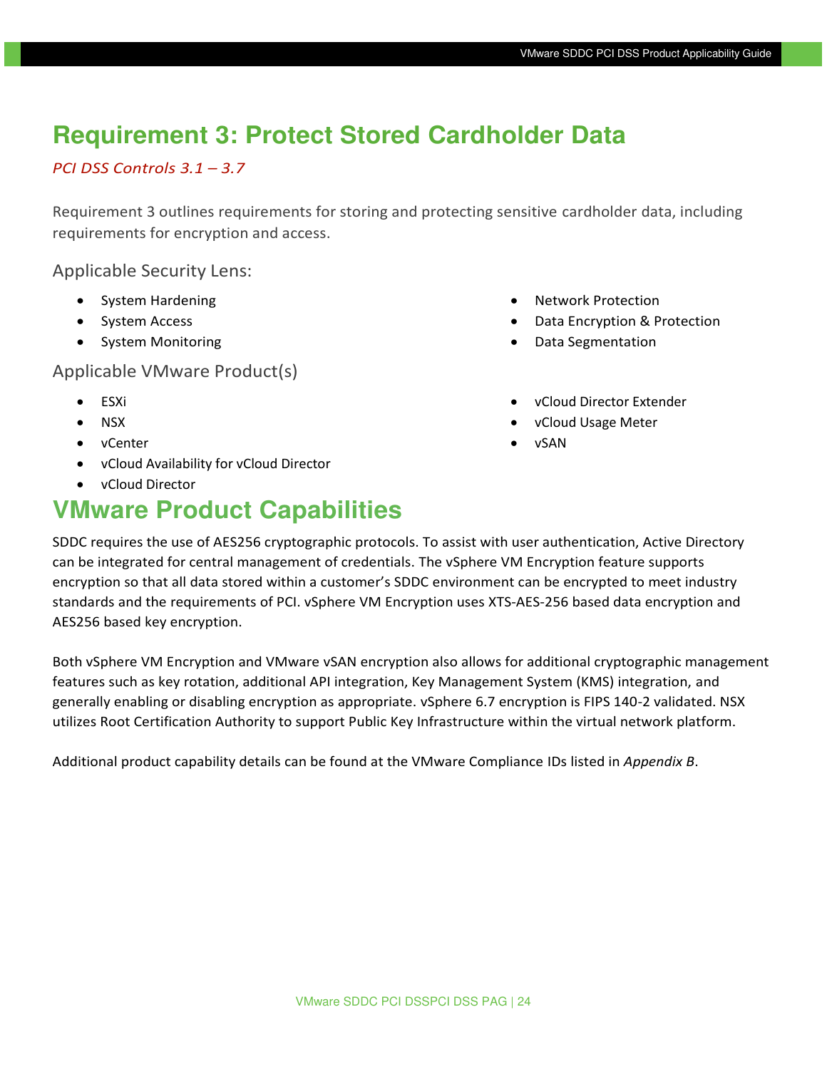# Requirement 3: Protect Stored Cardholder Data

*PCI DSS Controls 3.1 – 3.7*

Requirement 3 outlines requirements for storing and protecting sensitive cardholder data, including requirements for encryption and access.

Applicable Security Lens:

- System Hardening
- System Access
- System Monitoring
- Network Protection
- Data Encryption & Protection
- Data Segmentation

Applicable VMware Product(s)

- ESXi
- NSX
- vCenter
- vCloud Availability for vCloud Director
- vCloud Director
- vCloud Director Extender
- vCloud Usage Meter
- vSAN

# VMware Product Capabilities

SDDC requires the use of AES256 cryptographic protocols. To assist with user authentication, Active Directory can be integrated for central management of credentials. The vSphere VM Encryption feature supports encryption so that all data stored within a customer's SDDC environment can be encrypted to meet industry standards and the requirements of PCI. vSphere VM Encryption uses XTS-AES-256 based data encryption and AES256 based key encryption.

Both vSphere VM Encryption and VMware vSAN encryption also allows for additional cryptographic management features such as key rotation, additional API integration, Key Management System (KMS) integration, and generally enabling or disabling encryption as appropriate. vSphere 6.7 encryption is FIPS 140-2 validated. NSX utilizes Root Certification Authority to support Public Key Infrastructure within the virtual network platform.

Additional product capability details can be found at the VMware Compliance IDs listed in *Appendix B*.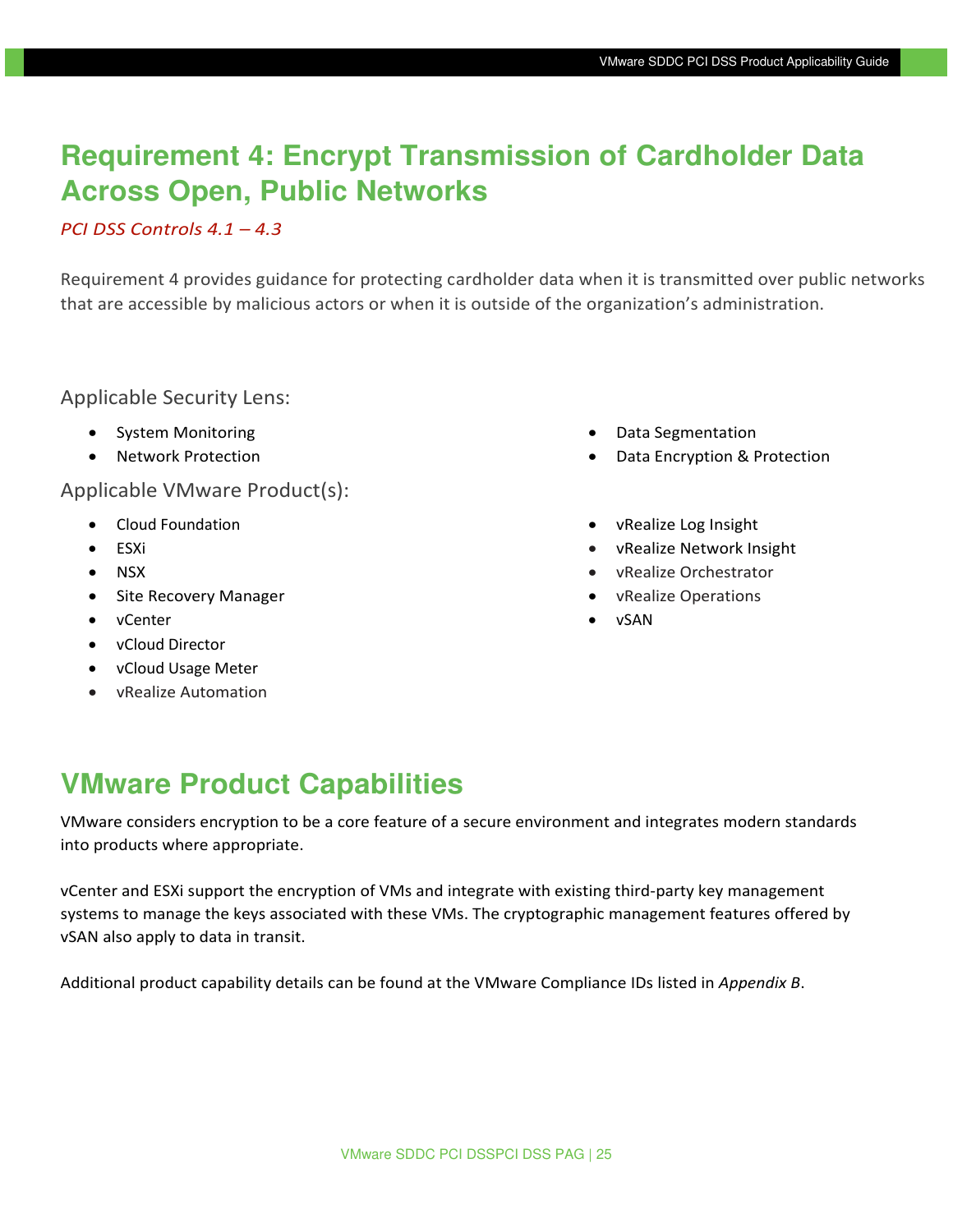# Requirement 4: Encrypt Transmission of Cardholder Data Across Open, Public Networks

*PCI DSS Controls 4.1 – 4.3*

Requirement 4 provides guidance for protecting cardholder data when it is transmitted over public networks that are accessible by malicious actors or when it is outside of the organization's administration.

Applicable Security Lens:

- System Monitoring
- Network Protection
- Data Segmentation
- Data Encryption & Protection

Applicable VMware Product(s):

- Cloud Foundation
- ESXi
- NSX
- Site Recovery Manager
- vCenter
- vCloud Director
- vCloud Usage Meter
- vRealize Automation
- vRealize Log Insight
- vRealize Network Insight
- vRealize Orchestrator
- vRealize Operations
- vSAN

## VMware Product Capabilities

VMware considers encryption to be a core feature of a secure environment and integrates modern standards into products where appropriate.

vCenter and ESXi support the encryption of VMs and integrate with existing third-party key management systems to manage the keys associated with these VMs. The cryptographic management features offered by vSAN also apply to data in transit.

Additional product capability details can be found at the VMware Compliance IDs listed in *Appendix B*.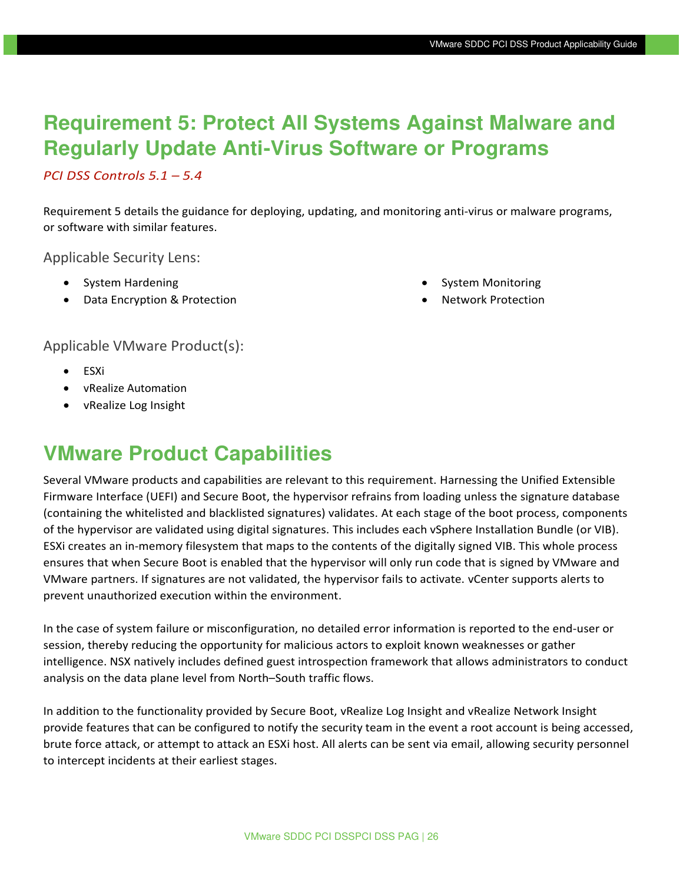# Requirement 5: Protect All Systems Against Malware and Regularly Update Anti-Virus Software or Programs

*PCI DSS Controls 5.1 – 5.4*

Requirement 5 details the guidance for deploying, updating, and monitoring anti-virus or malware programs, or software with similar features.

### Applicable Security Lens:

- System Hardening
- Data Encryption & Protection
- System Monitoring
- Network Protection

### Applicable VMware Product(s):

- ESXi
- vRealize Automation
- vRealize Log Insight

## VMware Product Capabilities

Several VMware products and capabilities are relevant to this requirement. Harnessing the Unified Extensible Firmware Interface (UEFI) and Secure Boot, the hypervisor refrains from loading unless the signature database (containing the whitelisted and blacklisted signatures) validates. At each stage of the boot process, components of the hypervisor are validated using digital signatures. This includes each vSphere Installation Bundle (or VIB). ESXi creates an in-memory filesystem that maps to the contents of the digitally signed VIB. This whole process ensures that when Secure Boot is enabled that the hypervisor will only run code that is signed by VMware and VMware partners. If signatures are not validated, the hypervisor fails to activate. vCenter supports alerts to prevent unauthorized execution within the environment.

In the case of system failure or misconfiguration, no detailed error information is reported to the end-user or session, thereby reducing the opportunity for malicious actors to exploit known weaknesses or gather intelligence. NSX natively includes defined guest introspection framework that allows administrators to conduct analysis on the data plane level from North–South traffic flows.

In addition to the functionality provided by Secure Boot, vRealize Log Insight and vRealize Network Insight provide features that can be configured to notify the security team in the event a root account is being accessed, brute force attack, or attempt to attack an ESXi host. All alerts can be sent via email, allowing security personnel to intercept incidents at their earliest stages.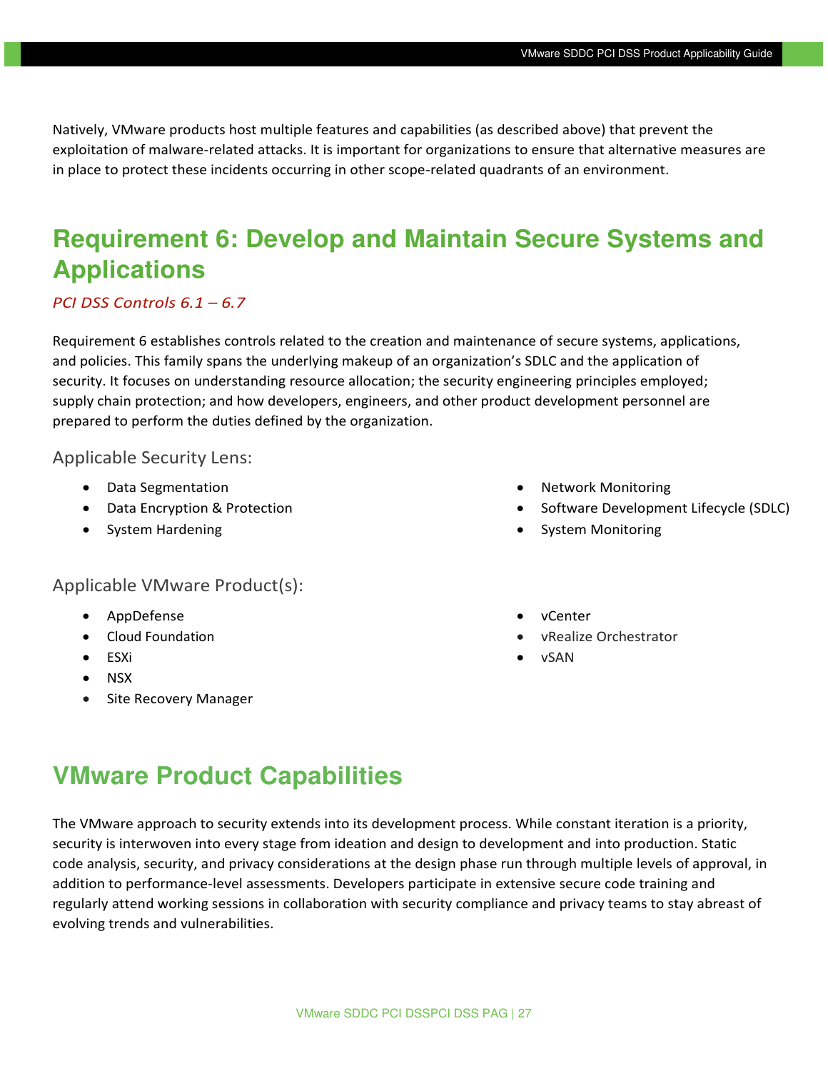Natively, VMware products host multiple features and capabilities (as described above) that prevent the exploitation of malware-related attacks. It is important for organizations to ensure that alternative measures are in place to protect these incidents occurring in other scope-related quadrants of an environment.

# Requirement 6: Develop and Maintain Secure Systems and Applications

*PCI DSS Controls 6.1 – 6.7*

Requirement 6 establishes controls related to the creation and maintenance of secure systems, applications, and policies. This family spans the underlying makeup of an organization's SDLC and the application of security. It focuses on understanding resource allocation; the security engineering principles employed; supply chain protection; and how developers, engineers, and other product development personnel are prepared to perform the duties defined by the organization.

### Applicable Security Lens:

- Data Segmentation
- Data Encryption & Protection
- System Hardening
- Network Monitoring
- Software Development Lifecycle (SDLC)
- System Monitoring

### Applicable VMware Product(s):

- AppDefense
- Cloud Foundation
- ESXi
- NSX
- Site Recovery Manager
- vCenter
- vRealize Orchestrator
- vSAN

# VMware Product Capabilities

The VMware approach to security extends into its development process. While constant iteration is a priority, security is interwoven into every stage from ideation and design to development and into production. Static code analysis, security, and privacy considerations at the design phase run through multiple levels of approval, in addition to performance-level assessments. Developers participate in extensive secure code training and regularly attend working sessions in collaboration with security compliance and privacy teams to stay abreast of evolving trends and vulnerabilities.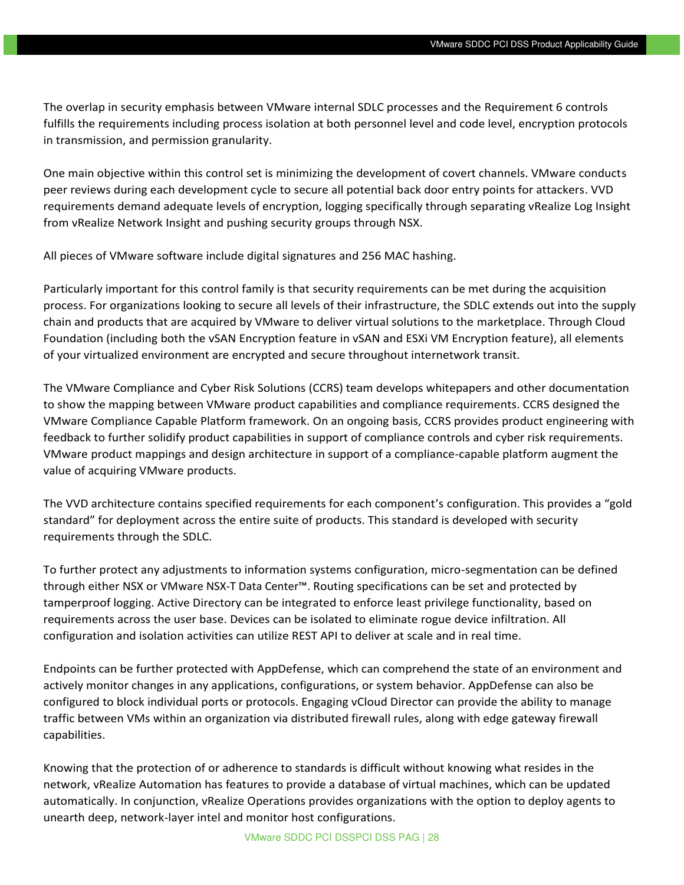The overlap in security emphasis between VMware internal SDLC processes and the Requirement 6 controls fulfills the requirements including process isolation at both personnel level and code level, encryption protocols in transmission, and permission granularity.

One main objective within this control set is minimizing the development of covert channels. VMware conducts peer reviews during each development cycle to secure all potential back door entry points for attackers. VVD requirements demand adequate levels of encryption, logging specifically through separating vRealize Log Insight from vRealize Network Insight and pushing security groups through NSX.

All pieces of VMware software include digital signatures and 256 MAC hashing.

Particularly important for this control family is that security requirements can be met during the acquisition process. For organizations looking to secure all levels of their infrastructure, the SDLC extends out into the supply chain and products that are acquired by VMware to deliver virtual solutions to the marketplace. Through Cloud Foundation (including both the vSAN Encryption feature in vSAN and ESXi VM Encryption feature), all elements of your virtualized environment are encrypted and secure throughout internetwork transit.

The VMware Compliance and Cyber Risk Solutions (CCRS) team develops whitepapers and other documentation to show the mapping between VMware product capabilities and compliance requirements. CCRS designed the VMware Compliance Capable Platform framework. On an ongoing basis, CCRS provides product engineering with feedback to further solidify product capabilities in support of compliance controls and cyber risk requirements. VMware product mappings and design architecture in support of a compliance-capable platform augment the value of acquiring VMware products.

The VVD architecture contains specified requirements for each component's configuration. This provides a "gold standard" for deployment across the entire suite of products. This standard is developed with security requirements through the SDLC.

To further protect any adjustments to information systems configuration, micro-segmentation can be defined through either NSX or VMware NSX-T Data Center™. Routing specifications can be set and protected by tamperproof logging. Active Directory can be integrated to enforce least privilege functionality, based on requirements across the user base. Devices can be isolated to eliminate rogue device infiltration. All configuration and isolation activities can utilize REST API to deliver at scale and in real time.

Endpoints can be further protected with AppDefense, which can comprehend the state of an environment and actively monitor changes in any applications, configurations, or system behavior. AppDefense can also be configured to block individual ports or protocols. Engaging vCloud Director can provide the ability to manage traffic between VMs within an organization via distributed firewall rules, along with edge gateway firewall capabilities.

Knowing that the protection of or adherence to standards is difficult without knowing what resides in the network, vRealize Automation has features to provide a database of virtual machines, which can be updated automatically. In conjunction, vRealize Operations provides organizations with the option to deploy agents to unearth deep, network-layer intel and monitor host configurations.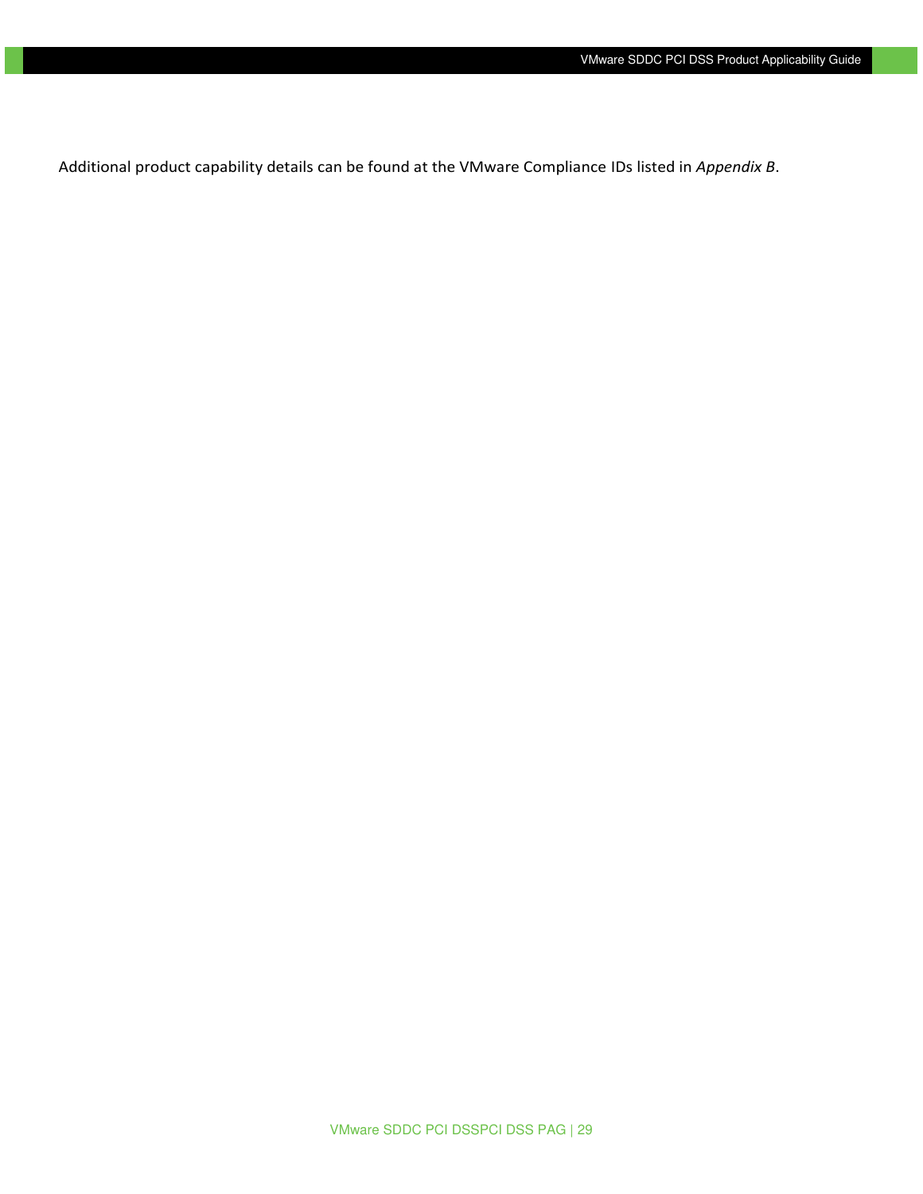Additional product capability details can be found at the VMware Compliance IDs listed in *Appendix B*.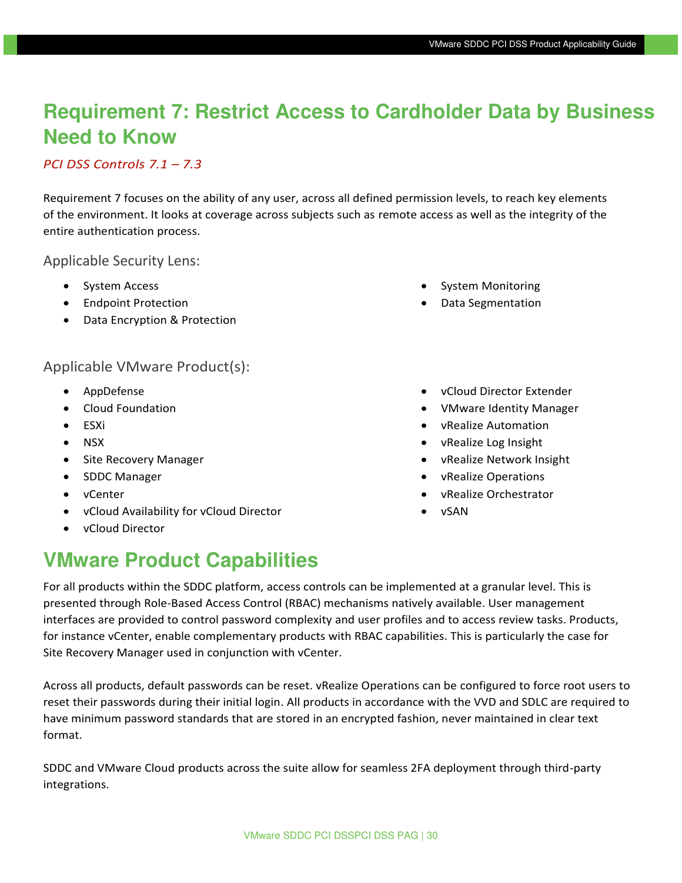# Requirement 7: Restrict Access to Cardholder Data by Business Need to Know

*PCI DSS Controls 7.1 – 7.3*

Requirement 7 focuses on the ability of any user, across all defined permission levels, to reach key elements of the environment. It looks at coverage across subjects such as remote access as well as the integrity of the entire authentication process.

### Applicable Security Lens:

- System Access
- Endpoint Protection
- Data Encryption & Protection
- System Monitoring
- Data Segmentation

### Applicable VMware Product(s):

- AppDefense
- Cloud Foundation
- ESXi
- NSX
- Site Recovery Manager
- SDDC Manager
- vCenter
- vCloud Availability for vCloud Director
- vCloud Director
- vCloud Director Extender
- VMware Identity Manager
- vRealize Automation
- vRealize Log Insight
- vRealize Network Insight
- vRealize Operations
- vRealize Orchestrator
- vSAN

## VMware Product Capabilities

For all products within the SDDC platform, access controls can be implemented at a granular level. This is presented through Role-Based Access Control (RBAC) mechanisms natively available. User management interfaces are provided to control password complexity and user profiles and to access review tasks. Products, for instance vCenter, enable complementary products with RBAC capabilities. This is particularly the case for Site Recovery Manager used in conjunction with vCenter.

Across all products, default passwords can be reset. vRealize Operations can be configured to force root users to reset their passwords during their initial login. All products in accordance with the VVD and SDLC are required to have minimum password standards that are stored in an encrypted fashion, never maintained in clear text format.

SDDC and VMware Cloud products across the suite allow for seamless 2FA deployment through third-party integrations.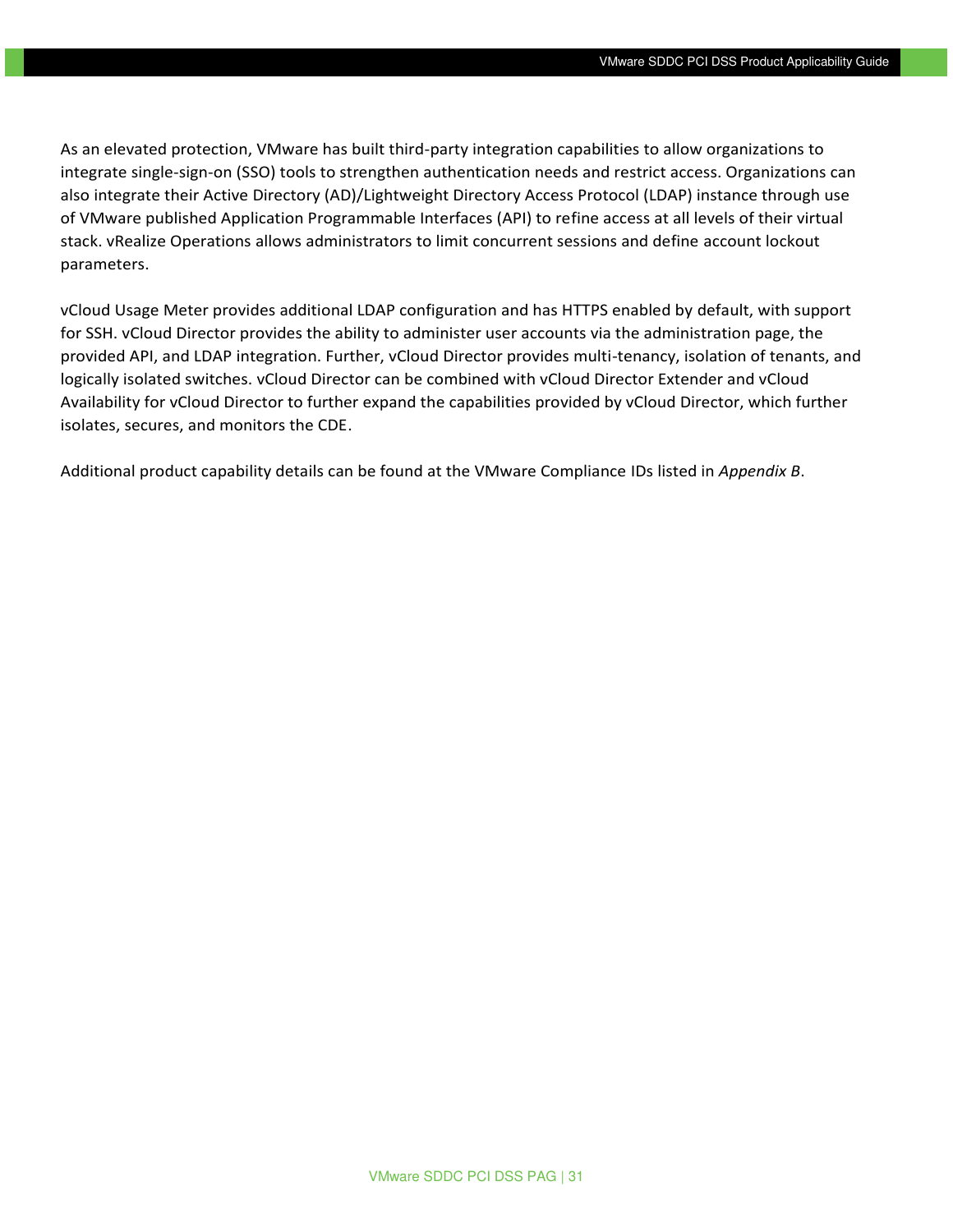As an elevated protection, VMware has built third-party integration capabilities to allow organizations to integrate single-sign-on (SSO) tools to strengthen authentication needs and restrict access. Organizations can also integrate their Active Directory (AD)/Lightweight Directory Access Protocol (LDAP) instance through use of VMware published Application Programmable Interfaces (API) to refine access at all levels of their virtual stack. vRealize Operations allows administrators to limit concurrent sessions and define account lockout parameters.

vCloud Usage Meter provides additional LDAP configuration and has HTTPS enabled by default, with support for SSH. vCloud Director provides the ability to administer user accounts via the administration page, the provided API, and LDAP integration. Further, vCloud Director provides multi-tenancy, isolation of tenants, and logically isolated switches. vCloud Director can be combined with vCloud Director Extender and vCloud Availability for vCloud Director to further expand the capabilities provided by vCloud Director, which further isolates, secures, and monitors the CDE.

Additional product capability details can be found at the VMware Compliance IDs listed in *Appendix B*.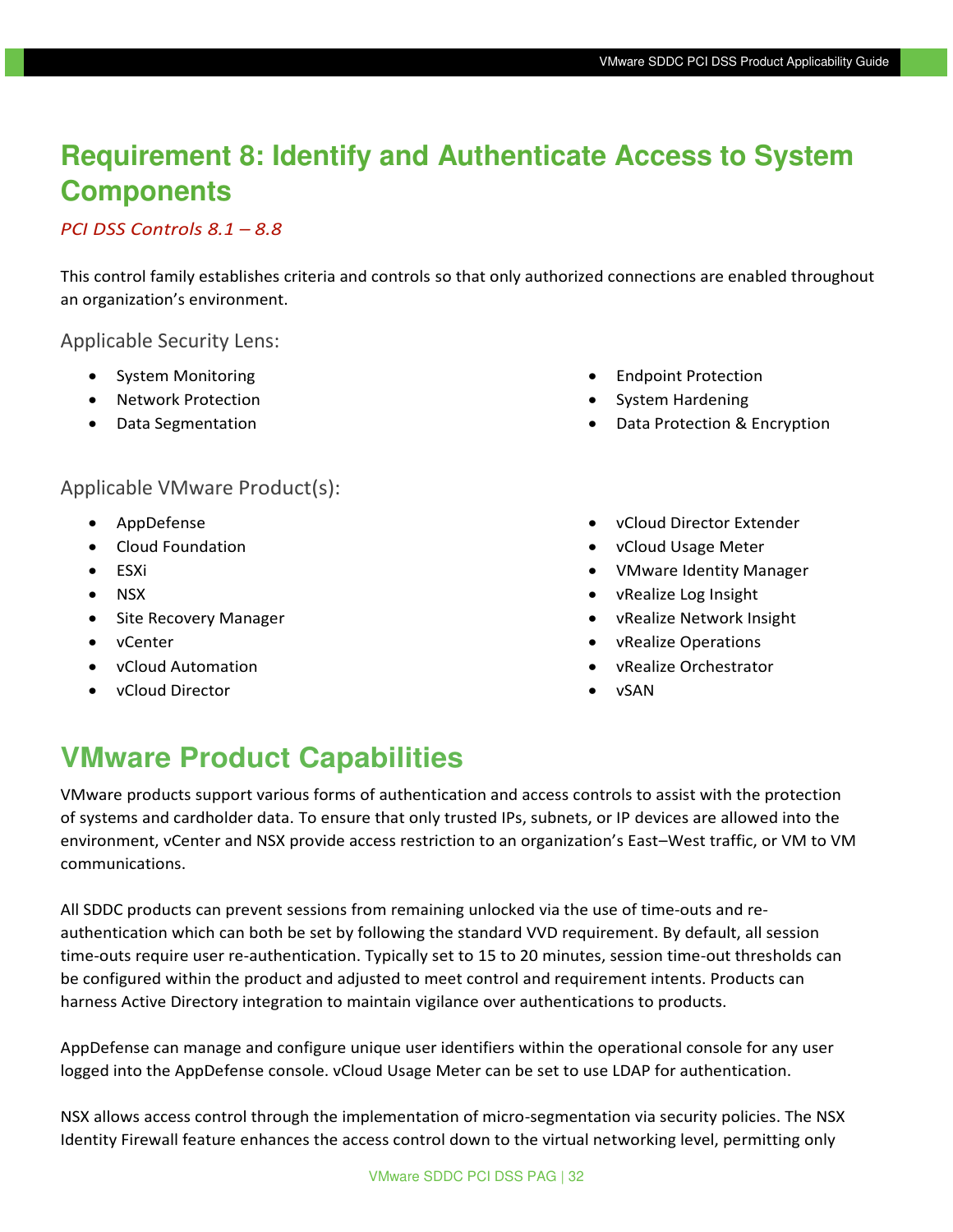# Requirement 8: Identify and Authenticate Access to System Components

*PCI DSS Controls 8.1 – 8.8*

This control family establishes criteria and controls so that only authorized connections are enabled throughout an organization's environment.

### Applicable Security Lens:

- System Monitoring
- Network Protection
- Data Segmentation
- Endpoint Protection
- System Hardening
- Data Protection & Encryption

### Applicable VMware Product(s):

- AppDefense
- Cloud Foundation
- ESXi
- NSX
- Site Recovery Manager
- vCenter
- vCloud Automation
- vCloud Director
- vCloud Director Extender
- vCloud Usage Meter
- VMware Identity Manager
- vRealize Log Insight
- vRealize Network Insight
- vRealize Operations
- vRealize Orchestrator
- vSAN

## VMware Product Capabilities

VMware products support various forms of authentication and access controls to assist with the protection of systems and cardholder data. To ensure that only trusted IPs, subnets, or IP devices are allowed into the environment, vCenter and NSX provide access restriction to an organization's East–West traffic, or VM to VM communications.

All SDDC products can prevent sessions from remaining unlocked via the use of time-outs and re-authentication which can both be set by following the standard VVD requirement. By default, all session time-outs require user re-authentication. Typically set to 15 to 20 minutes, session time-out thresholds can be configured within the product and adjusted to meet control and requirement intents. Products can harness Active Directory integration to maintain vigilance over authentications to products.

AppDefense can manage and configure unique user identifiers within the operational console for any user logged into the AppDefense console. vCloud Usage Meter can be set to use LDAP for authentication.

NSX allows access control through the implementation of micro-segmentation via security policies. The NSX Identity Firewall feature enhances the access control down to the virtual networking level, permitting only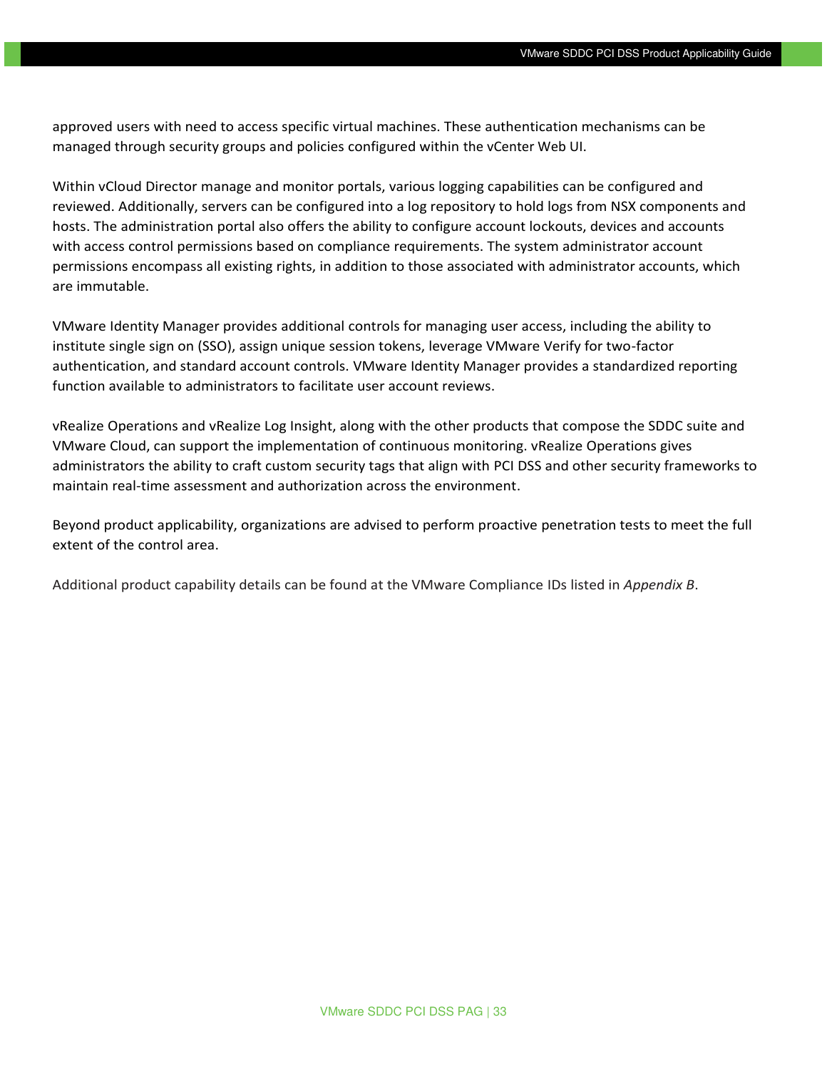approved users with need to access specific virtual machines. These authentication mechanisms can be managed through security groups and policies configured within the vCenter Web UI.

Within vCloud Director manage and monitor portals, various logging capabilities can be configured and reviewed. Additionally, servers can be configured into a log repository to hold logs from NSX components and hosts. The administration portal also offers the ability to configure account lockouts, devices and accounts with access control permissions based on compliance requirements. The system administrator account permissions encompass all existing rights, in addition to those associated with administrator accounts, which are immutable.

VMware Identity Manager provides additional controls for managing user access, including the ability to institute single sign on (SSO), assign unique session tokens, leverage VMware Verify for two-factor authentication, and standard account controls. VMware Identity Manager provides a standardized reporting function available to administrators to facilitate user account reviews.

vRealize Operations and vRealize Log Insight, along with the other products that compose the SDDC suite and VMware Cloud, can support the implementation of continuous monitoring. vRealize Operations gives administrators the ability to craft custom security tags that align with PCI DSS and other security frameworks to maintain real-time assessment and authorization across the environment.

Beyond product applicability, organizations are advised to perform proactive penetration tests to meet the full extent of the control area.

Additional product capability details can be found at the VMware Compliance IDs listed in *Appendix B*.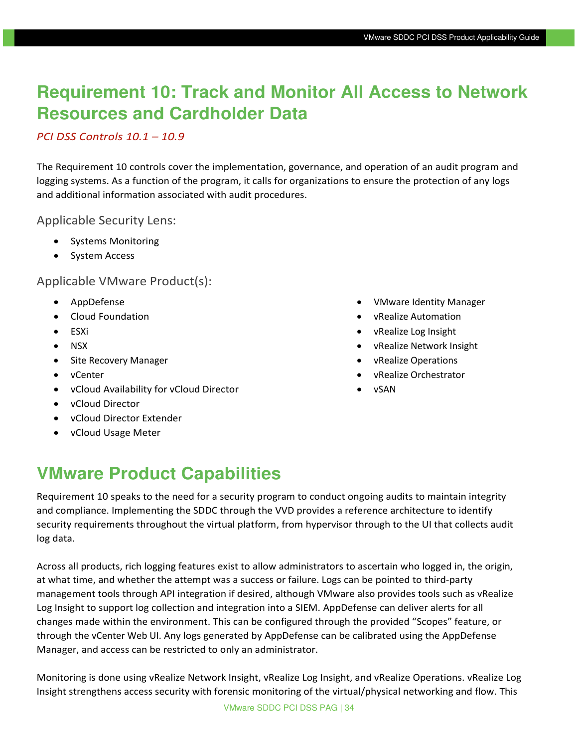# Requirement 10: Track and Monitor All Access to Network Resources and Cardholder Data

*PCI DSS Controls 10.1 – 10.9*

The Requirement 10 controls cover the implementation, governance, and operation of an audit program and logging systems. As a function of the program, it calls for organizations to ensure the protection of any logs and additional information associated with audit procedures.

### Applicable Security Lens:

- Systems Monitoring
- System Access

### Applicable VMware Product(s):

- AppDefense
- Cloud Foundation
- ESXi
- NSX
- Site Recovery Manager
- vCenter
- vCloud Availability for vCloud Director
- vCloud Director
- vCloud Director Extender
- vCloud Usage Meter
- VMware Identity Manager
- vRealize Automation
- vRealize Log Insight
- vRealize Network Insight
- vRealize Operations
- vRealize Orchestrator
- vSAN

## VMware Product Capabilities

Requirement 10 speaks to the need for a security program to conduct ongoing audits to maintain integrity and compliance. Implementing the SDDC through the VVD provides a reference architecture to identify security requirements throughout the virtual platform, from hypervisor through to the UI that collects audit log data.

Across all products, rich logging features exist to allow administrators to ascertain who logged in, the origin, at what time, and whether the attempt was a success or failure. Logs can be pointed to third-party management tools through API integration if desired, although VMware also provides tools such as vRealize Log Insight to support log collection and integration into a SIEM. AppDefense can deliver alerts for all changes made within the environment. This can be configured through the provided "Scopes" feature, or through the vCenter Web UI. Any logs generated by AppDefense can be calibrated using the AppDefense Manager, and access can be restricted to only an administrator.

Monitoring is done using vRealize Network Insight, vRealize Log Insight, and vRealize Operations. vRealize Log Insight strengthens access security with forensic monitoring of the virtual/physical networking and flow. This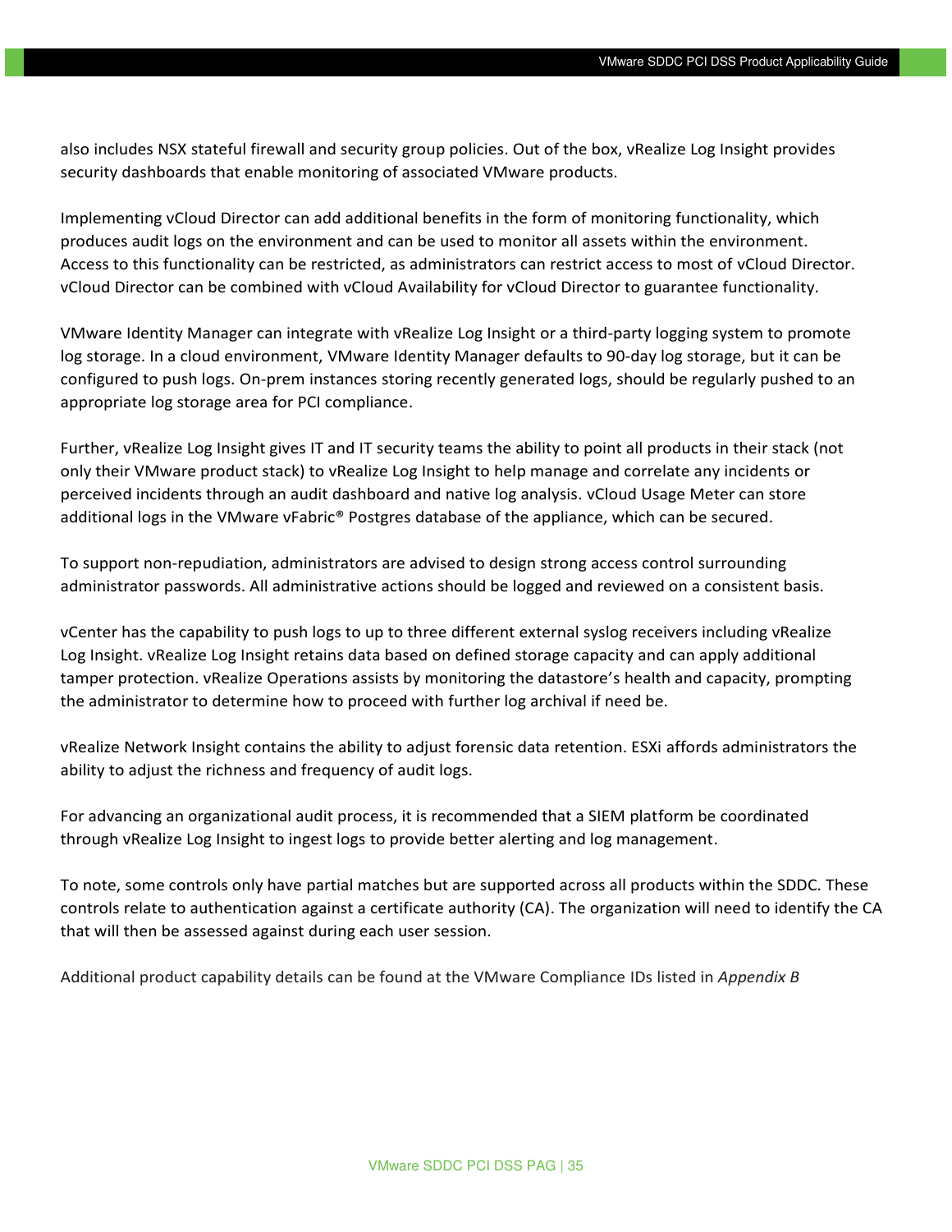also includes NSX stateful firewall and security group policies. Out of the box, vRealize Log Insight provides security dashboards that enable monitoring of associated VMware products.

Implementing vCloud Director can add additional benefits in the form of monitoring functionality, which produces audit logs on the environment and can be used to monitor all assets within the environment. Access to this functionality can be restricted, as administrators can restrict access to most of vCloud Director. vCloud Director can be combined with vCloud Availability for vCloud Director to guarantee functionality.

VMware Identity Manager can integrate with vRealize Log Insight or a third-party logging system to promote log storage. In a cloud environment, VMware Identity Manager defaults to 90-day log storage, but it can be configured to push logs. On-prem instances storing recently generated logs, should be regularly pushed to an appropriate log storage area for PCI compliance.

Further, vRealize Log Insight gives IT and IT security teams the ability to point all products in their stack (not only their VMware product stack) to vRealize Log Insight to help manage and correlate any incidents or perceived incidents through an audit dashboard and native log analysis. vCloud Usage Meter can store additional logs in the VMware vFabric® Postgres database of the appliance, which can be secured.

To support non-repudiation, administrators are advised to design strong access control surrounding administrator passwords. All administrative actions should be logged and reviewed on a consistent basis.

vCenter has the capability to push logs to up to three different external syslog receivers including vRealize Log Insight. vRealize Log Insight retains data based on defined storage capacity and can apply additional tamper protection. vRealize Operations assists by monitoring the datastore's health and capacity, prompting the administrator to determine how to proceed with further log archival if need be.

vRealize Network Insight contains the ability to adjust forensic data retention. ESXi affords administrators the ability to adjust the richness and frequency of audit logs.

For advancing an organizational audit process, it is recommended that a SIEM platform be coordinated through vRealize Log Insight to ingest logs to provide better alerting and log management.

To note, some controls only have partial matches but are supported across all products within the SDDC. These controls relate to authentication against a certificate authority (CA). The organization will need to identify the CA that will then be assessed against during each user session.

Additional product capability details can be found at the VMware Compliance IDs listed in *Appendix B*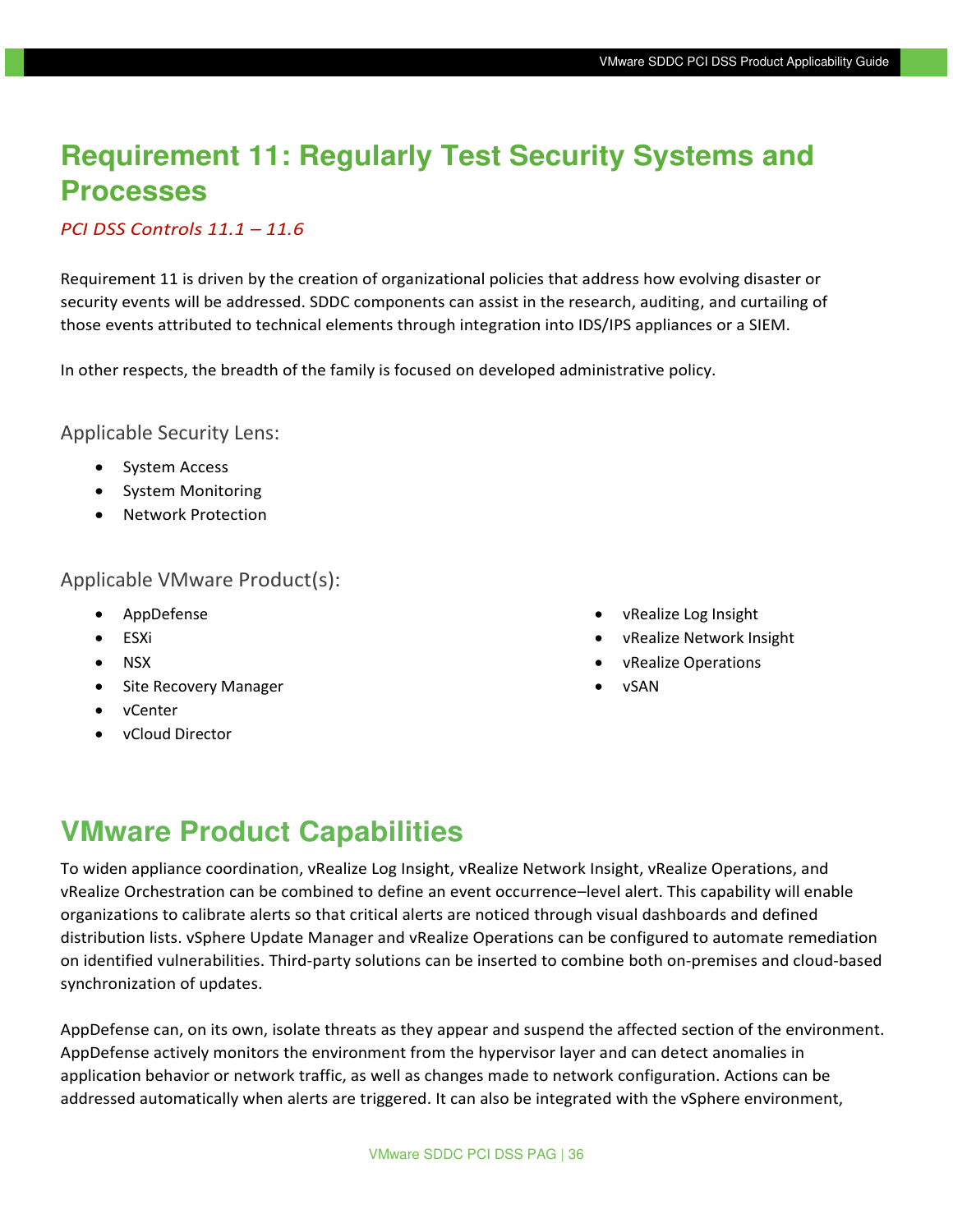# Requirement 11: Regularly Test Security Systems and Processes

*PCI DSS Controls 11.1 – 11.6*

Requirement 11 is driven by the creation of organizational policies that address how evolving disaster or security events will be addressed. SDDC components can assist in the research, auditing, and curtailing of those events attributed to technical elements through integration into IDS/IPS appliances or a SIEM.

In other respects, the breadth of the family is focused on developed administrative policy.

### Applicable Security Lens:

- System Access
- System Monitoring
- Network Protection

### Applicable VMware Product(s):

- AppDefense
- ESXi
- NSX
- Site Recovery Manager
- vCenter
- vCloud Director
- vRealize Log Insight
- vRealize Network Insight
- vRealize Operations
- vSAN

# VMware Product Capabilities

To widen appliance coordination, vRealize Log Insight, vRealize Network Insight, vRealize Operations, and vRealize Orchestration can be combined to define an event occurrence–level alert. This capability will enable organizations to calibrate alerts so that critical alerts are noticed through visual dashboards and defined distribution lists. vSphere Update Manager and vRealize Operations can be configured to automate remediation on identified vulnerabilities. Third-party solutions can be inserted to combine both on-premises and cloud-based synchronization of updates.

AppDefense can, on its own, isolate threats as they appear and suspend the affected section of the environment. AppDefense actively monitors the environment from the hypervisor layer and can detect anomalies in application behavior or network traffic, as well as changes made to network configuration. Actions can be addressed automatically when alerts are triggered. It can also be integrated with the vSphere environment,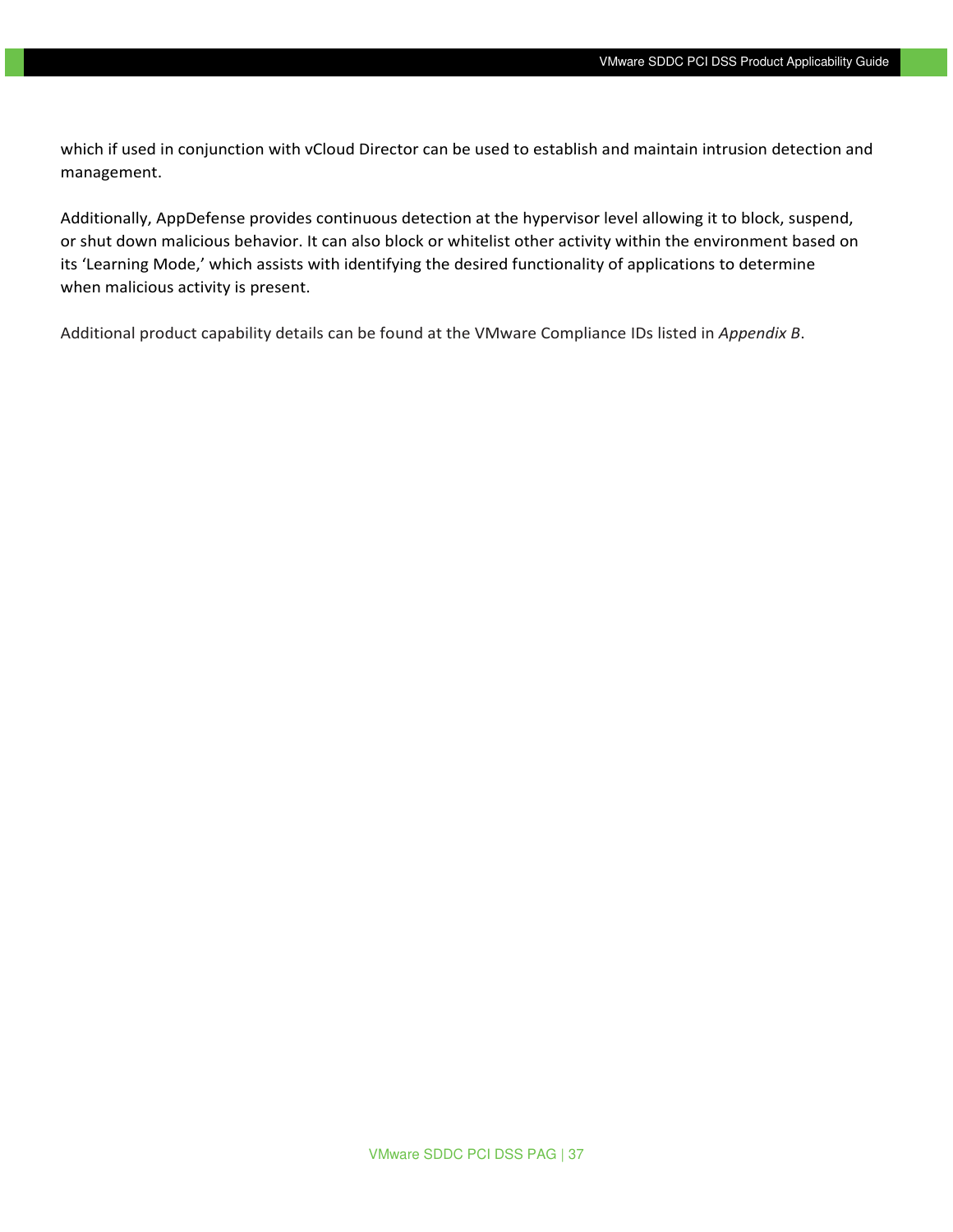which if used in conjunction with vCloud Director can be used to establish and maintain intrusion detection and management.

Additionally, AppDefense provides continuous detection at the hypervisor level allowing it to block, suspend, or shut down malicious behavior. It can also block or whitelist other activity within the environment based on its 'Learning Mode,' which assists with identifying the desired functionality of applications to determine when malicious activity is present.

Additional product capability details can be found at the VMware Compliance IDs listed in *Appendix B*.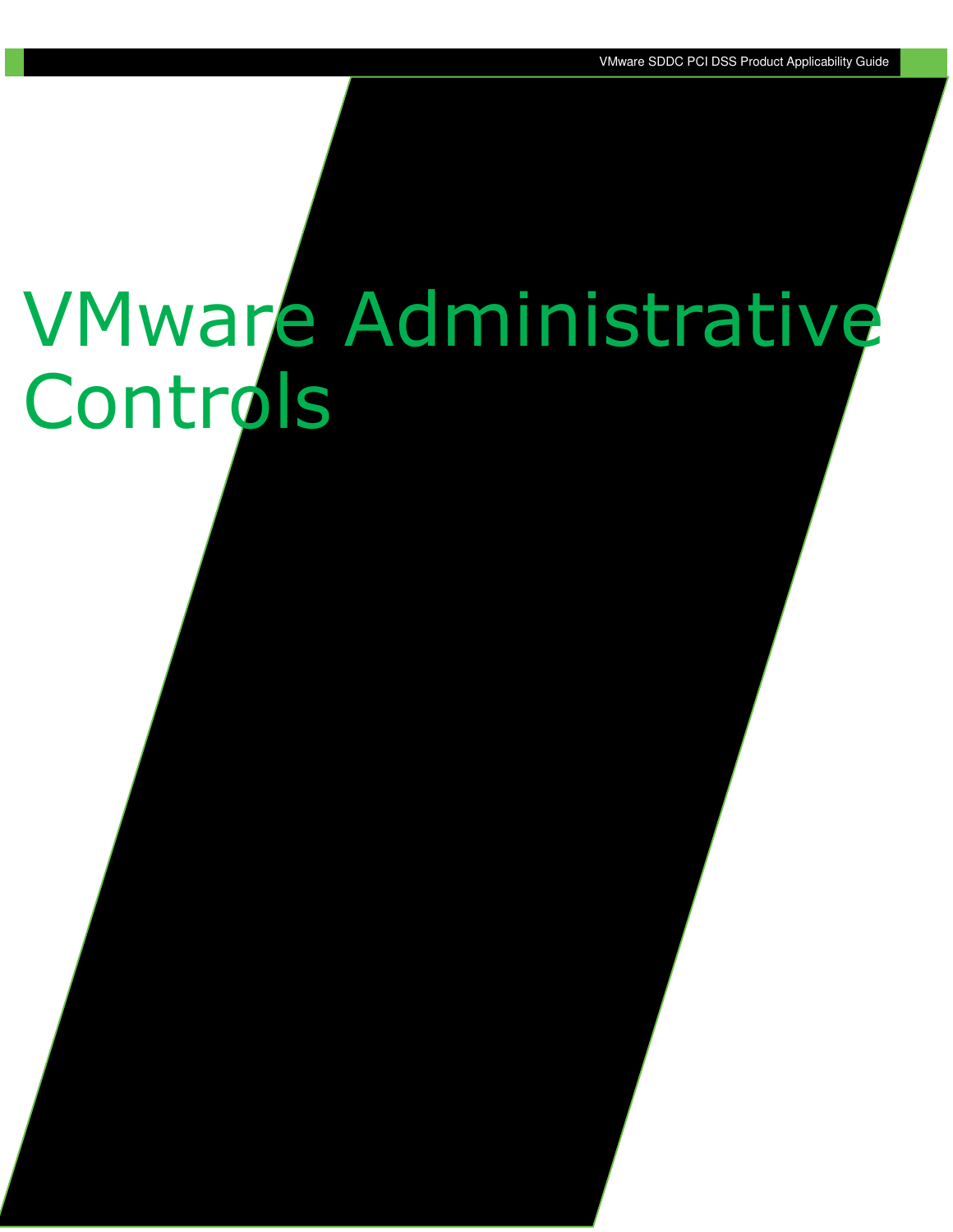# VMware Administrative Controls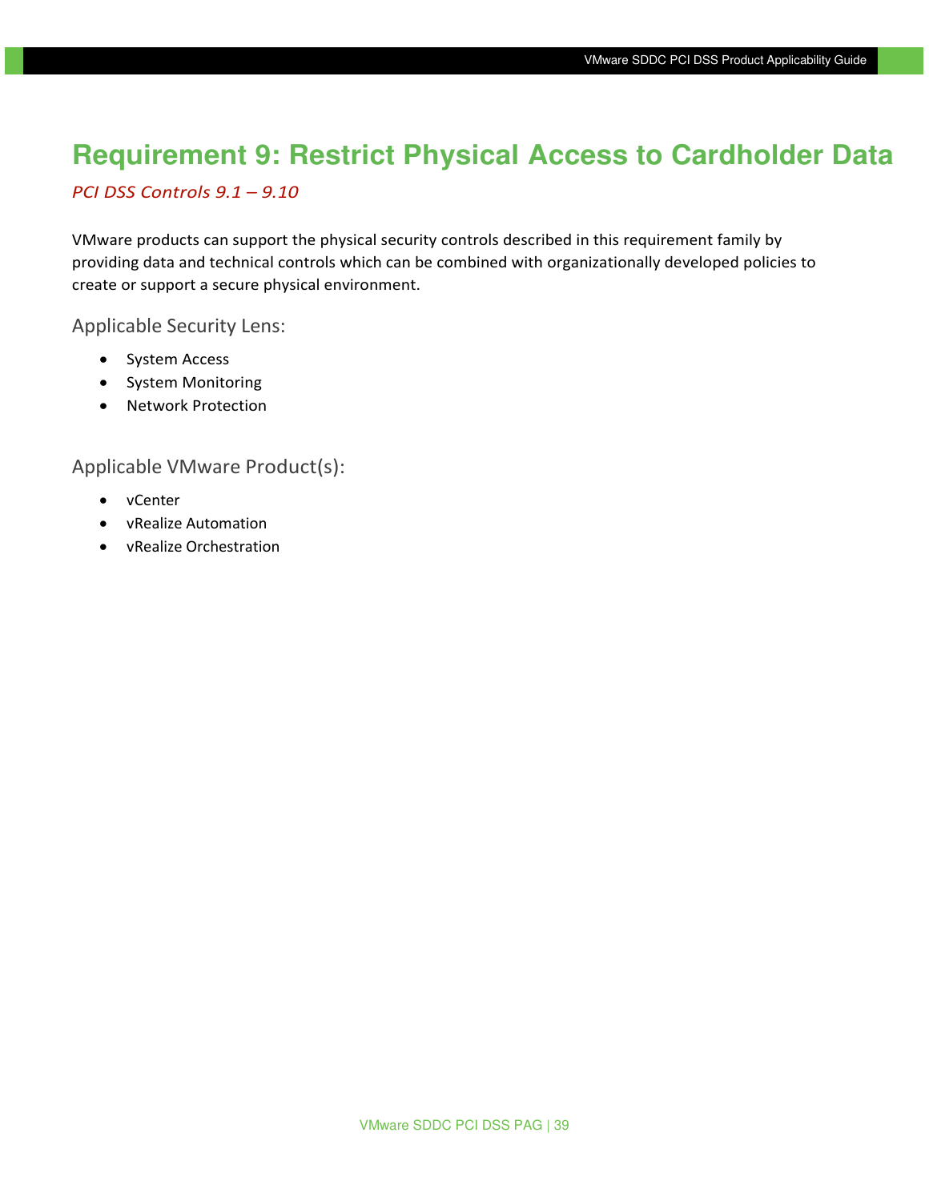# Requirement 9: Restrict Physical Access to Cardholder Data

*PCI DSS Controls 9.1 – 9.10*

VMware products can support the physical security controls described in this requirement family by providing data and technical controls which can be combined with organizationally developed policies to create or support a secure physical environment.

## Applicable Security Lens:

- System Access
- System Monitoring
- Network Protection

## Applicable VMware Product(s):

- vCenter
- vRealize Automation
- vRealize Orchestration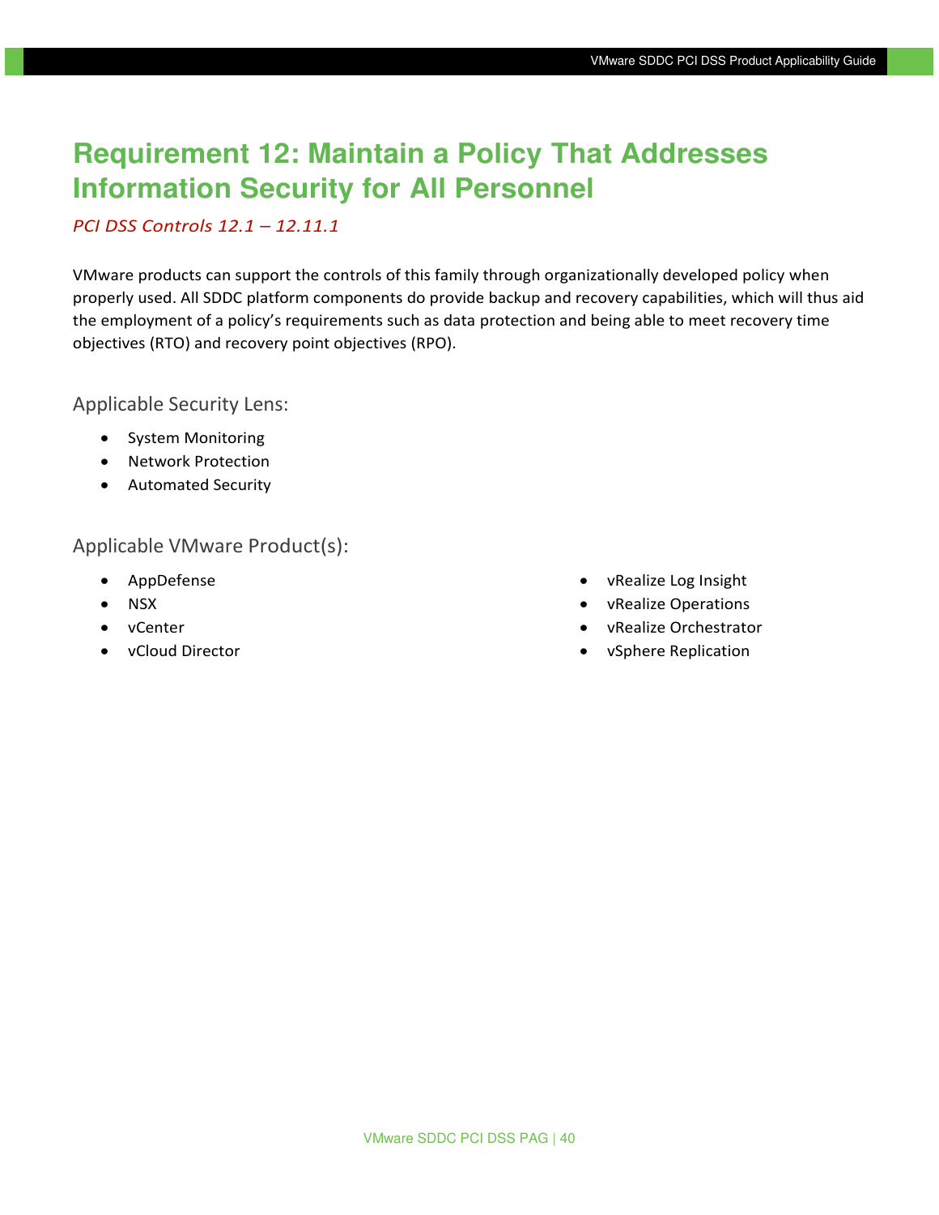# Requirement 12: Maintain a Policy That Addresses Information Security for All Personnel

*PCI DSS Controls 12.1 – 12.11.1*

VMware products can support the controls of this family through organizationally developed policy when properly used. All SDDC platform components do provide backup and recovery capabilities, which will thus aid the employment of a policy's requirements such as data protection and being able to meet recovery time objectives (RTO) and recovery point objectives (RPO).

## Applicable Security Lens:

- System Monitoring
- Network Protection
- Automated Security

## Applicable VMware Product(s):

- AppDefense
- NSX
- vCenter
- vCloud Director
- vRealize Log Insight
- vRealize Operations
- vRealize Orchestrator
- vSphere Replication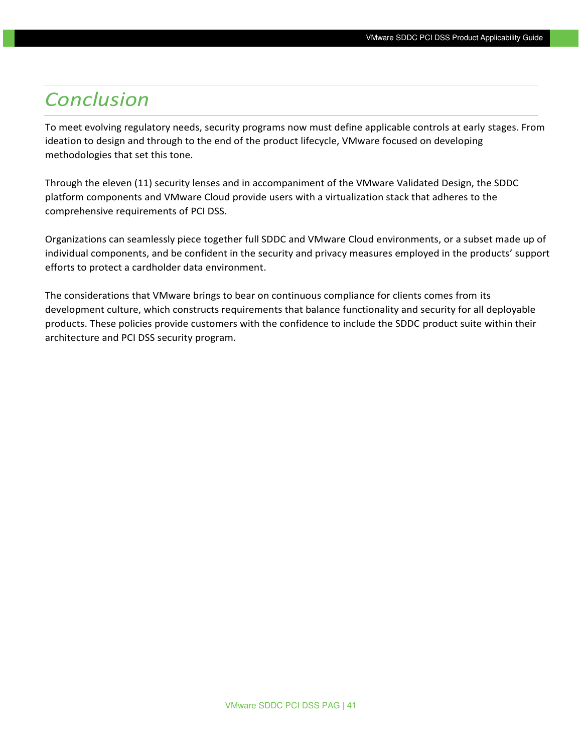# Conclusion

To meet evolving regulatory needs, security programs now must define applicable controls at early stages. From ideation to design and through to the end of the product lifecycle, VMware focused on developing methodologies that set this tone.

Through the eleven (11) security lenses and in accompaniment of the VMware Validated Design, the SDDC platform components and VMware Cloud provide users with a virtualization stack that adheres to the comprehensive requirements of PCI DSS.

Organizations can seamlessly piece together full SDDC and VMware Cloud environments, or a subset made up of individual components, and be confident in the security and privacy measures employed in the products' support efforts to protect a cardholder data environment.

The considerations that VMware brings to bear on continuous compliance for clients comes from its development culture, which constructs requirements that balance functionality and security for all deployable products. These policies provide customers with the confidence to include the SDDC product suite within their architecture and PCI DSS security program.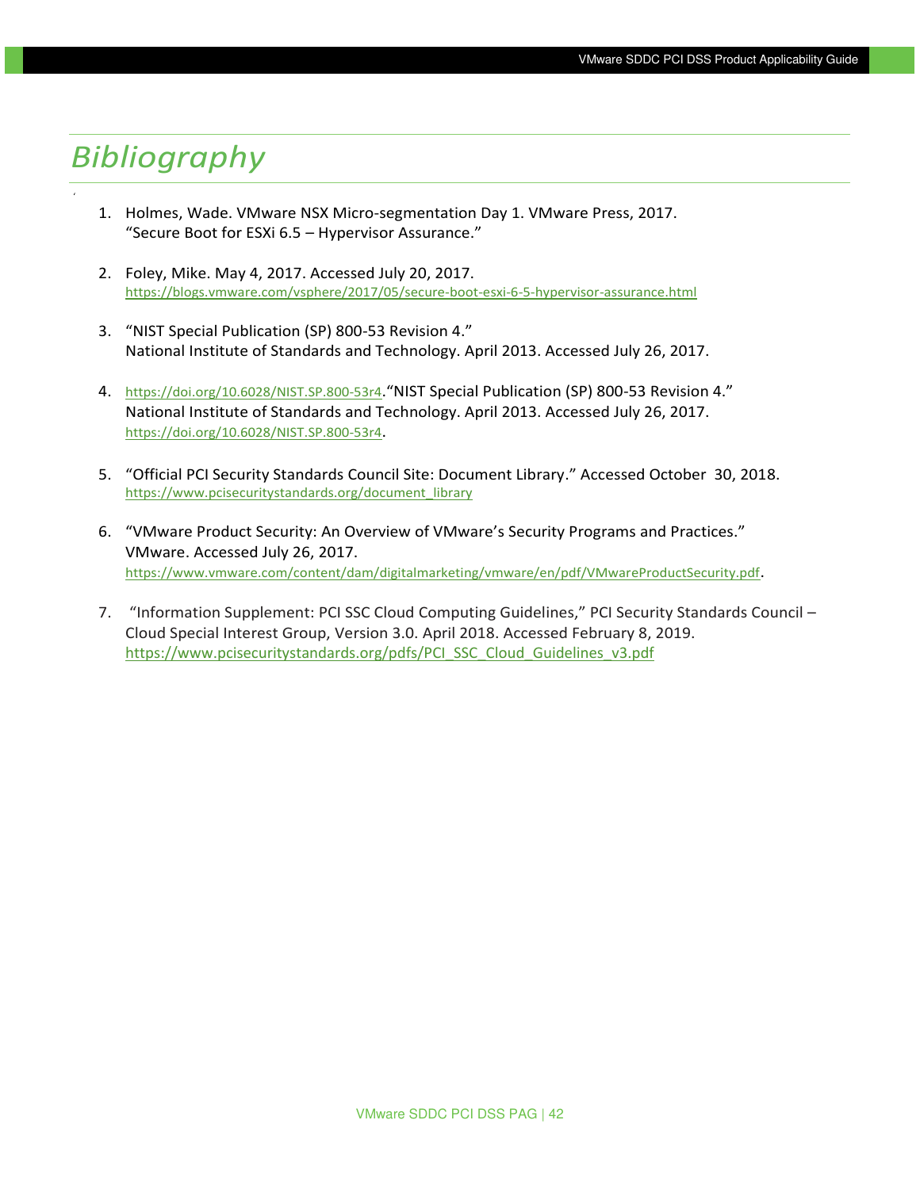# *Bibliography*

1. Holmes, Wade. VMware NSX Micro-segmentation Day 1. VMware Press, 2017. "Secure Boot for ESXi 6.5 – Hypervisor Assurance."

2. Foley, Mike. May 4, 2017. Accessed July 20, 2017. https://blogs.vmware.com/vsphere/2017/05/secure-boot-esxi-6-5-hypervisor-assurance.html

3. "NIST Special Publication (SP) 800-53 Revision 4." National Institute of Standards and Technology. April 2013. Accessed July 26, 2017.

4. https://doi.org/10.6028/NIST.SP.800-53r4."NIST Special Publication (SP) 800-53 Revision 4." National Institute of Standards and Technology. April 2013. Accessed July 26, 2017. https://doi.org/10.6028/NIST.SP.800-53r4.

5. "Official PCI Security Standards Council Site: Document Library." Accessed October 30, 2018. https://www.pcisecuritystandards.org/document_library

6. "VMware Product Security: An Overview of VMware's Security Programs and Practices." VMware. Accessed July 26, 2017. https://www.vmware.com/content/dam/digitalmarketing/vmware/en/pdf/VMwareProductSecurity.pdf.

7. "Information Supplement: PCI SSC Cloud Computing Guidelines," PCI Security Standards Council – Cloud Special Interest Group, Version 3.0. April 2018. Accessed February 8, 2019. https://www.pcisecuritystandards.org/pdfs/PCI_SSC_Cloud_Guidelines_v3.pdf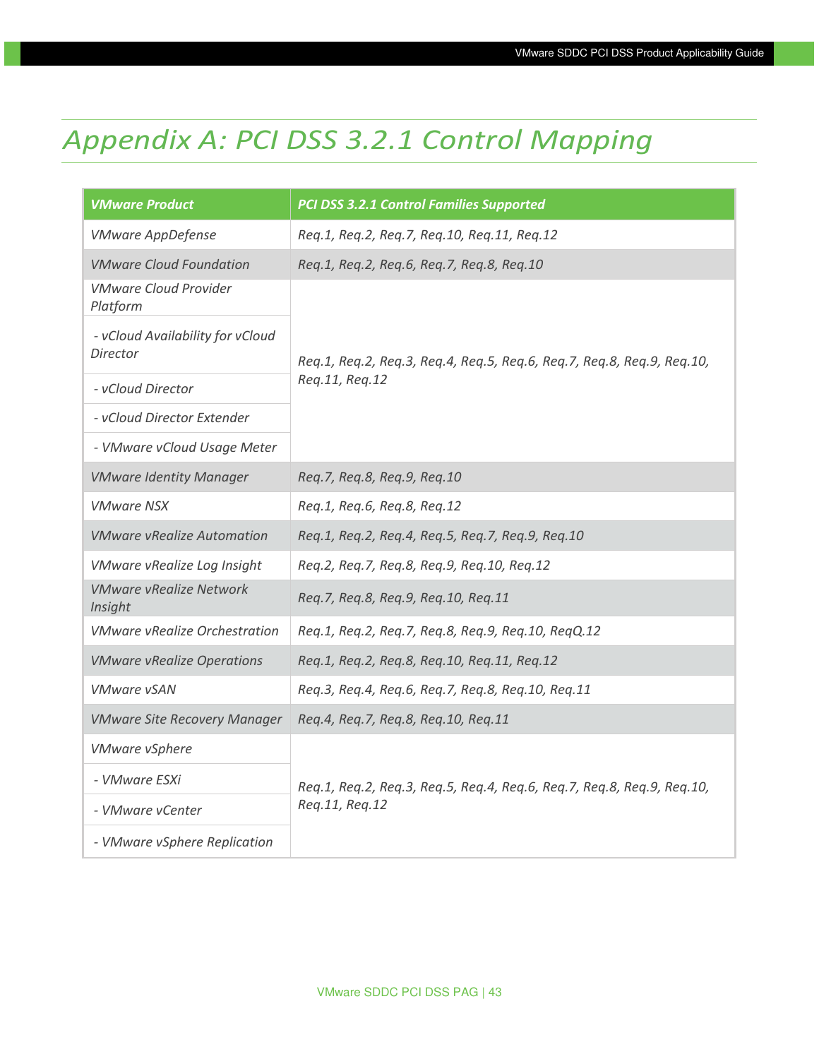# Appendix A: PCI DSS 3.2.1 Control Mapping

| VMware Product | PCI DSS 3.2.1 Control Families Supported |
|---|---|
| VMware AppDefense | Req.1, Req.2, Req.7, Req.10, Req.11, Req.12 |
| VMware Cloud Foundation | Req.1, Req.2, Req.6, Req.7, Req.8, Req.10 |
| VMware Cloud Provider Platform<br>- vCloud Availability for vCloud Director<br>- vCloud Director<br>- vCloud Director Extender<br>- VMware vCloud Usage Meter | Req.1, Req.2, Req.3, Req.4, Req.5, Req.6, Req.7, Req.8, Req.9, Req.10, Req.11, Req.12 |
| VMware Identity Manager | Req.7, Req.8, Req.9, Req.10 |
| VMware NSX | Req.1, Req.6, Req.8, Req.12 |
| VMware vRealize Automation | Req.1, Req.2, Req.4, Req.5, Req.7, Req.9, Req.10 |
| VMware vRealize Log Insight | Req.2, Req.7, Req.8, Req.9, Req.10, Req.12 |
| VMware vRealize Network Insight | Req.7, Req.8, Req.9, Req.10, Req.11 |
| VMware vRealize Orchestration | Req.1, Req.2, Req.7, Req.8, Req.9, Req.10, ReqQ.12 |
| VMware vRealize Operations | Req.1, Req.2, Req.8, Req.10, Req.11, Req.12 |
| VMware vSAN | Req.3, Req.4, Req.6, Req.7, Req.8, Req.10, Req.11 |
| VMware Site Recovery Manager | Req.4, Req.7, Req.8, Req.10, Req.11 |
| VMware vSphere<br>- VMware ESXi<br>- VMware vCenter<br>- VMware vSphere Replication | Req.1, Req.2, Req.3, Req.5, Req.4, Req.6, Req.7, Req.8, Req.9, Req.10, Req.11, Req.12 |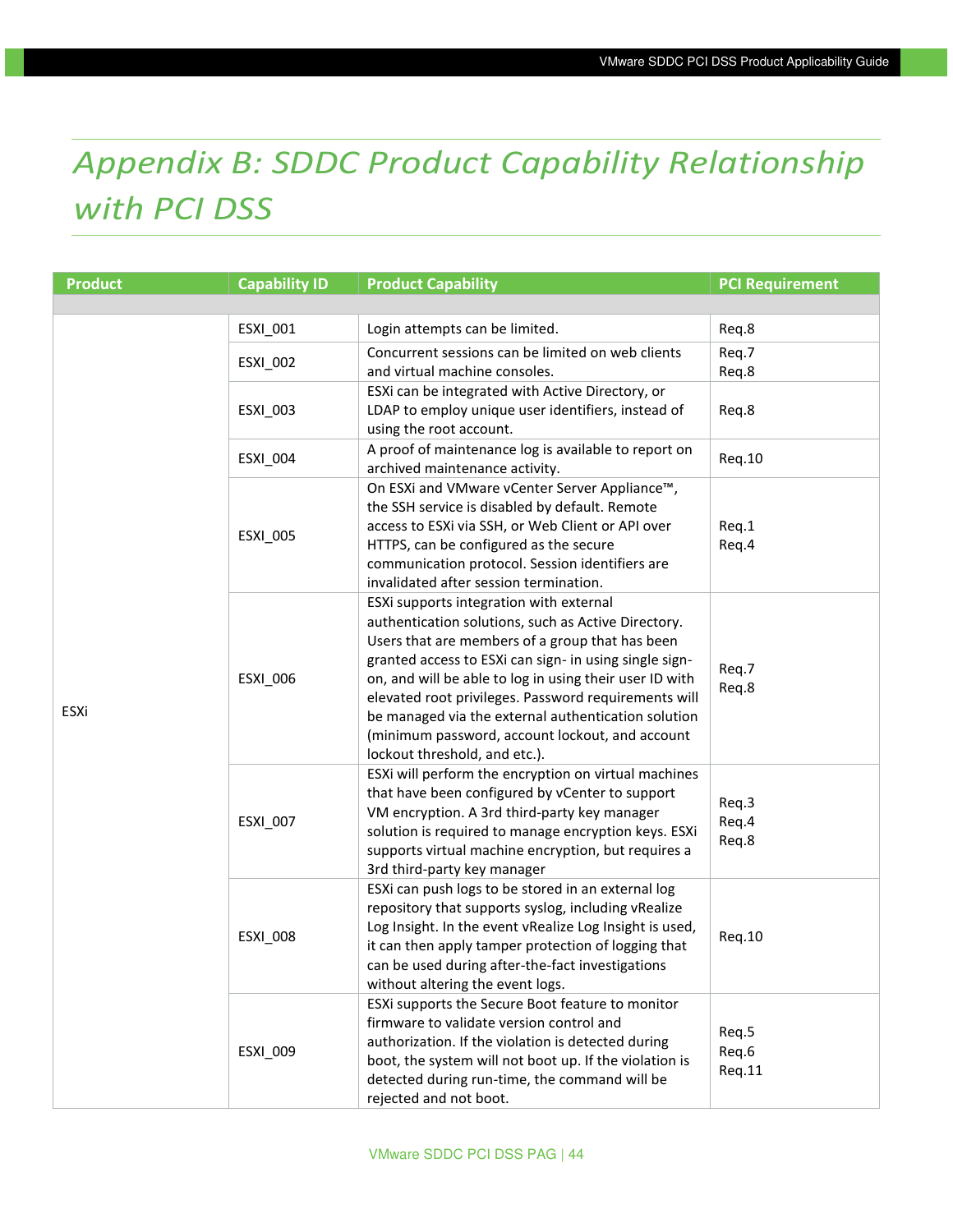# Appendix B: SDDC Product Capability Relationship with PCI DSS

| Product | Capability ID | Product Capability | PCI Requirement |
|---|---|---|---|
| | | | |
| ESXi | ESXI_001 | Login attempts can be limited. | Req.8 |
| | ESXI_002 | Concurrent sessions can be limited on web clients and virtual machine consoles. | Req.7<br>Req.8 |
| | ESXI_003 | ESXi can be integrated with Active Directory, or LDAP to employ unique user identifiers, instead of using the root account. | Req.8 |
| | ESXI_004 | A proof of maintenance log is available to report on archived maintenance activity. | Req.10 |
| | ESXI_005 | On ESXi and VMware vCenter Server Appliance™, the SSH service is disabled by default. Remote access to ESXi via SSH, or Web Client or API over HTTPS, can be configured as the secure communication protocol. Session identifiers are invalidated after session termination. | Req.1<br>Req.4 |
| | ESXI_006 | ESXi supports integration with external authentication solutions, such as Active Directory. Users that are members of a group that has been granted access to ESXi can sign- in using single sign-on, and will be able to log in using their user ID with elevated root privileges. Password requirements will be managed via the external authentication solution (minimum password, account lockout, and account lockout threshold, and etc.). | Req.7<br>Req.8 |
| | ESXI_007 | ESXi will perform the encryption on virtual machines that have been configured by vCenter to support VM encryption. A 3rd third-party key manager solution is required to manage encryption keys. ESXi supports virtual machine encryption, but requires a 3rd third-party key manager | Req.3<br>Req.4<br>Req.8 |
| | ESXI_008 | ESXi can push logs to be stored in an external log repository that supports syslog, including vRealize Log Insight. In the event vRealize Log Insight is used, it can then apply tamper protection of logging that can be used during after-the-fact investigations without altering the event logs. | Req.10 |
| | ESXI_009 | ESXi supports the Secure Boot feature to monitor firmware to validate version control and authorization. If the violation is detected during boot, the system will not boot up. If the violation is detected during run-time, the command will be rejected and not boot. | Req.5<br>Req.6<br>Req.11 |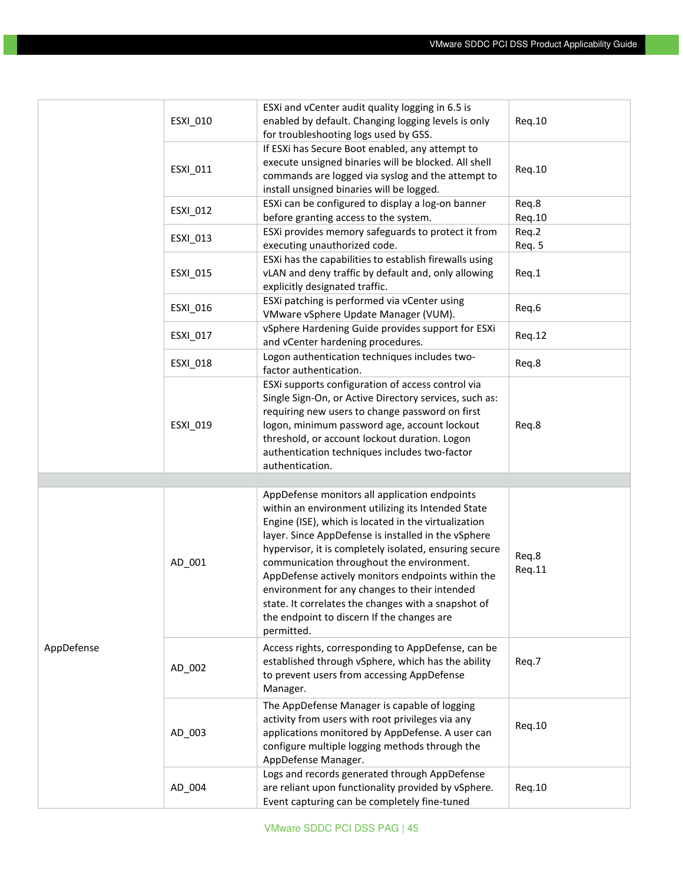| | | | |
|---|---|---|---|
| | ESXI_010 | ESXi and vCenter audit quality logging in 6.5 is enabled by default. Changing logging levels is only for troubleshooting logs used by GSS. | Req.10 |
| | ESXI_011 | If ESXi has Secure Boot enabled, any attempt to execute unsigned binaries will be blocked. All shell commands are logged via syslog and the attempt to install unsigned binaries will be logged. | Req.10 |
| | ESXI_012 | ESXi can be configured to display a log-on banner before granting access to the system. | Req.8<br>Req.10 |
| | ESXI_013 | ESXi provides memory safeguards to protect it from executing unauthorized code. | Req.2<br>Req. 5 |
| | ESXI_015 | ESXi has the capabilities to establish firewalls using vLAN and deny traffic by default and, only allowing explicitly designated traffic. | Req.1 |
| | ESXI_016 | ESXi patching is performed via vCenter using VMware vSphere Update Manager (VUM). | Req.6 |
| | ESXI_017 | vSphere Hardening Guide provides support for ESXi and vCenter hardening procedures. | Req.12 |
| | ESXI_018 | Logon authentication techniques includes two-factor authentication. | Req.8 |
| | ESXI_019 | ESXi supports configuration of access control via Single Sign-On, or Active Directory services, such as: requiring new users to change password on first logon, minimum password age, account lockout threshold, or account lockout duration. Logon authentication techniques includes two-factor authentication. | Req.8 |
| | | | |
| AppDefense | AD_001 | AppDefense monitors all application endpoints within an environment utilizing its Intended State Engine (ISE), which is located in the virtualization layer. Since AppDefense is installed in the vSphere hypervisor, it is completely isolated, ensuring secure communication throughout the environment. AppDefense actively monitors endpoints within the environment for any changes to their intended state. It correlates the changes with a snapshot of the endpoint to discern If the changes are permitted. | Req.8<br>Req.11 |
| | AD_002 | Access rights, corresponding to AppDefense, can be established through vSphere, which has the ability to prevent users from accessing AppDefense Manager. | Req.7 |
| | AD_003 | The AppDefense Manager is capable of logging activity from users with root privileges via any applications monitored by AppDefense. A user can configure multiple logging methods through the AppDefense Manager. | Req.10 |
| | AD_004 | Logs and records generated through AppDefense are reliant upon functionality provided by vSphere. Event capturing can be completely fine-tuned | Req.10 |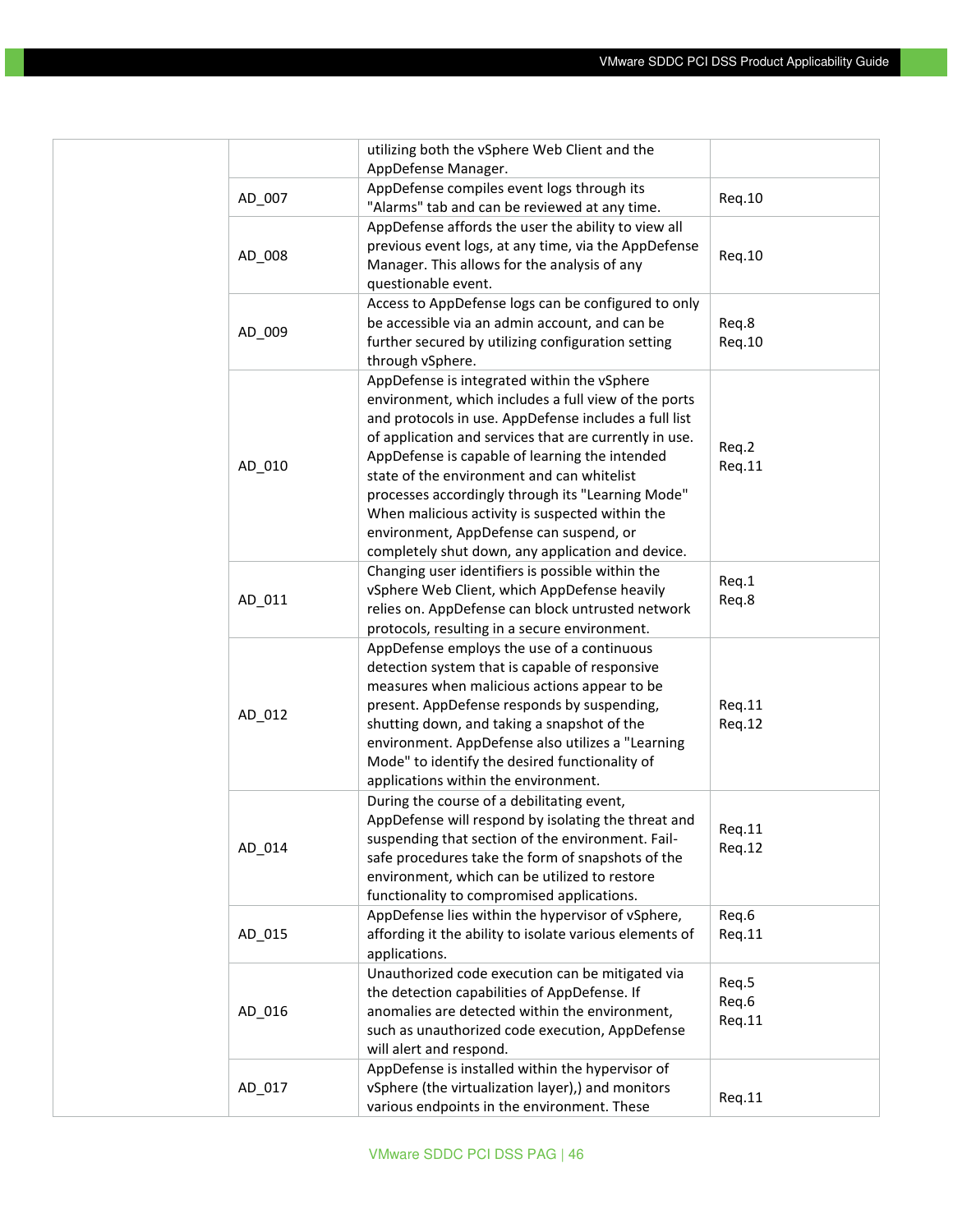| | | | |
|---|---|---|---|
| | | utilizing both the vSphere Web Client and the AppDefense Manager. | |
| | AD_007 | AppDefense compiles event logs through its "Alarms" tab and can be reviewed at any time. | Req.10 |
| | AD_008 | AppDefense affords the user the ability to view all previous event logs, at any time, via the AppDefense Manager. This allows for the analysis of any questionable event. | Req.10 |
| | AD_009 | Access to AppDefense logs can be configured to only be accessible via an admin account, and can be further secured by utilizing configuration setting through vSphere. | Req.8<br>Req.10 |
| | AD_010 | AppDefense is integrated within the vSphere environment, which includes a full view of the ports and protocols in use. AppDefense includes a full list of application and services that are currently in use. AppDefense is capable of learning the intended state of the environment and can whitelist processes accordingly through its "Learning Mode" When malicious activity is suspected within the environment, AppDefense can suspend, or completely shut down, any application and device. | Req.2<br>Req.11 |
| | AD_011 | Changing user identifiers is possible within the vSphere Web Client, which AppDefense heavily relies on. AppDefense can block untrusted network protocols, resulting in a secure environment. | Req.1<br>Req.8 |
| | AD_012 | AppDefense employs the use of a continuous detection system that is capable of responsive measures when malicious actions appear to be present. AppDefense responds by suspending, shutting down, and taking a snapshot of the environment. AppDefense also utilizes a "Learning Mode" to identify the desired functionality of applications within the environment. | Req.11<br>Req.12 |
| | AD_014 | During the course of a debilitating event, AppDefense will respond by isolating the threat and suspending that section of the environment. Fail-safe procedures take the form of snapshots of the environment, which can be utilized to restore functionality to compromised applications. | Req.11<br>Req.12 |
| | AD_015 | AppDefense lies within the hypervisor of vSphere, affording it the ability to isolate various elements of applications. | Req.6<br>Req.11 |
| | AD_016 | Unauthorized code execution can be mitigated via the detection capabilities of AppDefense. If anomalies are detected within the environment, such as unauthorized code execution, AppDefense will alert and respond. | Req.5<br>Req.6<br>Req.11 |
| | AD_017 | AppDefense is installed within the hypervisor of vSphere (the virtualization layer),) and monitors various endpoints in the environment. These | Req.11 |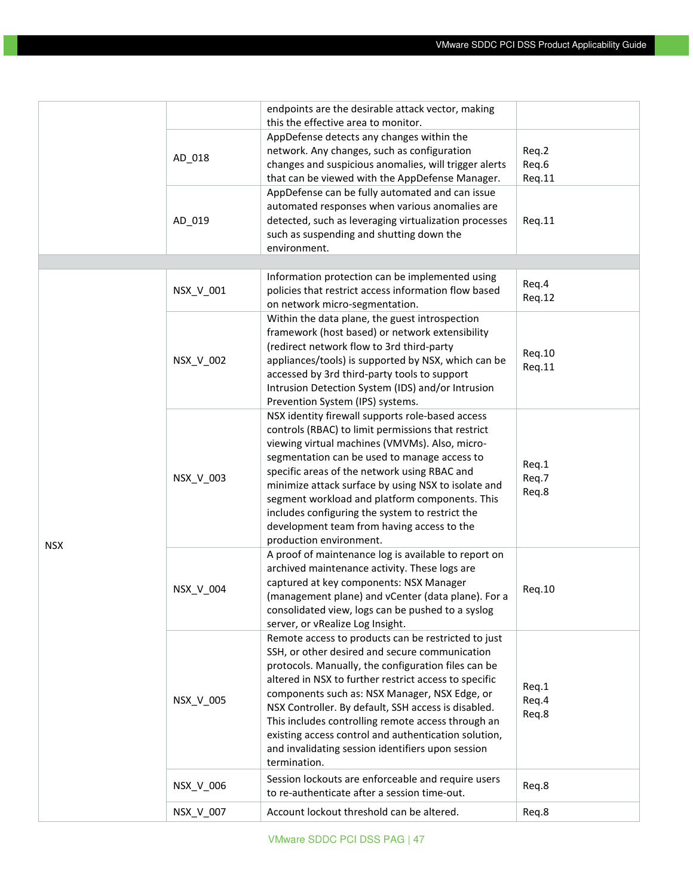| | | | |
|---|---|---|---|
| | | endpoints are the desirable attack vector, making this the effective area to monitor. | |
| | AD_018 | AppDefense detects any changes within the network. Any changes, such as configuration changes and suspicious anomalies, will trigger alerts that can be viewed with the AppDefense Manager. | Req.2<br>Req.6<br>Req.11 |
| | AD_019 | AppDefense can be fully automated and can issue automated responses when various anomalies are detected, such as leveraging virtualization processes such as suspending and shutting down the environment. | Req.11 |
| | | | |
| NSX | NSX_V_001 | Information protection can be implemented using policies that restrict access information flow based on network micro-segmentation. | Req.4<br>Req.12 |
| | NSX_V_002 | Within the data plane, the guest introspection framework (host based) or network extensibility (redirect network flow to 3rd third-party appliances/tools) is supported by NSX, which can be accessed by 3rd third-party tools to support Intrusion Detection System (IDS) and/or Intrusion Prevention System (IPS) systems. | Req.10<br>Req.11 |
| | NSX_V_003 | NSX identity firewall supports role-based access controls (RBAC) to limit permissions that restrict viewing virtual machines (VMVMs). Also, micro-segmentation can be used to manage access to specific areas of the network using RBAC and minimize attack surface by using NSX to isolate and segment workload and platform components. This includes configuring the system to restrict the development team from having access to the production environment. | Req.1<br>Req.7<br>Req.8 |
| | NSX_V_004 | A proof of maintenance log is available to report on archived maintenance activity. These logs are captured at key components: NSX Manager (management plane) and vCenter (data plane). For a consolidated view, logs can be pushed to a syslog server, or vRealize Log Insight. | Req.10 |
| | NSX_V_005 | Remote access to products can be restricted to just SSH, or other desired and secure communication protocols. Manually, the configuration files can be altered in NSX to further restrict access to specific components such as: NSX Manager, NSX Edge, or NSX Controller. By default, SSH access is disabled. This includes controlling remote access through an existing access control and authentication solution, and invalidating session identifiers upon session termination. | Req.1<br>Req.4<br>Req.8 |
| | NSX_V_006 | Session lockouts are enforceable and require users to re-authenticate after a session time-out. | Req.8 |
| | NSX_V_007 | Account lockout threshold can be altered. | Req.8 |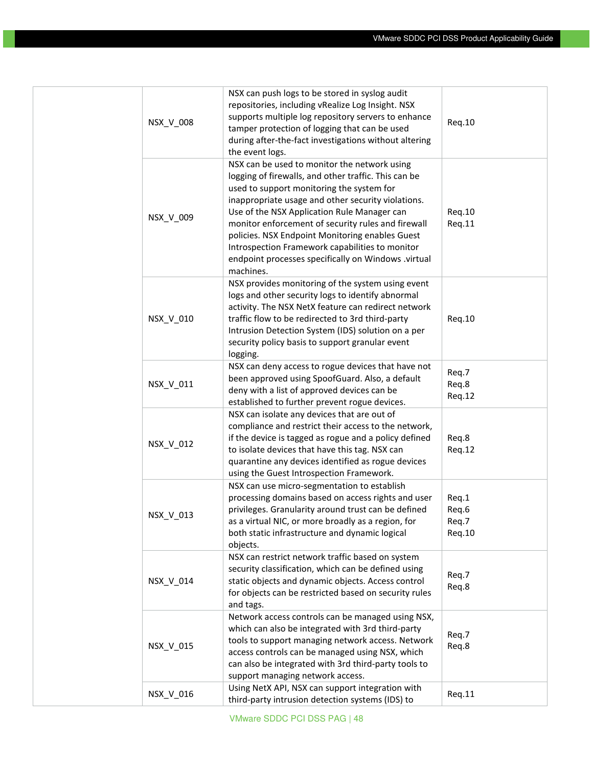| | | | |
|---|---|---|---|
| | NSX_V_008 | NSX can push logs to be stored in syslog audit repositories, including vRealize Log Insight. NSX supports multiple log repository servers to enhance tamper protection of logging that can be used during after-the-fact investigations without altering the event logs. | Req.10 |
| | NSX_V_009 | NSX can be used to monitor the network using logging of firewalls, and other traffic. This can be used to support monitoring the system for inappropriate usage and other security violations. Use of the NSX Application Rule Manager can monitor enforcement of security rules and firewall policies. NSX Endpoint Monitoring enables Guest Introspection Framework capabilities to monitor endpoint processes specifically on Windows .virtual machines. | Req.10<br>Req.11 |
| | NSX_V_010 | NSX provides monitoring of the system using event logs and other security logs to identify abnormal activity. The NSX NetX feature can redirect network traffic flow to be redirected to 3rd third-party Intrusion Detection System (IDS) solution on a per security policy basis to support granular event logging. | Req.10 |
| | NSX_V_011 | NSX can deny access to rogue devices that have not been approved using SpoofGuard. Also, a default deny with a list of approved devices can be established to further prevent rogue devices. | Req.7<br>Req.8<br>Req.12 |
| | NSX_V_012 | NSX can isolate any devices that are out of compliance and restrict their access to the network, if the device is tagged as rogue and a policy defined to isolate devices that have this tag. NSX can quarantine any devices identified as rogue devices using the Guest Introspection Framework. | Req.8<br>Req.12 |
| | NSX_V_013 | NSX can use micro-segmentation to establish processing domains based on access rights and user privileges. Granularity around trust can be defined as a virtual NIC, or more broadly as a region, for both static infrastructure and dynamic logical objects. | Req.1<br>Req.6<br>Req.7<br>Req.10 |
| | NSX_V_014 | NSX can restrict network traffic based on system security classification, which can be defined using static objects and dynamic objects. Access control for objects can be restricted based on security rules and tags. | Req.7<br>Req.8 |
| | NSX_V_015 | Network access controls can be managed using NSX, which can also be integrated with 3rd third-party tools to support managing network access. Network access controls can be managed using NSX, which can also be integrated with 3rd third-party tools to support managing network access. | Req.7<br>Req.8 |
| | NSX_V_016 | Using NetX API, NSX can support integration with third-party intrusion detection systems (IDS) to | Req.11 |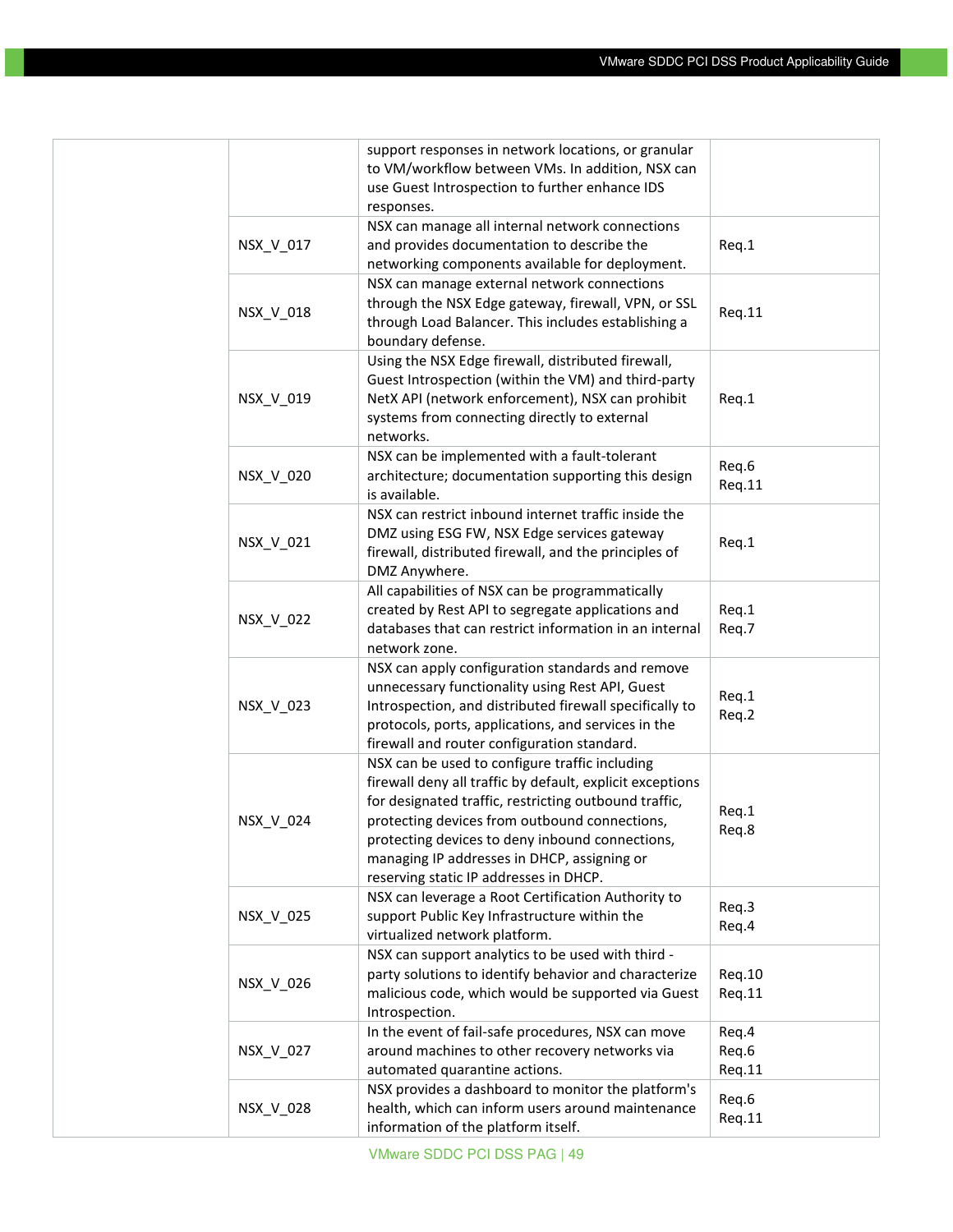| | | | |
|---|---|---|---|
| | | support responses in network locations, or granular to VM/workflow between VMs. In addition, NSX can use Guest Introspection to further enhance IDS responses. | |
| | NSX_V_017 | NSX can manage all internal network connections and provides documentation to describe the networking components available for deployment. | Req.1 |
| | NSX_V_018 | NSX can manage external network connections through the NSX Edge gateway, firewall, VPN, or SSL through Load Balancer. This includes establishing a boundary defense. | Req.11 |
| | NSX_V_019 | Using the NSX Edge firewall, distributed firewall, Guest Introspection (within the VM) and third-party NetX API (network enforcement), NSX can prohibit systems from connecting directly to external networks. | Req.1 |
| | NSX_V_020 | NSX can be implemented with a fault-tolerant architecture; documentation supporting this design is available. | Req.6<br>Req.11 |
| | NSX_V_021 | NSX can restrict inbound internet traffic inside the DMZ using ESG FW, NSX Edge services gateway firewall, distributed firewall, and the principles of DMZ Anywhere. | Req.1 |
| | NSX_V_022 | All capabilities of NSX can be programmatically created by Rest API to segregate applications and databases that can restrict information in an internal network zone. | Req.1<br>Req.7 |
| | NSX_V_023 | NSX can apply configuration standards and remove unnecessary functionality using Rest API, Guest Introspection, and distributed firewall specifically to protocols, ports, applications, and services in the firewall and router configuration standard. | Req.1<br>Req.2 |
| | NSX_V_024 | NSX can be used to configure traffic including firewall deny all traffic by default, explicit exceptions for designated traffic, restricting outbound traffic, protecting devices from outbound connections, protecting devices to deny inbound connections, managing IP addresses in DHCP, assigning or reserving static IP addresses in DHCP. | Req.1<br>Req.8 |
| | NSX_V_025 | NSX can leverage a Root Certification Authority to support Public Key Infrastructure within the virtualized network platform. | Req.3<br>Req.4 |
| | NSX_V_026 | NSX can support analytics to be used with third - party solutions to identify behavior and characterize malicious code, which would be supported via Guest Introspection. | Req.10<br>Req.11 |
| | NSX_V_027 | In the event of fail-safe procedures, NSX can move around machines to other recovery networks via automated quarantine actions. | Req.4<br>Req.6<br>Req.11 |
| | NSX_V_028 | NSX provides a dashboard to monitor the platform's health, which can inform users around maintenance information of the platform itself. | Req.6<br>Req.11 |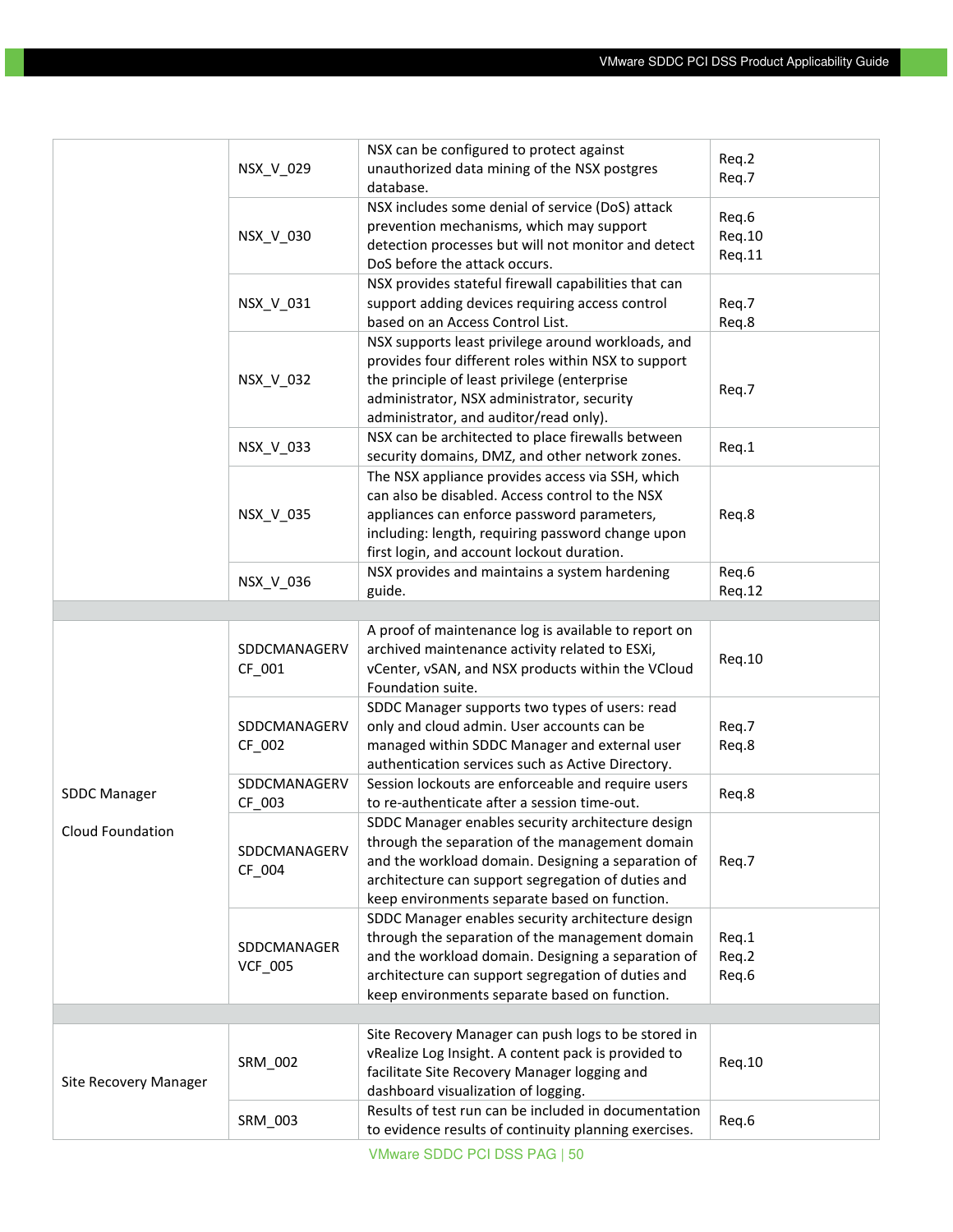| | | | |
|---|---|---|---|
| | NSX_V_029 | NSX can be configured to protect against unauthorized data mining of the NSX postgres database. | Req.2<br>Req.7 |
| | NSX_V_030 | NSX includes some denial of service (DoS) attack prevention mechanisms, which may support detection processes but will not monitor and detect DoS before the attack occurs. | Req.6<br>Req.10<br>Req.11 |
| | NSX_V_031 | NSX provides stateful firewall capabilities that can support adding devices requiring access control based on an Access Control List. | Req.7<br>Req.8 |
| | NSX_V_032 | NSX supports least privilege around workloads, and provides four different roles within NSX to support the principle of least privilege (enterprise administrator, NSX administrator, security administrator, and auditor/read only). | Req.7 |
| | NSX_V_033 | NSX can be architected to place firewalls between security domains, DMZ, and other network zones. | Req.1 |
| | NSX_V_035 | The NSX appliance provides access via SSH, which can also be disabled. Access control to the NSX appliances can enforce password parameters, including: length, requiring password change upon first login, and account lockout duration. | Req.8 |
| | NSX_V_036 | NSX provides and maintains a system hardening guide. | Req.6<br>Req.12 |
| | | | |
| SDDC Manager<br><br>Cloud Foundation | SDDCMANAGERVCF_001 | A proof of maintenance log is available to report on archived maintenance activity related to ESXi, vCenter, vSAN, and NSX products within the VCloud Foundation suite. | Req.10 |
| | SDDCMANAGERVCF_002 | SDDC Manager supports two types of users: read only and cloud admin. User accounts can be managed within SDDC Manager and external user authentication services such as Active Directory. | Req.7<br>Req.8 |
| | SDDCMANAGERVCF_003 | Session lockouts are enforceable and require users to re-authenticate after a session time-out. | Req.8 |
| | SDDCMANAGERVCF_004 | SDDC Manager enables security architecture design through the separation of the management domain and the workload domain. Designing a separation of architecture can support segregation of duties and keep environments separate based on function. | Req.7 |
| | SDDCMANAGERVCF_005 | SDDC Manager enables security architecture design through the separation of the management domain and the workload domain. Designing a separation of architecture can support segregation of duties and keep environments separate based on function. | Req.1<br>Req.2<br>Req.6 |
| | | | |
| Site Recovery Manager | SRM_002 | Site Recovery Manager can push logs to be stored in vRealize Log Insight. A content pack is provided to facilitate Site Recovery Manager logging and dashboard visualization of logging. | Req.10 |
| | SRM_003 | Results of test run can be included in documentation to evidence results of continuity planning exercises. | Req.6 |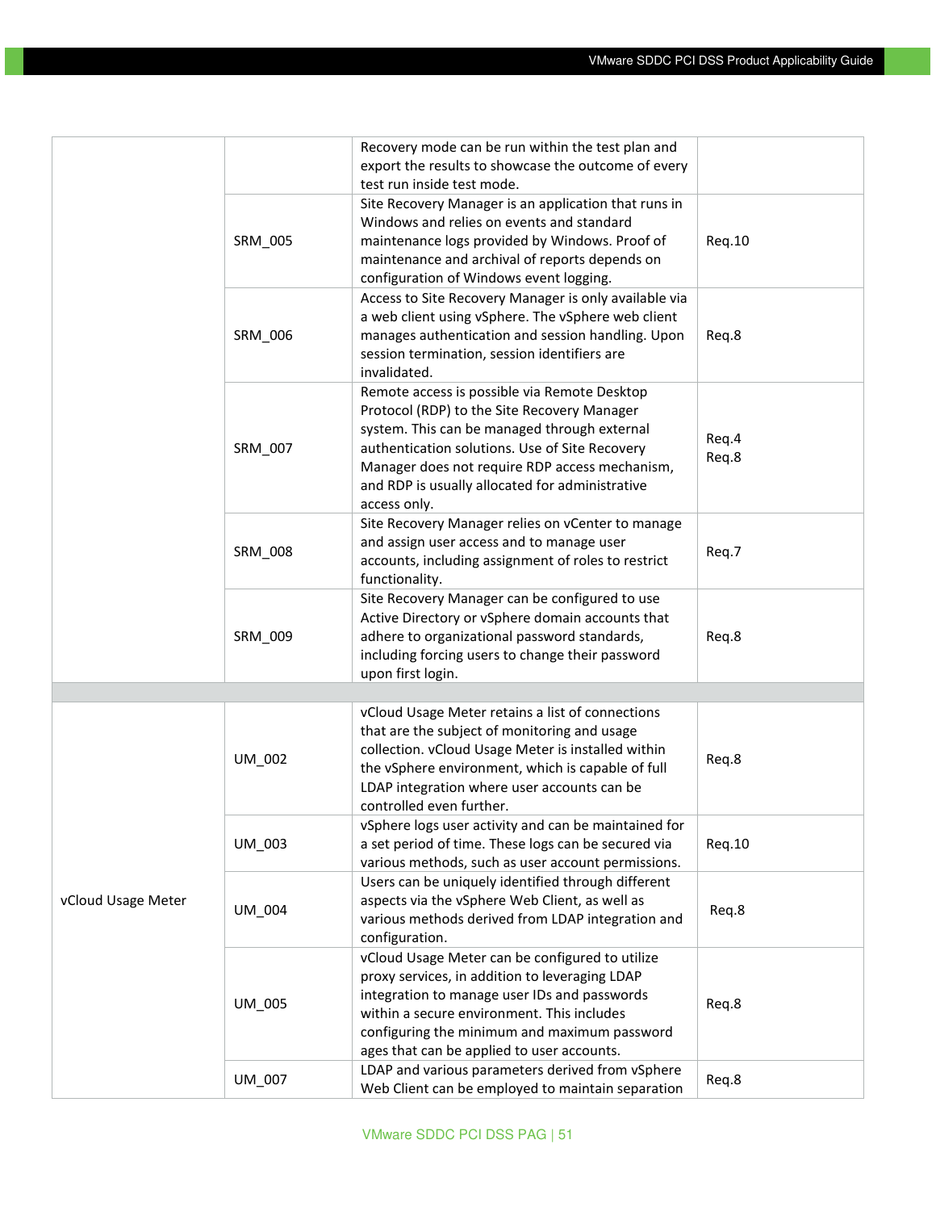| | | | |
|---|---|---|---|
| | | Recovery mode can be run within the test plan and export the results to showcase the outcome of every test run inside test mode. | |
| | SRM_005 | Site Recovery Manager is an application that runs in Windows and relies on events and standard maintenance logs provided by Windows. Proof of maintenance and archival of reports depends on configuration of Windows event logging. | Req.10 |
| | SRM_006 | Access to Site Recovery Manager is only available via a web client using vSphere. The vSphere web client manages authentication and session handling. Upon session termination, session identifiers are invalidated. | Req.8 |
| | SRM_007 | Remote access is possible via Remote Desktop Protocol (RDP) to the Site Recovery Manager system. This can be managed through external authentication solutions. Use of Site Recovery Manager does not require RDP access mechanism, and RDP is usually allocated for administrative access only. | Req.4<br>Req.8 |
| | SRM_008 | Site Recovery Manager relies on vCenter to manage and assign user access and to manage user accounts, including assignment of roles to restrict functionality. | Req.7 |
| | SRM_009 | Site Recovery Manager can be configured to use Active Directory or vSphere domain accounts that adhere to organizational password standards, including forcing users to change their password upon first login. | Req.8 |
| | | | |
| vCloud Usage Meter | UM_002 | vCloud Usage Meter retains a list of connections that are the subject of monitoring and usage collection. vCloud Usage Meter is installed within the vSphere environment, which is capable of full LDAP integration where user accounts can be controlled even further. | Req.8 |
| | UM_003 | vSphere logs user activity and can be maintained for a set period of time. These logs can be secured via various methods, such as user account permissions. | Req.10 |
| | UM_004 | Users can be uniquely identified through different aspects via the vSphere Web Client, as well as various methods derived from LDAP integration and configuration. | Req.8 |
| | UM_005 | vCloud Usage Meter can be configured to utilize proxy services, in addition to leveraging LDAP integration to manage user IDs and passwords within a secure environment. This includes configuring the minimum and maximum password ages that can be applied to user accounts. | Req.8 |
| | UM_007 | LDAP and various parameters derived from vSphere Web Client can be employed to maintain separation | Req.8 |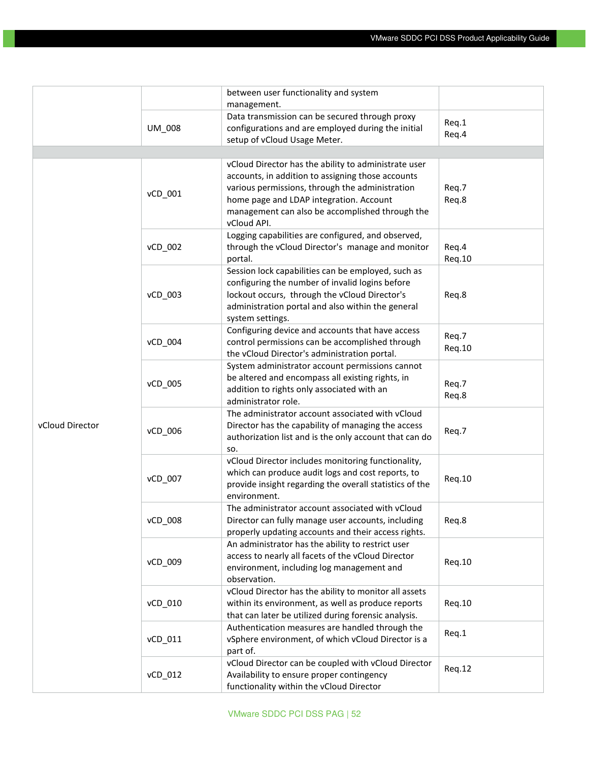| | | | |
|---|---|---|---|
| | | between user functionality and system management. | |
| | UM_008 | Data transmission can be secured through proxy configurations and are employed during the initial setup of vCloud Usage Meter. | Req.1<br>Req.4 |
| | | | |
| vCloud Director | vCD_001 | vCloud Director has the ability to administrate user accounts, in addition to assigning those accounts various permissions, through the administration home page and LDAP integration. Account management can also be accomplished through the vCloud API. | Req.7<br>Req.8 |
| | vCD_002 | Logging capabilities are configured, and observed, through the vCloud Director's manage and monitor portal. | Req.4<br>Req.10 |
| | vCD_003 | Session lock capabilities can be employed, such as configuring the number of invalid logins before lockout occurs, through the vCloud Director's administration portal and also within the general system settings. | Req.8 |
| | vCD_004 | Configuring device and accounts that have access control permissions can be accomplished through the vCloud Director's administration portal. | Req.7<br>Req.10 |
| | vCD_005 | System administrator account permissions cannot be altered and encompass all existing rights, in addition to rights only associated with an administrator role. | Req.7<br>Req.8 |
| | vCD_006 | The administrator account associated with vCloud Director has the capability of managing the access authorization list and is the only account that can do so. | Req.7 |
| | vCD_007 | vCloud Director includes monitoring functionality, which can produce audit logs and cost reports, to provide insight regarding the overall statistics of the environment. | Req.10 |
| | vCD_008 | The administrator account associated with vCloud Director can fully manage user accounts, including properly updating accounts and their access rights. | Req.8 |
| | vCD_009 | An administrator has the ability to restrict user access to nearly all facets of the vCloud Director environment, including log management and observation. | Req.10 |
| | vCD_010 | vCloud Director has the ability to monitor all assets within its environment, as well as produce reports that can later be utilized during forensic analysis. | Req.10 |
| | vCD_011 | Authentication measures are handled through the vSphere environment, of which vCloud Director is a part of. | Req.1 |
| | vCD_012 | vCloud Director can be coupled with vCloud Director Availability to ensure proper contingency functionality within the vCloud Director | Req.12 |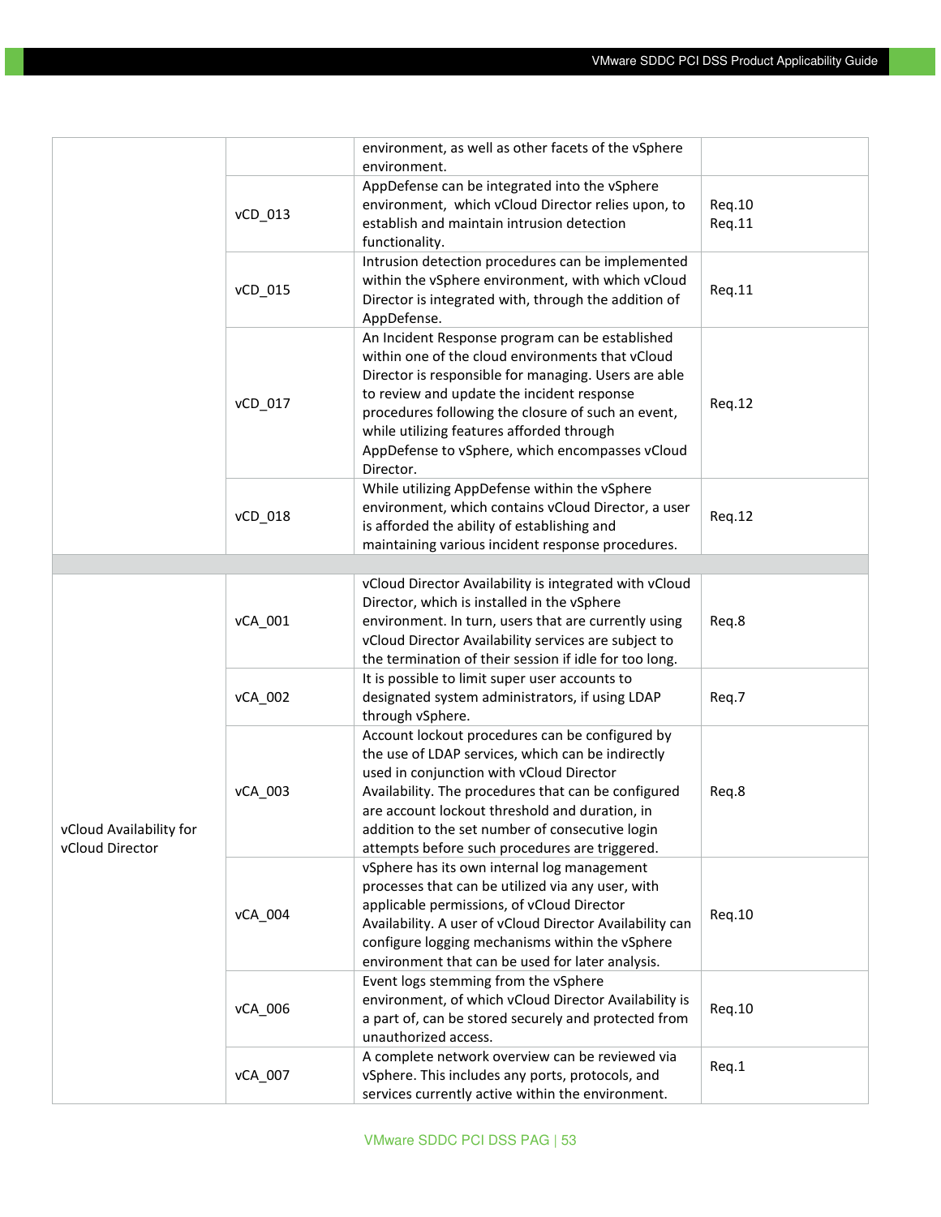| | | | |
|---|---|---|---|
| | | environment, as well as other facets of the vSphere environment. | |
| | vCD_013 | AppDefense can be integrated into the vSphere environment, which vCloud Director relies upon, to establish and maintain intrusion detection functionality. | Req.10 Req.11 |
| | vCD_015 | Intrusion detection procedures can be implemented within the vSphere environment, with which vCloud Director is integrated with, through the addition of AppDefense. | Req.11 |
| | vCD_017 | An Incident Response program can be established within one of the cloud environments that vCloud Director is responsible for managing. Users are able to review and update the incident response procedures following the closure of such an event, while utilizing features afforded through AppDefense to vSphere, which encompasses vCloud Director. | Req.12 |
| | vCD_018 | While utilizing AppDefense within the vSphere environment, which contains vCloud Director, a user is afforded the ability of establishing and maintaining various incident response procedures. | Req.12 |
| | | | |
| vCloud Availability for vCloud Director | vCA_001 | vCloud Director Availability is integrated with vCloud Director, which is installed in the vSphere environment. In turn, users that are currently using vCloud Director Availability services are subject to the termination of their session if idle for too long. | Req.8 |
| | vCA_002 | It is possible to limit super user accounts to designated system administrators, if using LDAP through vSphere. | Req.7 |
| | vCA_003 | Account lockout procedures can be configured by the use of LDAP services, which can be indirectly used in conjunction with vCloud Director Availability. The procedures that can be configured are account lockout threshold and duration, in addition to the set number of consecutive login attempts before such procedures are triggered. | Req.8 |
| | vCA_004 | vSphere has its own internal log management processes that can be utilized via any user, with applicable permissions, of vCloud Director Availability. A user of vCloud Director Availability can configure logging mechanisms within the vSphere environment that can be used for later analysis. | Req.10 |
| | vCA_006 | Event logs stemming from the vSphere environment, of which vCloud Director Availability is a part of, can be stored securely and protected from unauthorized access. | Req.10 |
| | vCA_007 | A complete network overview can be reviewed via vSphere. This includes any ports, protocols, and services currently active within the environment. | Req.1 |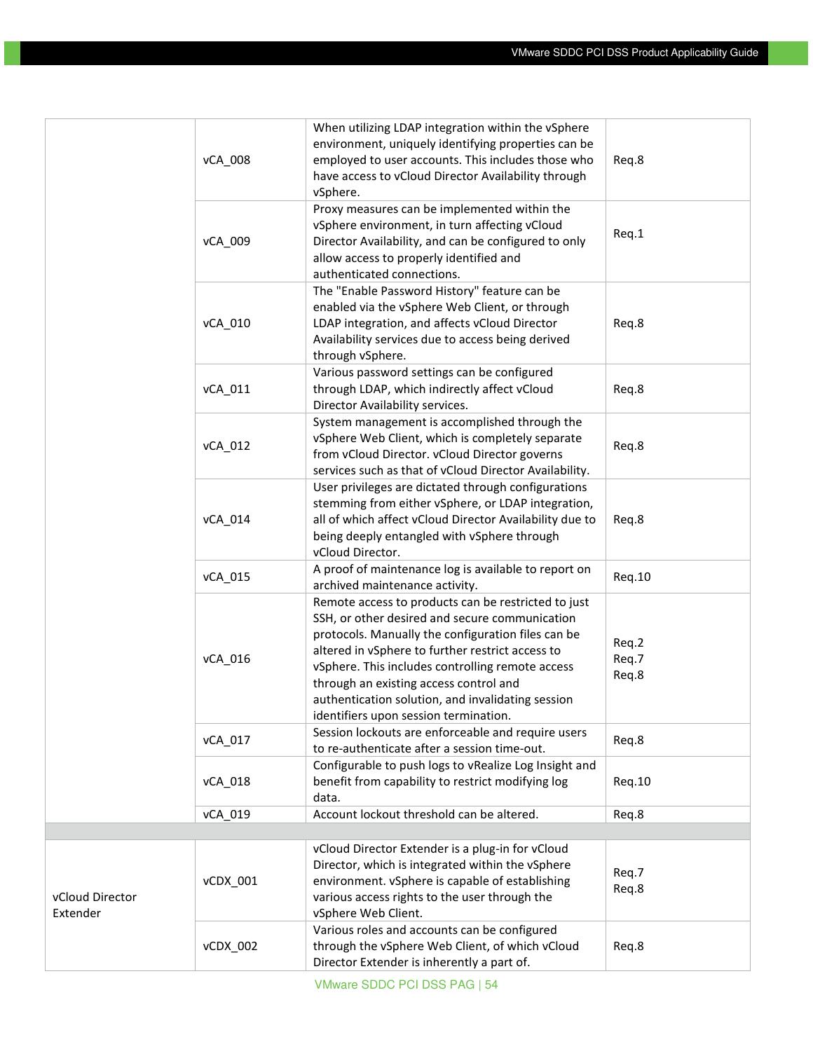| | | | |
|---|---|---|---|
| | vCA_008 | When utilizing LDAP integration within the vSphere environment, uniquely identifying properties can be employed to user accounts. This includes those who have access to vCloud Director Availability through vSphere. | Req.8 |
| | vCA_009 | Proxy measures can be implemented within the vSphere environment, in turn affecting vCloud Director Availability, and can be configured to only allow access to properly identified and authenticated connections. | Req.1 |
| | vCA_010 | The "Enable Password History" feature can be enabled via the vSphere Web Client, or through LDAP integration, and affects vCloud Director Availability services due to access being derived through vSphere. | Req.8 |
| | vCA_011 | Various password settings can be configured through LDAP, which indirectly affect vCloud Director Availability services. | Req.8 |
| | vCA_012 | System management is accomplished through the vSphere Web Client, which is completely separate from vCloud Director. vCloud Director governs services such as that of vCloud Director Availability. | Req.8 |
| | vCA_014 | User privileges are dictated through configurations stemming from either vSphere, or LDAP integration, all of which affect vCloud Director Availability due to being deeply entangled with vSphere through vCloud Director. | Req.8 |
| | vCA_015 | A proof of maintenance log is available to report on archived maintenance activity. | Req.10 |
| | vCA_016 | Remote access to products can be restricted to just SSH, or other desired and secure communication protocols. Manually the configuration files can be altered in vSphere to further restrict access to vSphere. This includes controlling remote access through an existing access control and authentication solution, and invalidating session identifiers upon session termination. | Req.2<br>Req.7<br>Req.8 |
| | vCA_017 | Session lockouts are enforceable and require users to re-authenticate after a session time-out. | Req.8 |
| | vCA_018 | Configurable to push logs to vRealize Log Insight and benefit from capability to restrict modifying log data. | Req.10 |
| | vCA_019 | Account lockout threshold can be altered. | Req.8 |
| | | | |
| vCloud Director Extender | vCDX_001 | vCloud Director Extender is a plug-in for vCloud Director, which is integrated within the vSphere environment. vSphere is capable of establishing various access rights to the user through the vSphere Web Client. | Req.7<br>Req.8 |
| | vCDX_002 | Various roles and accounts can be configured through the vSphere Web Client, of which vCloud Director Extender is inherently a part of. | Req.8 |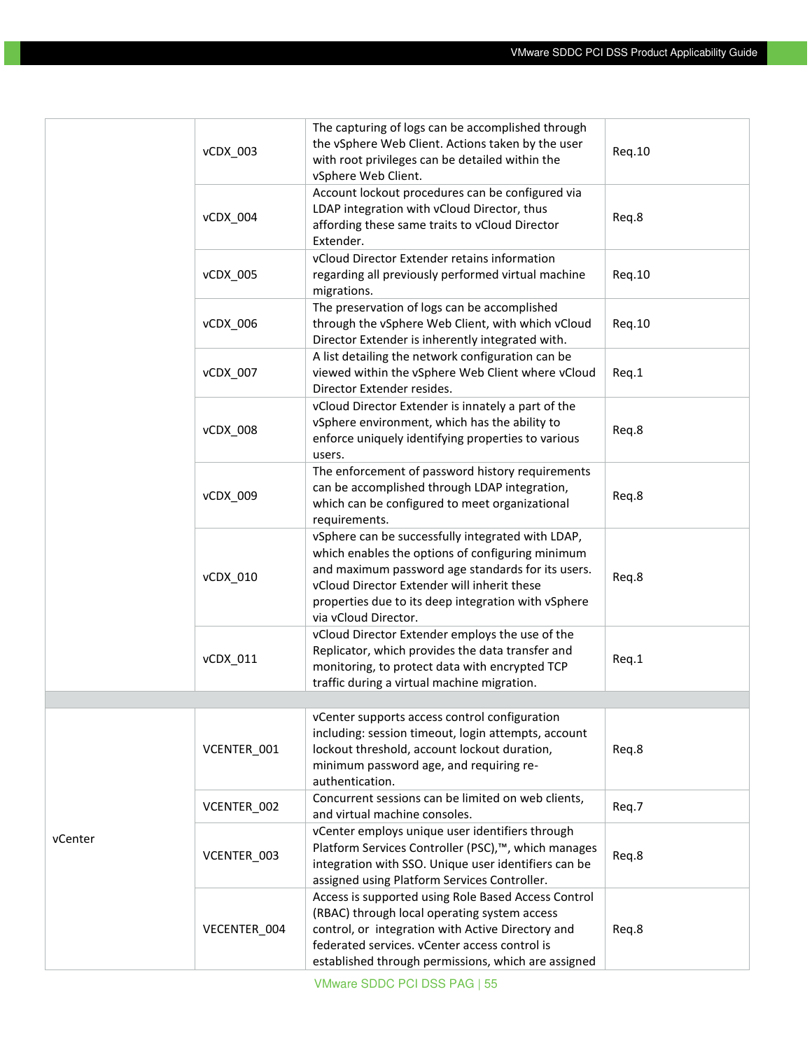| | | | |
|---|---|---|---|
| | vCDX_003 | The capturing of logs can be accomplished through the vSphere Web Client. Actions taken by the user with root privileges can be detailed within the vSphere Web Client. | Req.10 |
| | vCDX_004 | Account lockout procedures can be configured via LDAP integration with vCloud Director, thus affording these same traits to vCloud Director Extender. | Req.8 |
| | vCDX_005 | vCloud Director Extender retains information regarding all previously performed virtual machine migrations. | Req.10 |
| | vCDX_006 | The preservation of logs can be accomplished through the vSphere Web Client, with which vCloud Director Extender is inherently integrated with. | Req.10 |
| | vCDX_007 | A list detailing the network configuration can be viewed within the vSphere Web Client where vCloud Director Extender resides. | Req.1 |
| | vCDX_008 | vCloud Director Extender is innately a part of the vSphere environment, which has the ability to enforce uniquely identifying properties to various users. | Req.8 |
| | vCDX_009 | The enforcement of password history requirements can be accomplished through LDAP integration, which can be configured to meet organizational requirements. | Req.8 |
| | vCDX_010 | vSphere can be successfully integrated with LDAP, which enables the options of configuring minimum and maximum password age standards for its users. vCloud Director Extender will inherit these properties due to its deep integration with vSphere via vCloud Director. | Req.8 |
| | vCDX_011 | vCloud Director Extender employs the use of the Replicator, which provides the data transfer and monitoring, to protect data with encrypted TCP traffic during a virtual machine migration. | Req.1 |
| | | | |
| vCenter | VCENTER_001 | vCenter supports access control configuration including: session timeout, login attempts, account lockout threshold, account lockout duration, minimum password age, and requiring re-authentication. | Req.8 |
| | VCENTER_002 | Concurrent sessions can be limited on web clients, and virtual machine consoles. | Req.7 |
| | VCENTER_003 | vCenter employs unique user identifiers through Platform Services Controller (PSC),™, which manages integration with SSO. Unique user identifiers can be assigned using Platform Services Controller. | Req.8 |
| | VECENTER_004 | Access is supported using Role Based Access Control (RBAC) through local operating system access control, or integration with Active Directory and federated services. vCenter access control is established through permissions, which are assigned | Req.8 |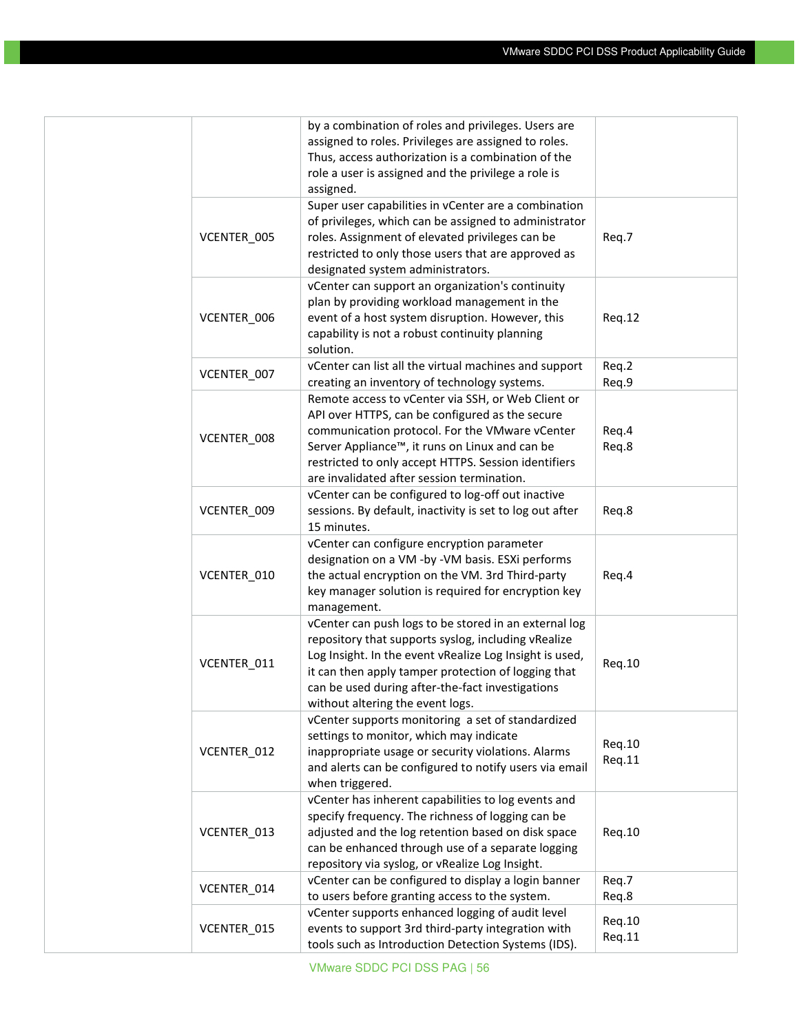| | | | |
|---|---|---|---|
| | | by a combination of roles and privileges. Users are assigned to roles. Privileges are assigned to roles. Thus, access authorization is a combination of the role a user is assigned and the privilege a role is assigned. | |
| | VCENTER_005 | Super user capabilities in vCenter are a combination of privileges, which can be assigned to administrator roles. Assignment of elevated privileges can be restricted to only those users that are approved as designated system administrators. | Req.7 |
| | VCENTER_006 | vCenter can support an organization's continuity plan by providing workload management in the event of a host system disruption. However, this capability is not a robust continuity planning solution. | Req.12 |
| | VCENTER_007 | vCenter can list all the virtual machines and support creating an inventory of technology systems. | Req.2<br>Req.9 |
| | VCENTER_008 | Remote access to vCenter via SSH, or Web Client or API over HTTPS, can be configured as the secure communication protocol. For the VMware vCenter Server Appliance™, it runs on Linux and can be restricted to only accept HTTPS. Session identifiers are invalidated after session termination. | Req.4<br>Req.8 |
| | VCENTER_009 | vCenter can be configured to log-off out inactive sessions. By default, inactivity is set to log out after 15 minutes. | Req.8 |
| | VCENTER_010 | vCenter can configure encryption parameter designation on a VM -by -VM basis. ESXi performs the actual encryption on the VM. 3rd Third-party key manager solution is required for encryption key management. | Req.4 |
| | VCENTER_011 | vCenter can push logs to be stored in an external log repository that supports syslog, including vRealize Log Insight. In the event vRealize Log Insight is used, it can then apply tamper protection of logging that can be used during after-the-fact investigations without altering the event logs. | Req.10 |
| | VCENTER_012 | vCenter supports monitoring a set of standardized settings to monitor, which may indicate inappropriate usage or security violations. Alarms and alerts can be configured to notify users via email when triggered. | Req.10<br>Req.11 |
| | VCENTER_013 | vCenter has inherent capabilities to log events and specify frequency. The richness of logging can be adjusted and the log retention based on disk space can be enhanced through use of a separate logging repository via syslog, or vRealize Log Insight. | Req.10 |
| | VCENTER_014 | vCenter can be configured to display a login banner to users before granting access to the system. | Req.7<br>Req.8 |
| | VCENTER_015 | vCenter supports enhanced logging of audit level events to support 3rd third-party integration with tools such as Introduction Detection Systems (IDS). | Req.10<br>Req.11 |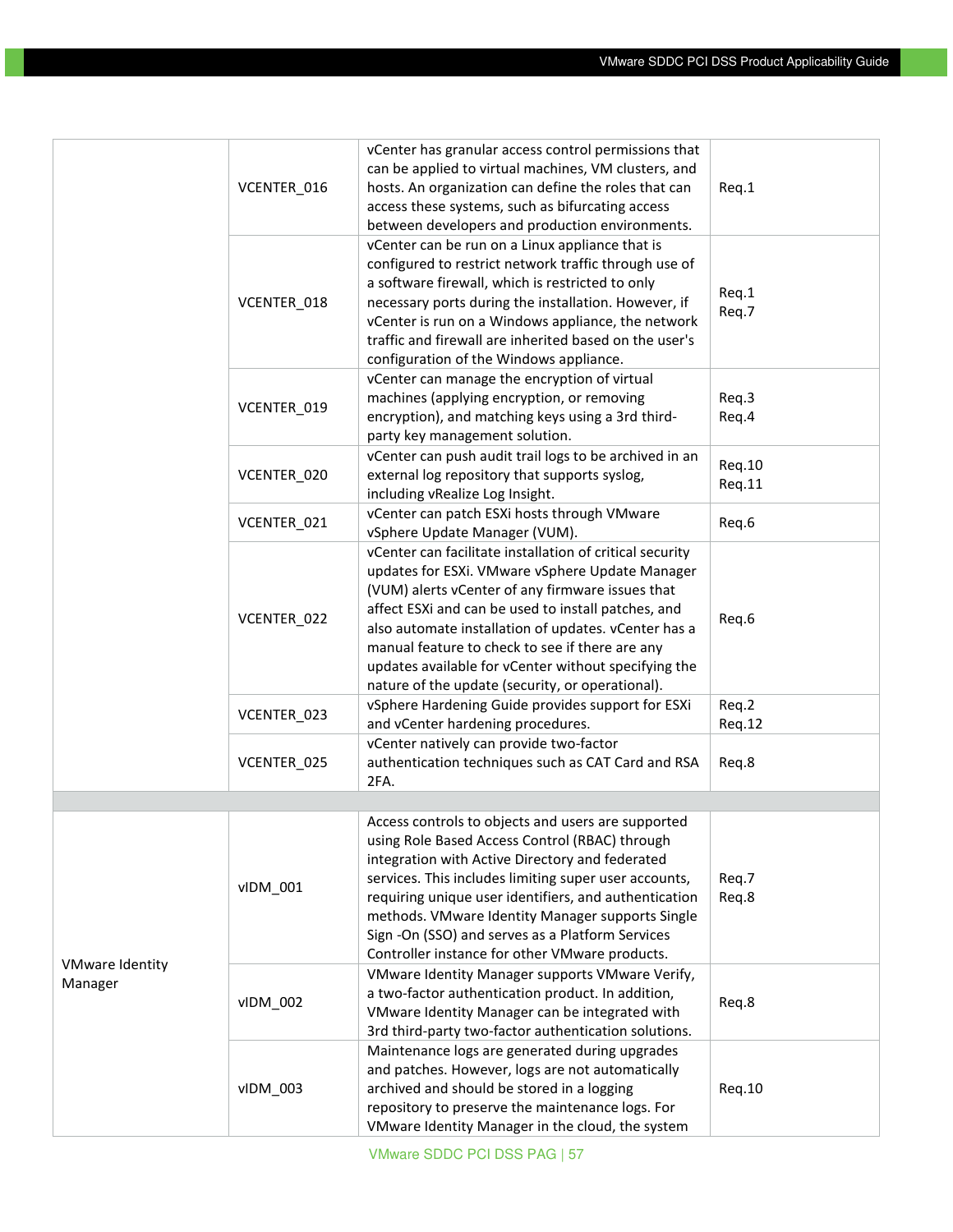| | | | |
|---|---|---|---|
| | VCENTER_016 | vCenter has granular access control permissions that can be applied to virtual machines, VM clusters, and hosts. An organization can define the roles that can access these systems, such as bifurcating access between developers and production environments. | Req.1 |
| | VCENTER_018 | vCenter can be run on a Linux appliance that is configured to restrict network traffic through use of a software firewall, which is restricted to only necessary ports during the installation. However, if vCenter is run on a Windows appliance, the network traffic and firewall are inherited based on the user's configuration of the Windows appliance. | Req.1<br>Req.7 |
| | VCENTER_019 | vCenter can manage the encryption of virtual machines (applying encryption, or removing encryption), and matching keys using a 3rd third-party key management solution. | Req.3<br>Req.4 |
| | VCENTER_020 | vCenter can push audit trail logs to be archived in an external log repository that supports syslog, including vRealize Log Insight. | Req.10<br>Req.11 |
| | VCENTER_021 | vCenter can patch ESXi hosts through VMware vSphere Update Manager (VUM). | Req.6 |
| | VCENTER_022 | vCenter can facilitate installation of critical security updates for ESXi. VMware vSphere Update Manager (VUM) alerts vCenter of any firmware issues that affect ESXi and can be used to install patches, and also automate installation of updates. vCenter has a manual feature to check to see if there are any updates available for vCenter without specifying the nature of the update (security, or operational). | Req.6 |
| | VCENTER_023 | vSphere Hardening Guide provides support for ESXi and vCenter hardening procedures. | Req.2<br>Req.12 |
| | VCENTER_025 | vCenter natively can provide two-factor authentication techniques such as CAT Card and RSA 2FA. | Req.8 |
| | | | |
| VMware Identity Manager | vIDM_001 | Access controls to objects and users are supported using Role Based Access Control (RBAC) through integration with Active Directory and federated services. This includes limiting super user accounts, requiring unique user identifiers, and authentication methods. VMware Identity Manager supports Single Sign -On (SSO) and serves as a Platform Services Controller instance for other VMware products. | Req.7<br>Req.8 |
| | vIDM_002 | VMware Identity Manager supports VMware Verify, a two-factor authentication product. In addition, VMware Identity Manager can be integrated with 3rd third-party two-factor authentication solutions. | Req.8 |
| | vIDM_003 | Maintenance logs are generated during upgrades and patches. However, logs are not automatically archived and should be stored in a logging repository to preserve the maintenance logs. For VMware Identity Manager in the cloud, the system | Req.10 |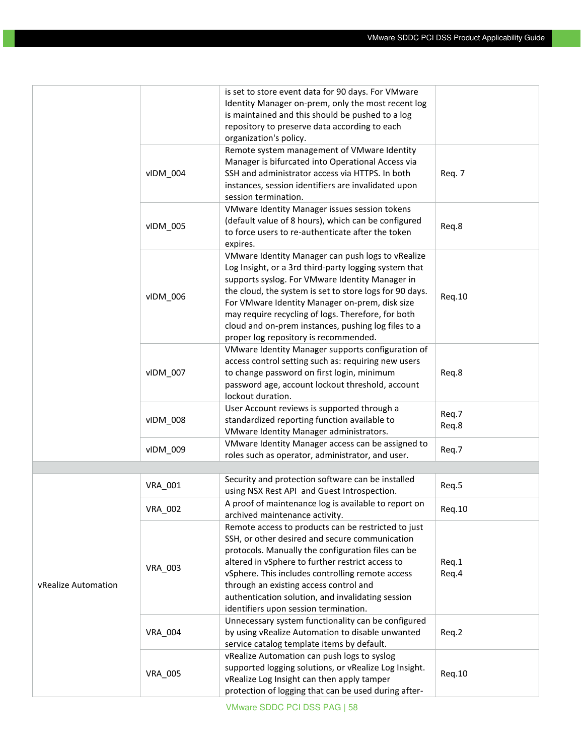| | | | |
|---|---|---|---|
| | | is set to store event data for 90 days. For VMware Identity Manager on-prem, only the most recent log is maintained and this should be pushed to a log repository to preserve data according to each organization's policy. | |
| | vIDM_004 | Remote system management of VMware Identity Manager is bifurcated into Operational Access via SSH and administrator access via HTTPS. In both instances, session identifiers are invalidated upon session termination. | Req. 7 |
| | vIDM_005 | VMware Identity Manager issues session tokens (default value of 8 hours), which can be configured to force users to re-authenticate after the token expires. | Req.8 |
| | vIDM_006 | VMware Identity Manager can push logs to vRealize Log Insight, or a 3rd third-party logging system that supports syslog. For VMware Identity Manager in the cloud, the system is set to store logs for 90 days. For VMware Identity Manager on-prem, disk size may require recycling of logs. Therefore, for both cloud and on-prem instances, pushing log files to a proper log repository is recommended. | Req.10 |
| | vIDM_007 | VMware Identity Manager supports configuration of access control setting such as: requiring new users to change password on first login, minimum password age, account lockout threshold, account lockout duration. | Req.8 |
| | vIDM_008 | User Account reviews is supported through a standardized reporting function available to VMware Identity Manager administrators. | Req.7<br>Req.8 |
| | vIDM_009 | VMware Identity Manager access can be assigned to roles such as operator, administrator, and user. | Req.7 |
| | | | |
| vRealize Automation | VRA_001 | Security and protection software can be installed using NSX Rest API and Guest Introspection. | Req.5 |
| | VRA_002 | A proof of maintenance log is available to report on archived maintenance activity. | Req.10 |
| | VRA_003 | Remote access to products can be restricted to just SSH, or other desired and secure communication protocols. Manually the configuration files can be altered in vSphere to further restrict access to vSphere. This includes controlling remote access through an existing access control and authentication solution, and invalidating session identifiers upon session termination. | Req.1<br>Req.4 |
| | VRA_004 | Unnecessary system functionality can be configured by using vRealize Automation to disable unwanted service catalog template items by default. | Req.2 |
| | VRA_005 | vRealize Automation can push logs to syslog supported logging solutions, or vRealize Log Insight. vRealize Log Insight can then apply tamper protection of logging that can be used during after- | Req.10 |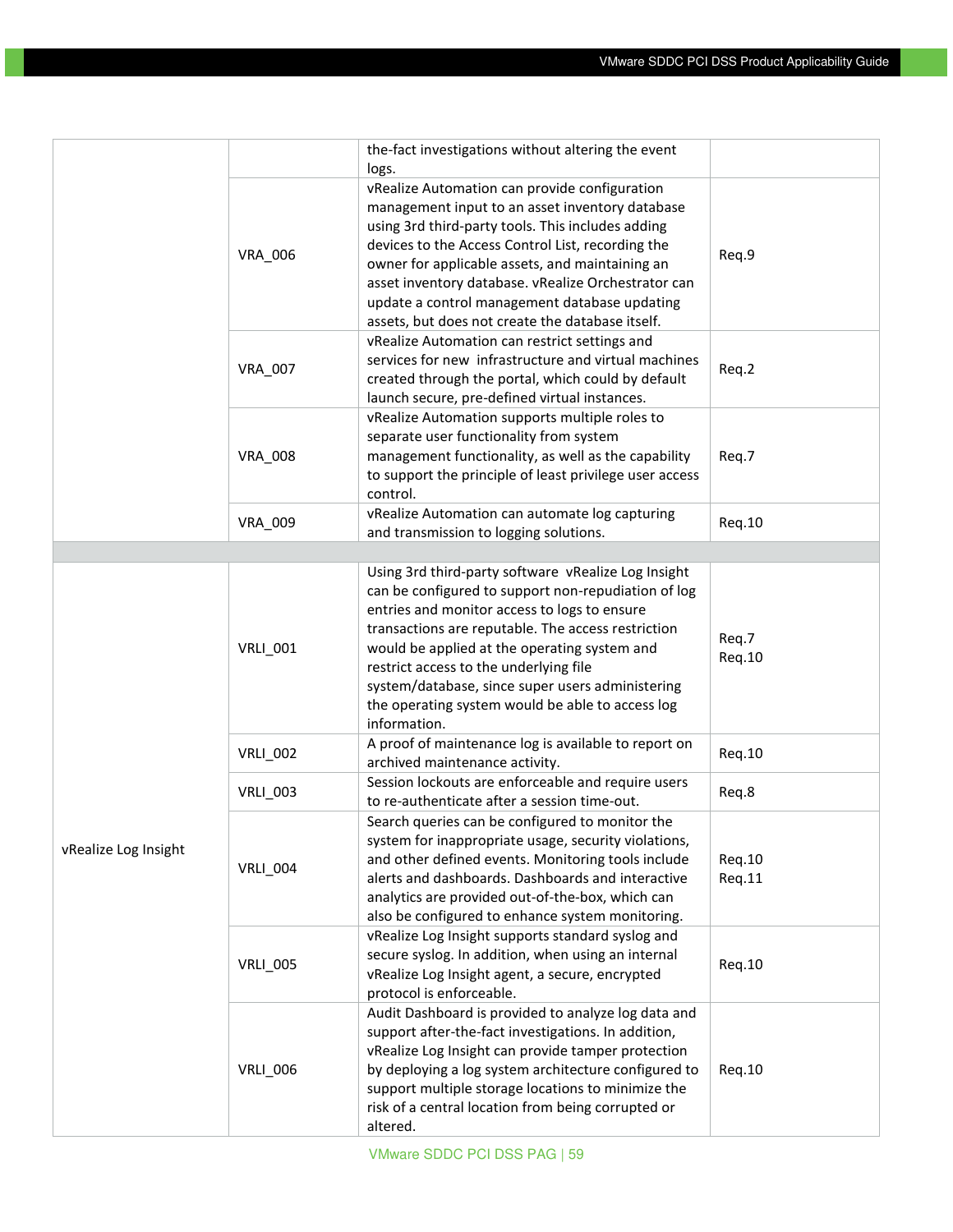| | | | |
|---|---|---|---|
| | | the-fact investigations without altering the event logs. | |
| | VRA_006 | vRealize Automation can provide configuration management input to an asset inventory database using 3rd third-party tools. This includes adding devices to the Access Control List, recording the owner for applicable assets, and maintaining an asset inventory database. vRealize Orchestrator can update a control management database updating assets, but does not create the database itself. | Req.9 |
| | VRA_007 | vRealize Automation can restrict settings and services for new infrastructure and virtual machines created through the portal, which could by default launch secure, pre-defined virtual instances. | Req.2 |
| | VRA_008 | vRealize Automation supports multiple roles to separate user functionality from system management functionality, as well as the capability to support the principle of least privilege user access control. | Req.7 |
| | VRA_009 | vRealize Automation can automate log capturing and transmission to logging solutions. | Req.10 |
| | | | |
| vRealize Log Insight | VRLI_001 | Using 3rd third-party software vRealize Log Insight can be configured to support non-repudiation of log entries and monitor access to logs to ensure transactions are reputable. The access restriction would be applied at the operating system and restrict access to the underlying file system/database, since super users administering the operating system would be able to access log information. | Req.7<br>Req.10 |
| | VRLI_002 | A proof of maintenance log is available to report on archived maintenance activity. | Req.10 |
| | VRLI_003 | Session lockouts are enforceable and require users to re-authenticate after a session time-out. | Req.8 |
| | VRLI_004 | Search queries can be configured to monitor the system for inappropriate usage, security violations, and other defined events. Monitoring tools include alerts and dashboards. Dashboards and interactive analytics are provided out-of-the-box, which can also be configured to enhance system monitoring. | Req.10<br>Req.11 |
| | VRLI_005 | vRealize Log Insight supports standard syslog and secure syslog. In addition, when using an internal vRealize Log Insight agent, a secure, encrypted protocol is enforceable. | Req.10 |
| | VRLI_006 | Audit Dashboard is provided to analyze log data and support after-the-fact investigations. In addition, vRealize Log Insight can provide tamper protection by deploying a log system architecture configured to support multiple storage locations to minimize the risk of a central location from being corrupted or altered. | Req.10 |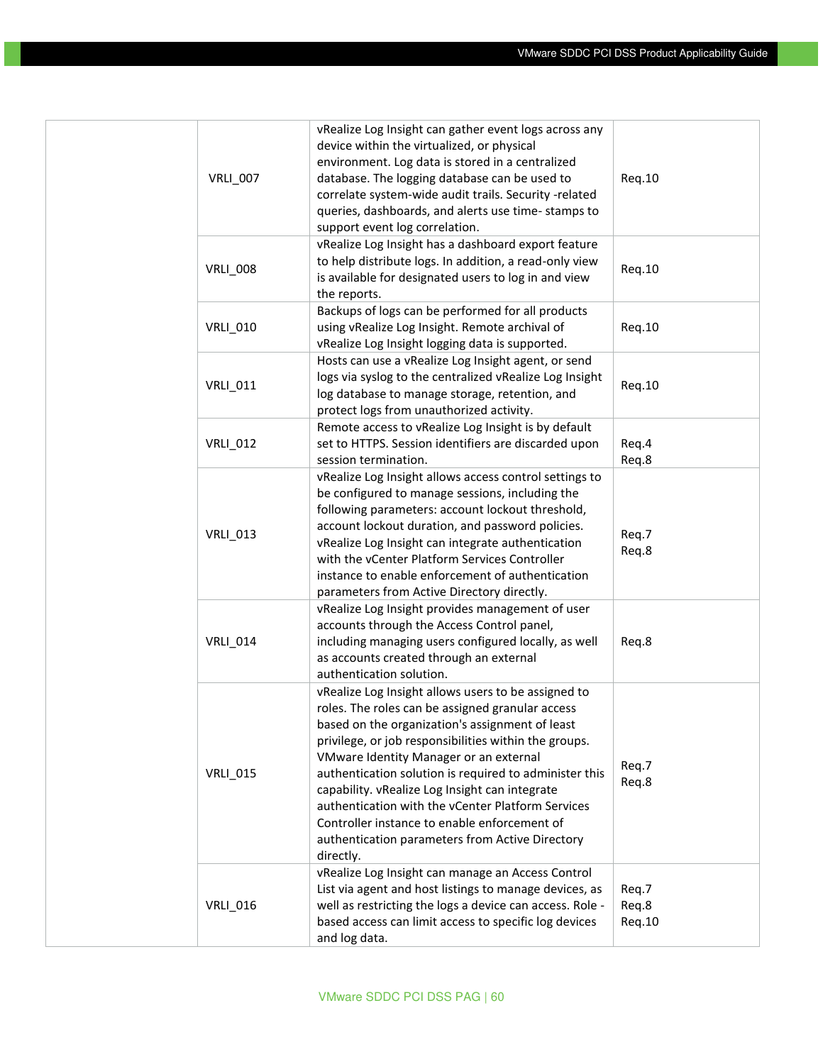|  |  |  |  |
|---|---|---|---|
|  | VRLI_007 | vRealize Log Insight can gather event logs across any device within the virtualized, or physical environment. Log data is stored in a centralized database. The logging database can be used to correlate system-wide audit trails. Security -related queries, dashboards, and alerts use time- stamps to support event log correlation. | Req.10 |
|  | VRLI_008 | vRealize Log Insight has a dashboard export feature to help distribute logs. In addition, a read-only view is available for designated users to log in and view the reports. | Req.10 |
|  | VRLI_010 | Backups of logs can be performed for all products using vRealize Log Insight. Remote archival of vRealize Log Insight logging data is supported. | Req.10 |
|  | VRLI_011 | Hosts can use a vRealize Log Insight agent, or send logs via syslog to the centralized vRealize Log Insight log database to manage storage, retention, and protect logs from unauthorized activity. | Req.10 |
|  | VRLI_012 | Remote access to vRealize Log Insight is by default set to HTTPS. Session identifiers are discarded upon session termination. | Req.4<br>Req.8 |
|  | VRLI_013 | vRealize Log Insight allows access control settings to be configured to manage sessions, including the following parameters: account lockout threshold, account lockout duration, and password policies. vRealize Log Insight can integrate authentication with the vCenter Platform Services Controller instance to enable enforcement of authentication parameters from Active Directory directly. | Req.7<br>Req.8 |
|  | VRLI_014 | vRealize Log Insight provides management of user accounts through the Access Control panel, including managing users configured locally, as well as accounts created through an external authentication solution. | Req.8 |
|  | VRLI_015 | vRealize Log Insight allows users to be assigned to roles. The roles can be assigned granular access based on the organization's assignment of least privilege, or job responsibilities within the groups. VMware Identity Manager or an external authentication solution is required to administer this capability. vRealize Log Insight can integrate authentication with the vCenter Platform Services Controller instance to enable enforcement of authentication parameters from Active Directory directly. | Req.7<br>Req.8 |
|  | VRLI_016 | vRealize Log Insight can manage an Access Control List via agent and host listings to manage devices, as well as restricting the logs a device can access. Role -based access can limit access to specific log devices and log data. | Req.7<br>Req.8<br>Req.10 |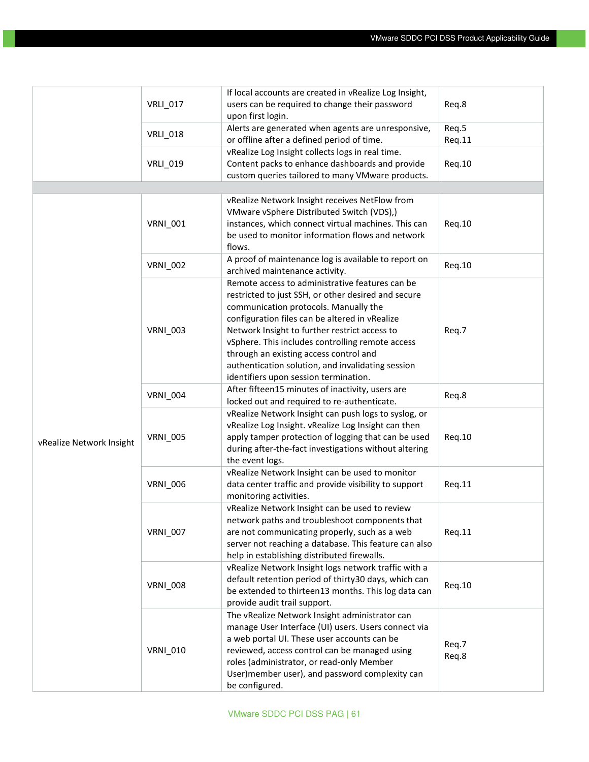| | | | |
|---|---|---|---|
| | VRLI_017 | If local accounts are created in vRealize Log Insight, users can be required to change their password upon first login. | Req.8 |
| | VRLI_018 | Alerts are generated when agents are unresponsive, or offline after a defined period of time. | Req.5<br>Req.11 |
| | VRLI_019 | vRealize Log Insight collects logs in real time. Content packs to enhance dashboards and provide custom queries tailored to many VMware products. | Req.10 |
| | | | |
| vRealize Network Insight | VRNI_001 | vRealize Network Insight receives NetFlow from VMware vSphere Distributed Switch (VDS),) instances, which connect virtual machines. This can be used to monitor information flows and network flows. | Req.10 |
| | VRNI_002 | A proof of maintenance log is available to report on archived maintenance activity. | Req.10 |
| | VRNI_003 | Remote access to administrative features can be restricted to just SSH, or other desired and secure communication protocols. Manually the configuration files can be altered in vRealize Network Insight to further restrict access to vSphere. This includes controlling remote access through an existing access control and authentication solution, and invalidating session identifiers upon session termination. | Req.7 |
| | VRNI_004 | After fifteen15 minutes of inactivity, users are locked out and required to re-authenticate. | Req.8 |
| | VRNI_005 | vRealize Network Insight can push logs to syslog, or vRealize Log Insight. vRealize Log Insight can then apply tamper protection of logging that can be used during after-the-fact investigations without altering the event logs. | Req.10 |
| | VRNI_006 | vRealize Network Insight can be used to monitor data center traffic and provide visibility to support monitoring activities. | Req.11 |
| | VRNI_007 | vRealize Network Insight can be used to review network paths and troubleshoot components that are not communicating properly, such as a web server not reaching a database. This feature can also help in establishing distributed firewalls. | Req.11 |
| | VRNI_008 | vRealize Network Insight logs network traffic with a default retention period of thirty30 days, which can be extended to thirteen13 months. This log data can provide audit trail support. | Req.10 |
| | VRNI_010 | The vRealize Network Insight administrator can manage User Interface (UI) users. Users connect via a web portal UI. These user accounts can be reviewed, access control can be managed using roles (administrator, or read-only Member User)member user), and password complexity can be configured. | Req.7<br>Req.8 |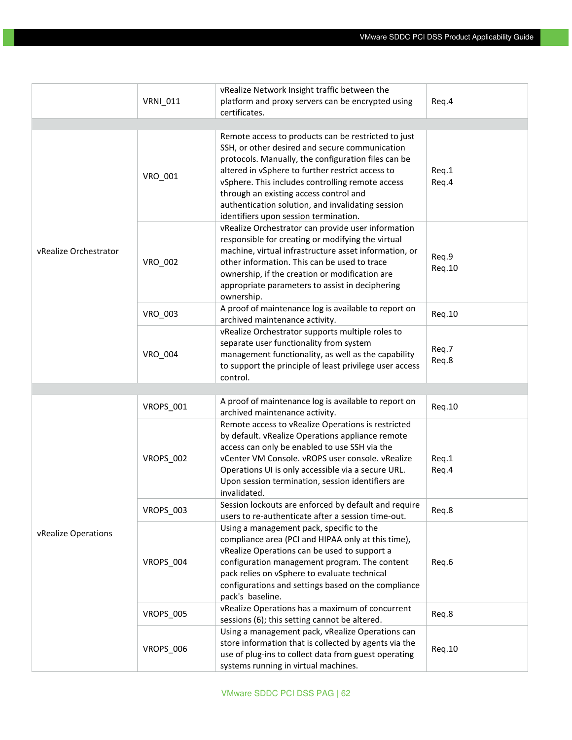| | | | |
|---|---|---|---|
| | VRNI_011 | vRealize Network Insight traffic between the platform and proxy servers can be encrypted using certificates. | Req.4 |
| | | | |
| vRealize Orchestrator | VRO_001 | Remote access to products can be restricted to just SSH, or other desired and secure communication protocols. Manually, the configuration files can be altered in vSphere to further restrict access to vSphere. This includes controlling remote access through an existing access control and authentication solution, and invalidating session identifiers upon session termination. | Req.1<br>Req.4 |
| | VRO_002 | vRealize Orchestrator can provide user information responsible for creating or modifying the virtual machine, virtual infrastructure asset information, or other information. This can be used to trace ownership, if the creation or modification are appropriate parameters to assist in deciphering ownership. | Req.9<br>Req.10 |
| | VRO_003 | A proof of maintenance log is available to report on archived maintenance activity. | Req.10 |
| | VRO_004 | vRealize Orchestrator supports multiple roles to separate user functionality from system management functionality, as well as the capability to support the principle of least privilege user access control. | Req.7<br>Req.8 |
| | | | |
| vRealize Operations | VROPS_001 | A proof of maintenance log is available to report on archived maintenance activity. | Req.10 |
| | VROPS_002 | Remote access to vRealize Operations is restricted by default. vRealize Operations appliance remote access can only be enabled to use SSH via the vCenter VM Console. vROPS user console. vRealize Operations UI is only accessible via a secure URL. Upon session termination, session identifiers are invalidated. | Req.1<br>Req.4 |
| | VROPS_003 | Session lockouts are enforced by default and require users to re-authenticate after a session time-out. | Req.8 |
| | VROPS_004 | Using a management pack, specific to the compliance area (PCI and HIPAA only at this time), vRealize Operations can be used to support a configuration management program. The content pack relies on vSphere to evaluate technical configurations and settings based on the compliance pack's baseline. | Req.6 |
| | VROPS_005 | vRealize Operations has a maximum of concurrent sessions (6); this setting cannot be altered. | Req.8 |
| | VROPS_006 | Using a management pack, vRealize Operations can store information that is collected by agents via the use of plug-ins to collect data from guest operating systems running in virtual machines. | Req.10 |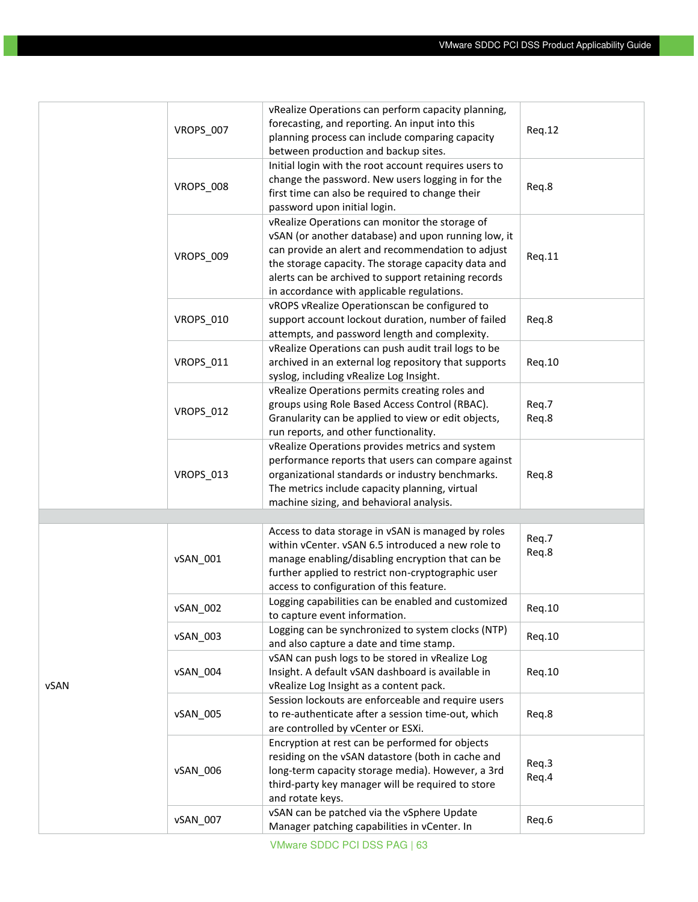| | | | |
|---|---|---|---|
| | VROPS_007 | vRealize Operations can perform capacity planning, forecasting, and reporting. An input into this planning process can include comparing capacity between production and backup sites. | Req.12 |
| | VROPS_008 | Initial login with the root account requires users to change the password. New users logging in for the first time can also be required to change their password upon initial login. | Req.8 |
| | VROPS_009 | vRealize Operations can monitor the storage of vSAN (or another database) and upon running low, it can provide an alert and recommendation to adjust the storage capacity. The storage capacity data and alerts can be archived to support retaining records in accordance with applicable regulations. | Req.11 |
| | VROPS_010 | vROPS vRealize Operationscan be configured to support account lockout duration, number of failed attempts, and password length and complexity. | Req.8 |
| | VROPS_011 | vRealize Operations can push audit trail logs to be archived in an external log repository that supports syslog, including vRealize Log Insight. | Req.10 |
| | VROPS_012 | vRealize Operations permits creating roles and groups using Role Based Access Control (RBAC). Granularity can be applied to view or edit objects, run reports, and other functionality. | Req.7<br>Req.8 |
| | VROPS_013 | vRealize Operations provides metrics and system performance reports that users can compare against organizational standards or industry benchmarks. The metrics include capacity planning, virtual machine sizing, and behavioral analysis. | Req.8 |
| | | | |
| vSAN | vSAN_001 | Access to data storage in vSAN is managed by roles within vCenter. vSAN 6.5 introduced a new role to manage enabling/disabling encryption that can be further applied to restrict non-cryptographic user access to configuration of this feature. | Req.7<br>Req.8 |
| | vSAN_002 | Logging capabilities can be enabled and customized to capture event information. | Req.10 |
| | vSAN_003 | Logging can be synchronized to system clocks (NTP) and also capture a date and time stamp. | Req.10 |
| | vSAN_004 | vSAN can push logs to be stored in vRealize Log Insight. A default vSAN dashboard is available in vRealize Log Insight as a content pack. | Req.10 |
| | vSAN_005 | Session lockouts are enforceable and require users to re-authenticate after a session time-out, which are controlled by vCenter or ESXi. | Req.8 |
| | vSAN_006 | Encryption at rest can be performed for objects residing on the vSAN datastore (both in cache and long-term capacity storage media). However, a 3rd third-party key manager will be required to store and rotate keys. | Req.3<br>Req.4 |
| | vSAN_007 | vSAN can be patched via the vSphere Update Manager patching capabilities in vCenter. In | Req.6 |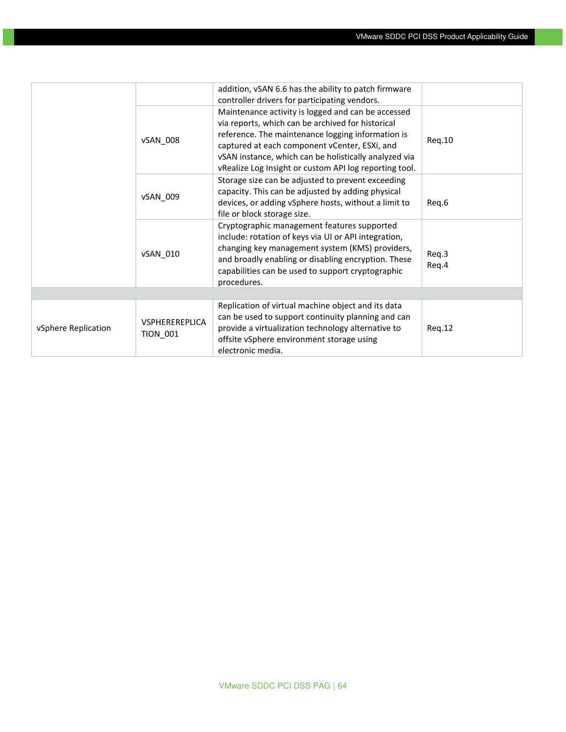| | | | |
|---|---|---|---|
| | | addition, vSAN 6.6 has the ability to patch firmware controller drivers for participating vendors. | |
| | vSAN_008 | Maintenance activity is logged and can be accessed via reports, which can be archived for historical reference. The maintenance logging information is captured at each component vCenter, ESXi, and vSAN instance, which can be holistically analyzed via vRealize Log Insight or custom API log reporting tool. | Req.10 |
| | vSAN_009 | Storage size can be adjusted to prevent exceeding capacity. This can be adjusted by adding physical devices, or adding vSphere hosts, without a limit to file or block storage size. | Req.6 |
| | vSAN_010 | Cryptographic management features supported include: rotation of keys via UI or API integration, changing key management system (KMS) providers, and broadly enabling or disabling encryption. These capabilities can be used to support cryptographic procedures. | Req.3<br>Req.4 |
| | | | |
| vSphere Replication | VSPHEREREPLICATION_001 | Replication of virtual machine object and its data can be used to support continuity planning and can provide a virtualization technology alternative to offsite vSphere environment storage using electronic media. | Req.12 |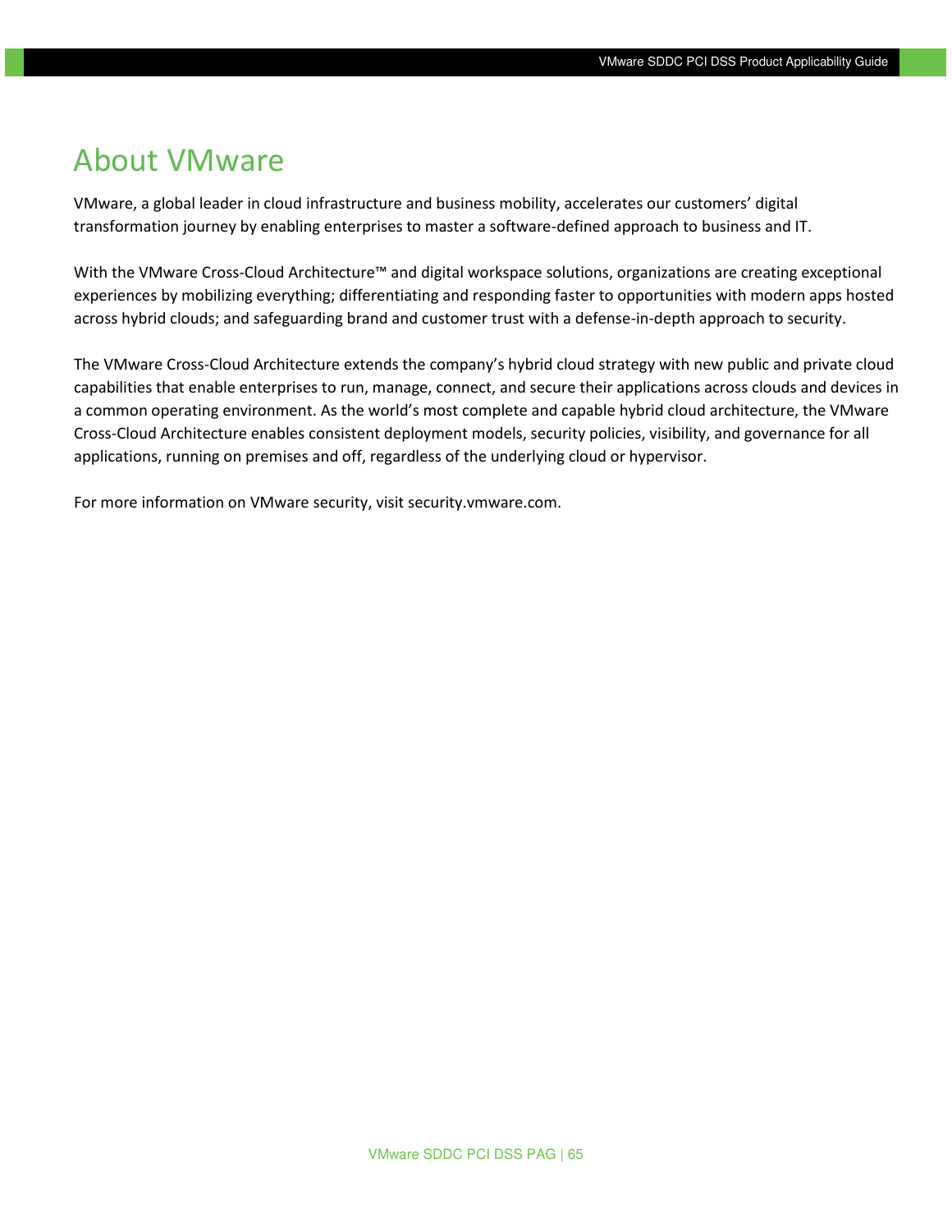# About VMware

VMware, a global leader in cloud infrastructure and business mobility, accelerates our customers' digital transformation journey by enabling enterprises to master a software-defined approach to business and IT.

With the VMware Cross-Cloud Architecture™ and digital workspace solutions, organizations are creating exceptional experiences by mobilizing everything; differentiating and responding faster to opportunities with modern apps hosted across hybrid clouds; and safeguarding brand and customer trust with a defense-in-depth approach to security.

The VMware Cross-Cloud Architecture extends the company's hybrid cloud strategy with new public and private cloud capabilities that enable enterprises to run, manage, connect, and secure their applications across clouds and devices in a common operating environment. As the world's most complete and capable hybrid cloud architecture, the VMware Cross-Cloud Architecture enables consistent deployment models, security policies, visibility, and governance for all applications, running on premises and off, regardless of the underlying cloud or hypervisor.

For more information on VMware security, visit security.vmware.com.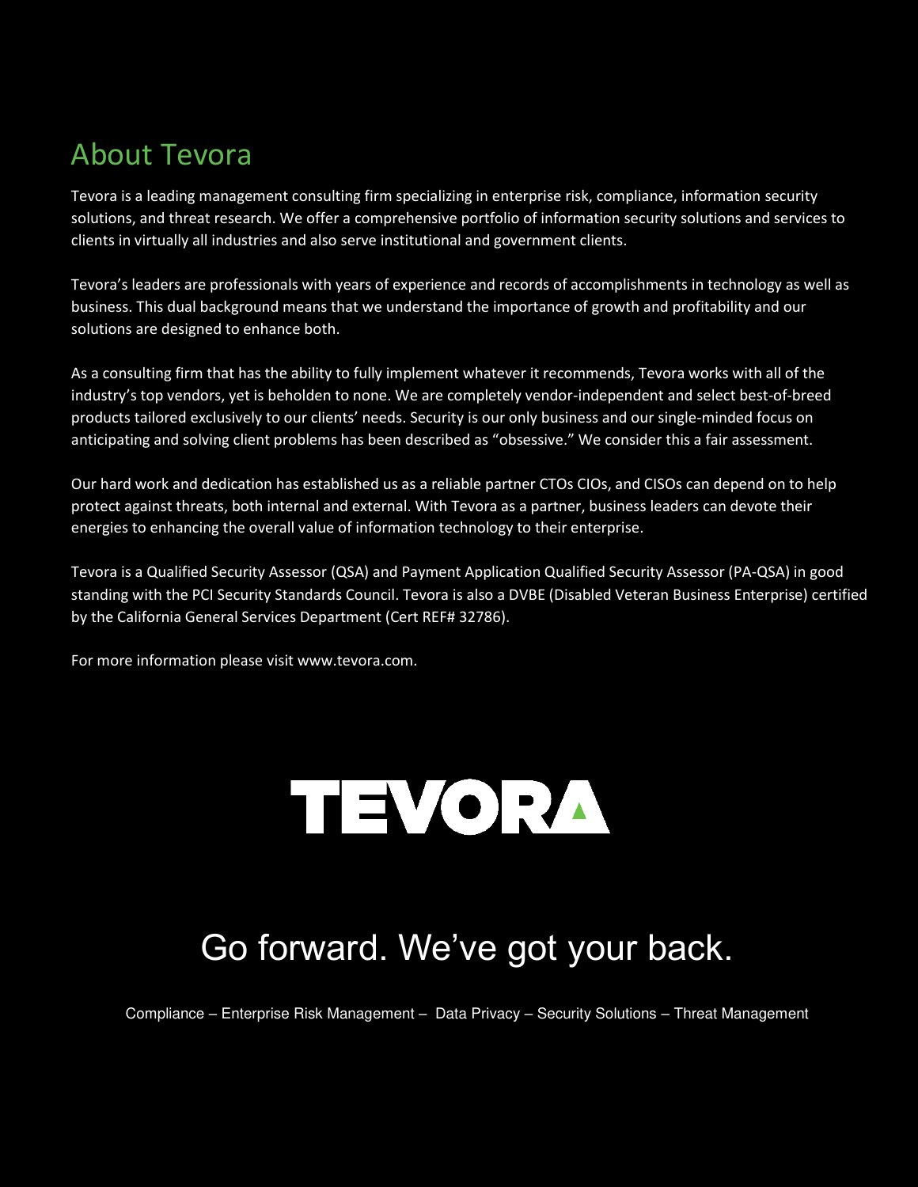## About Tevora

Tevora is a leading management consulting firm specializing in enterprise risk, compliance, information security solutions, and threat research. We offer a comprehensive portfolio of information security solutions and services to clients in virtually all industries and also serve institutional and government clients.

Tevora's leaders are professionals with years of experience and records of accomplishments in technology as well as business. This dual background means that we understand the importance of growth and profitability and our solutions are designed to enhance both.

As a consulting firm that has the ability to fully implement whatever it recommends, Tevora works with all of the industry's top vendors, yet is beholden to none. We are completely vendor-independent and select best-of-breed products tailored exclusively to our clients' needs. Security is our only business and our single-minded focus on anticipating and solving client problems has been described as "obsessive." We consider this a fair assessment.

Our hard work and dedication has established us as a reliable partner CTOs CIOs, and CISOs can depend on to help protect against threats, both internal and external. With Tevora as a partner, business leaders can devote their energies to enhancing the overall value of information technology to their enterprise.

Tevora is a Qualified Security Assessor (QSA) and Payment Application Qualified Security Assessor (PA-QSA) in good standing with the PCI Security Standards Council. Tevora is also a DVBE (Disabled Veteran Business Enterprise) certified by the California General Services Department (Cert REF# 32786).

For more information please visit www.tevora.com.

TEVORA

Go forward. We've got your back.

Compliance – Enterprise Risk Management – Data Privacy – Security Solutions – Threat Management